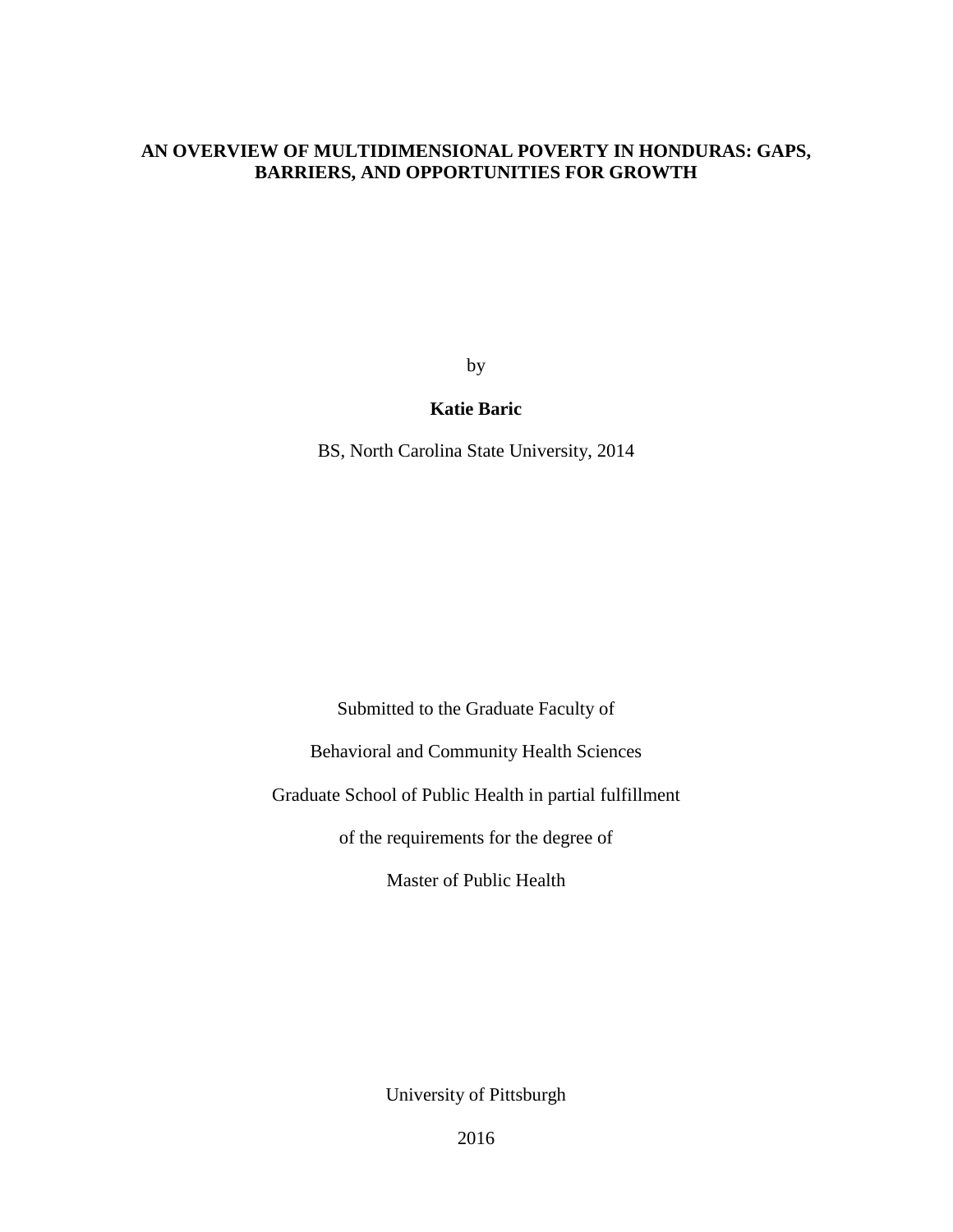# AN OVERVIEW OF MULTIDIMENSIONAL POVERTY IN HONDURAS: GAPS, BARRIERS, AND OPPORTUNITIES FOR GROWTH

by

**Katie Baric**

BS, North Carolina State University, 2014

Submitted to the Graduate Faculty of

Behavioral and Community Health Sciences

Graduate School of Public Health in partial fulfillment

of the requirements for the degree of

Master of Public Health

University of Pittsburgh

2016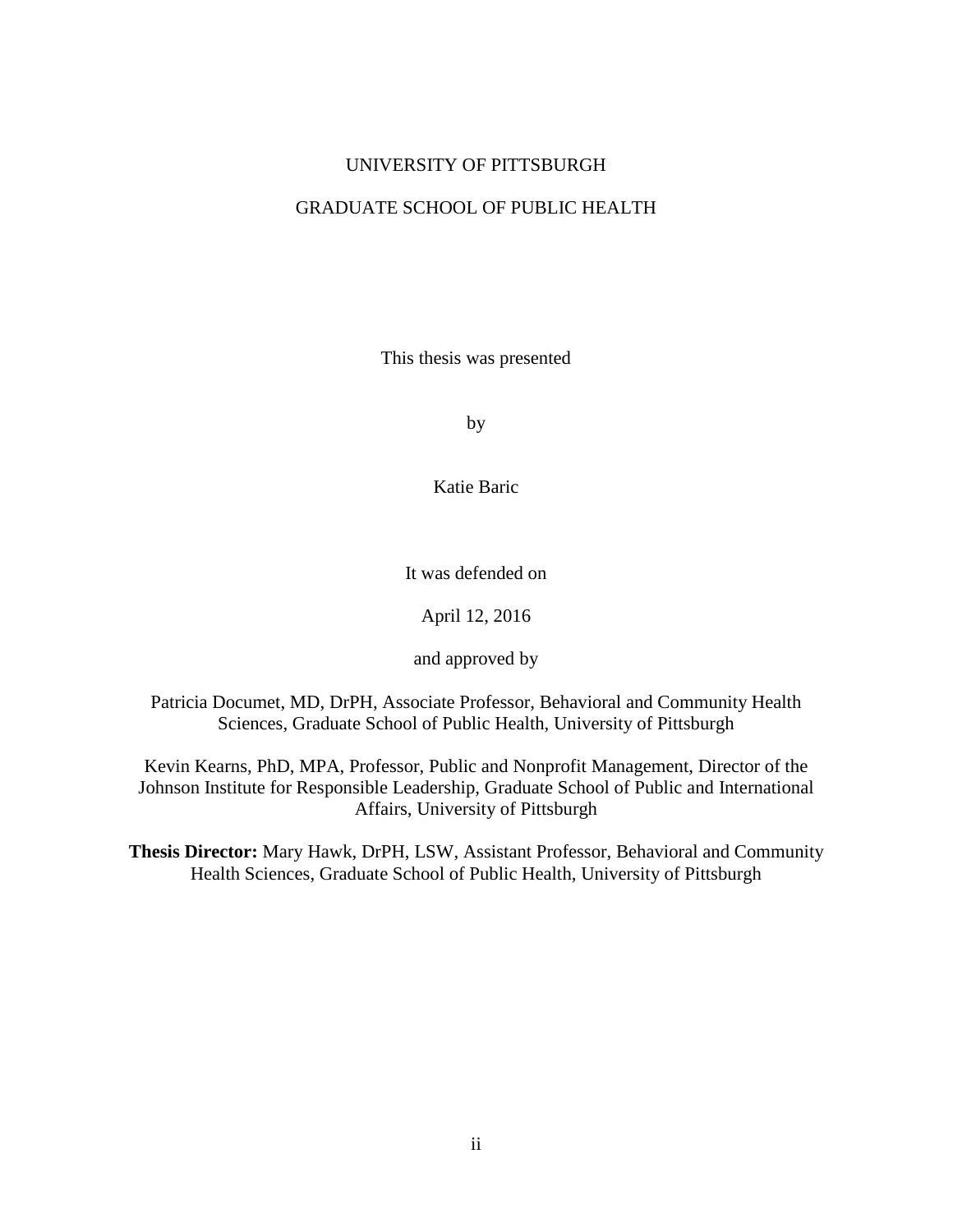UNIVERSITY OF PITTSBURGH

GRADUATE SCHOOL OF PUBLIC HEALTH

This thesis was presented

by

Katie Baric

It was defended on

April 12, 2016

and approved by

Patricia Documet, MD, DrPH, Associate Professor, Behavioral and Community Health Sciences, Graduate School of Public Health, University of Pittsburgh

Kevin Kearns, PhD, MPA, Professor, Public and Nonprofit Management, Director of the Johnson Institute for Responsible Leadership, Graduate School of Public and International Affairs, University of Pittsburgh

**Thesis Director:** Mary Hawk, DrPH, LSW, Assistant Professor, Behavioral and Community Health Sciences, Graduate School of Public Health, University of Pittsburgh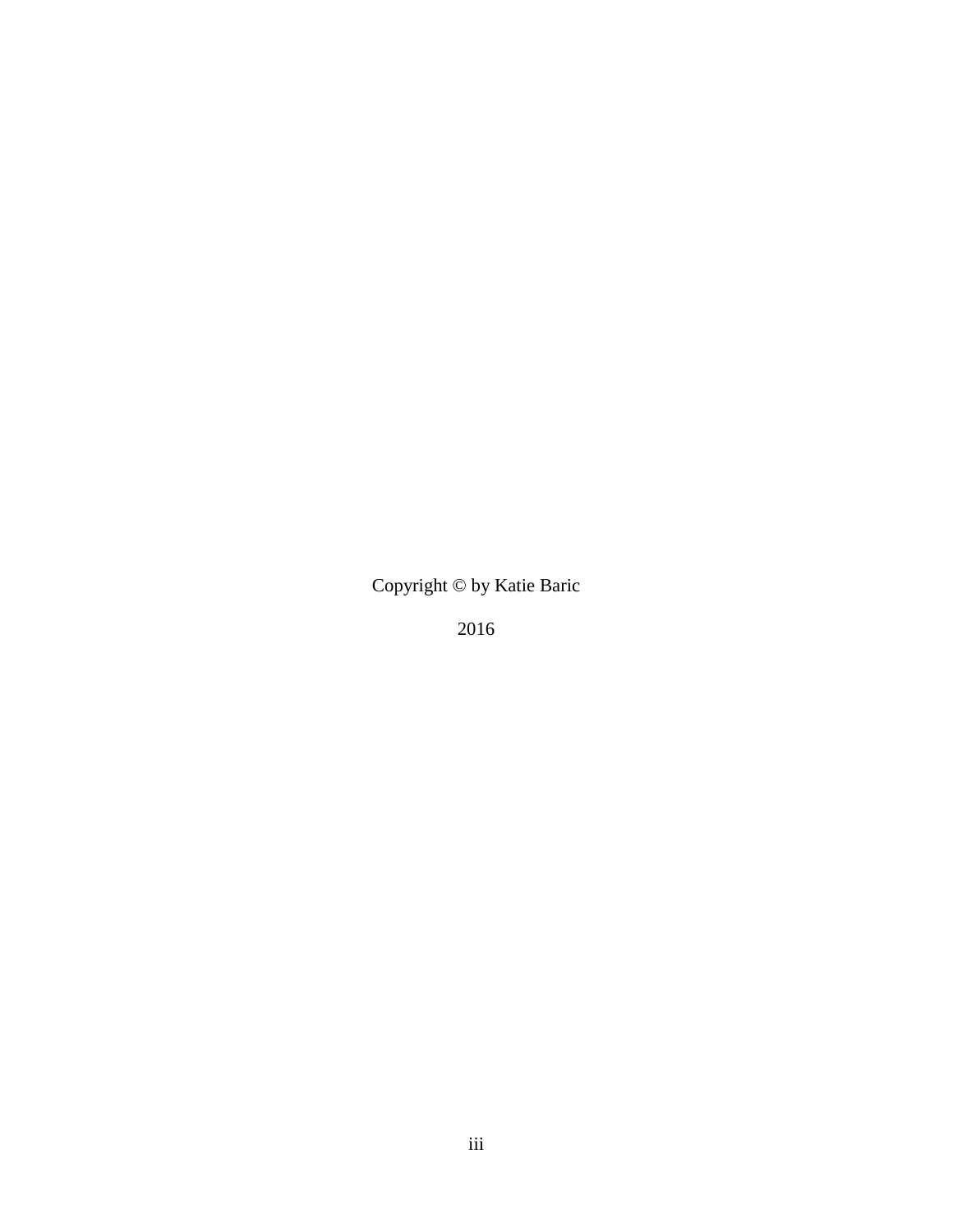Copyright © by Katie Baric

2016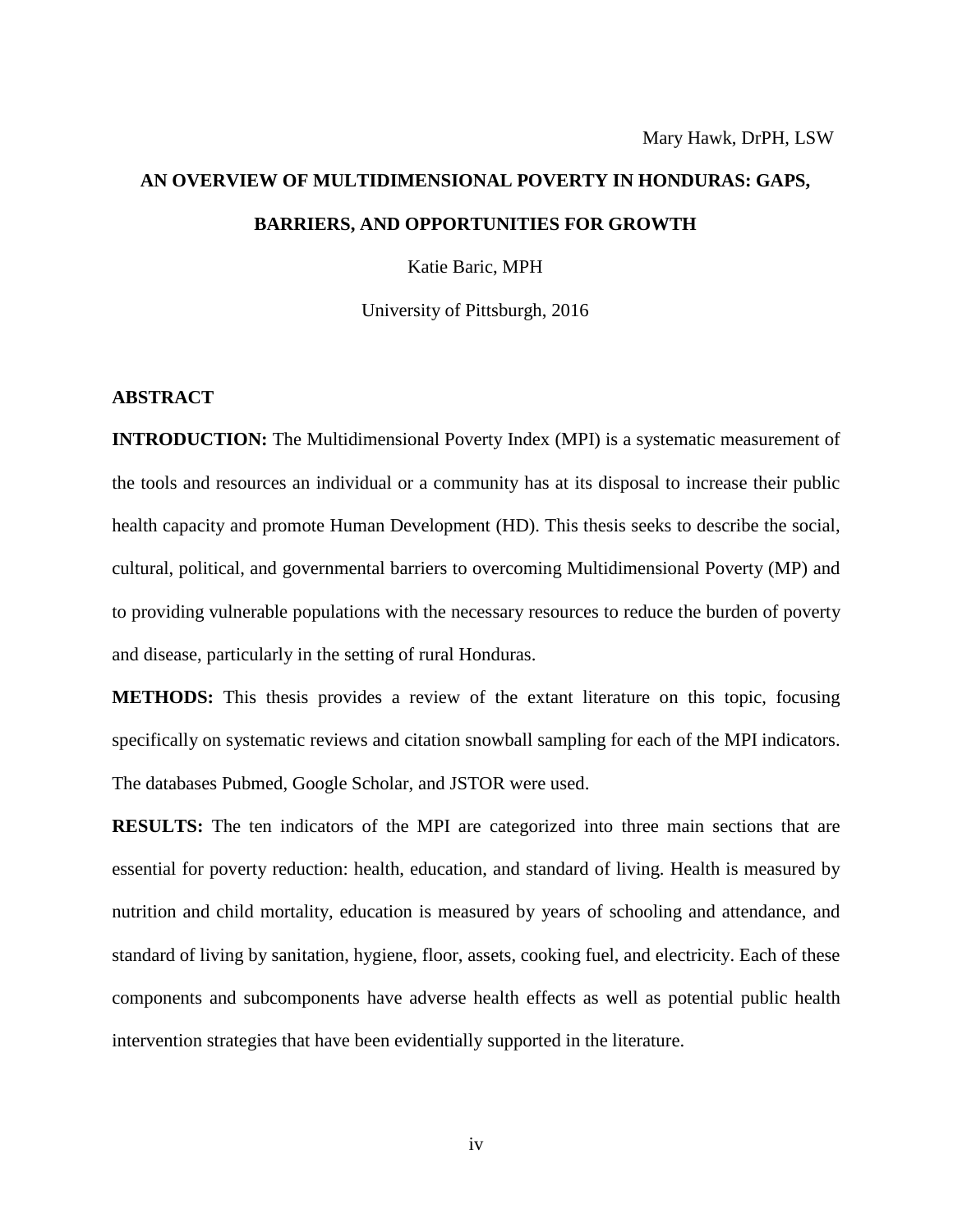Mary Hawk, DrPH, LSW

**AN OVERVIEW OF MULTIDIMENSIONAL POVERTY IN HONDURAS: GAPS, BARRIERS, AND OPPORTUNITIES FOR GROWTH**

Katie Baric, MPH

University of Pittsburgh, 2016

**ABSTRACT**

**INTRODUCTION:** The Multidimensional Poverty Index (MPI) is a systematic measurement of the tools and resources an individual or a community has at its disposal to increase their public health capacity and promote Human Development (HD). This thesis seeks to describe the social, cultural, political, and governmental barriers to overcoming Multidimensional Poverty (MP) and to providing vulnerable populations with the necessary resources to reduce the burden of poverty and disease, particularly in the setting of rural Honduras.

**METHODS:** This thesis provides a review of the extant literature on this topic, focusing specifically on systematic reviews and citation snowball sampling for each of the MPI indicators. The databases Pubmed, Google Scholar, and JSTOR were used.

**RESULTS:** The ten indicators of the MPI are categorized into three main sections that are essential for poverty reduction: health, education, and standard of living. Health is measured by nutrition and child mortality, education is measured by years of schooling and attendance, and standard of living by sanitation, hygiene, floor, assets, cooking fuel, and electricity. Each of these components and subcomponents have adverse health effects as well as potential public health intervention strategies that have been evidentially supported in the literature.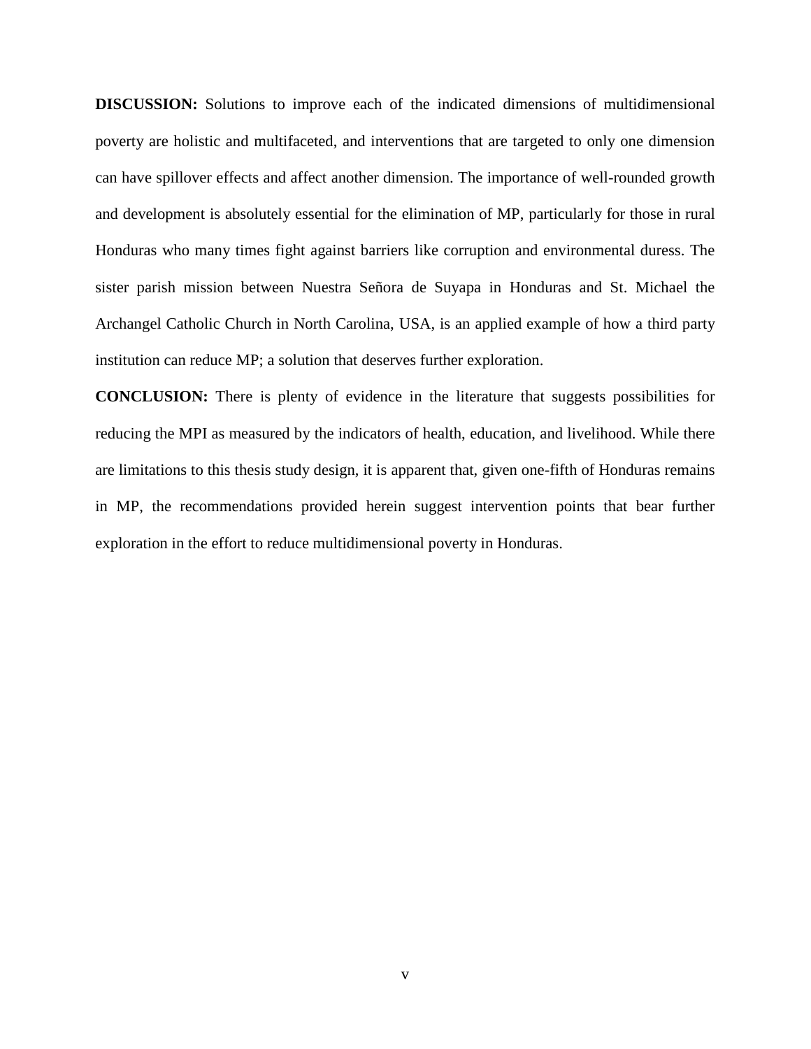**DISCUSSION:** Solutions to improve each of the indicated dimensions of multidimensional poverty are holistic and multifaceted, and interventions that are targeted to only one dimension can have spillover effects and affect another dimension. The importance of well-rounded growth and development is absolutely essential for the elimination of MP, particularly for those in rural Honduras who many times fight against barriers like corruption and environmental duress. The sister parish mission between Nuestra Señora de Suyapa in Honduras and St. Michael the Archangel Catholic Church in North Carolina, USA, is an applied example of how a third party institution can reduce MP; a solution that deserves further exploration.

**CONCLUSION:** There is plenty of evidence in the literature that suggests possibilities for reducing the MPI as measured by the indicators of health, education, and livelihood. While there are limitations to this thesis study design, it is apparent that, given one-fifth of Honduras remains in MP, the recommendations provided herein suggest intervention points that bear further exploration in the effort to reduce multidimensional poverty in Honduras.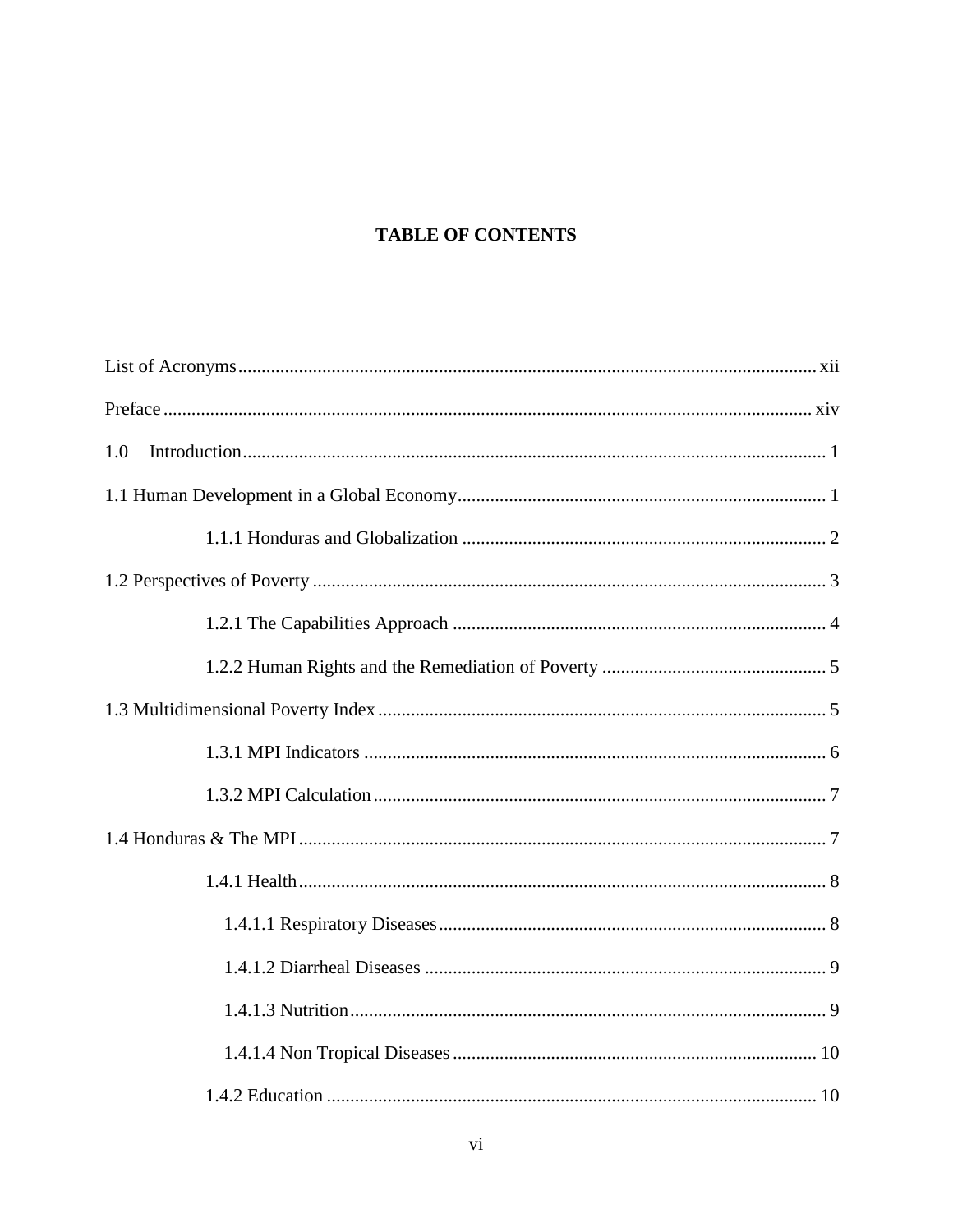**TABLE OF CONTENTS**

List of Acronyms ........................................................................................................ xii

Preface ........................................................................................................................ xiv

1.0 Introduction ............................................................................................................ 1

1.1 Human Development in a Global Economy ........................................................... 1

1.1.1 Honduras and Globalization ............................................................................ 2

1.2 Perspectives of Poverty ............................................................................................ 3

1.2.1 The Capabilities Approach .............................................................................. 4

1.2.2 Human Rights and the Remediation of Poverty ............................................... 5

1.3 Multidimensional Poverty Index .............................................................................. 5

1.3.1 MPI Indicators ................................................................................................. 6

1.3.2 MPI Calculation ............................................................................................... 7

1.4 Honduras & The MPI ............................................................................................... 7

1.4.1 Health ............................................................................................................... 8

1.4.1.1 Respiratory Diseases ...................................................................................... 8

1.4.1.2 Diarrheal Diseases ......................................................................................... 9

1.4.1.3 Nutrition ......................................................................................................... 9

1.4.1.4 Non Tropical Diseases .................................................................................. 10

1.4.2 Education ........................................................................................................ 10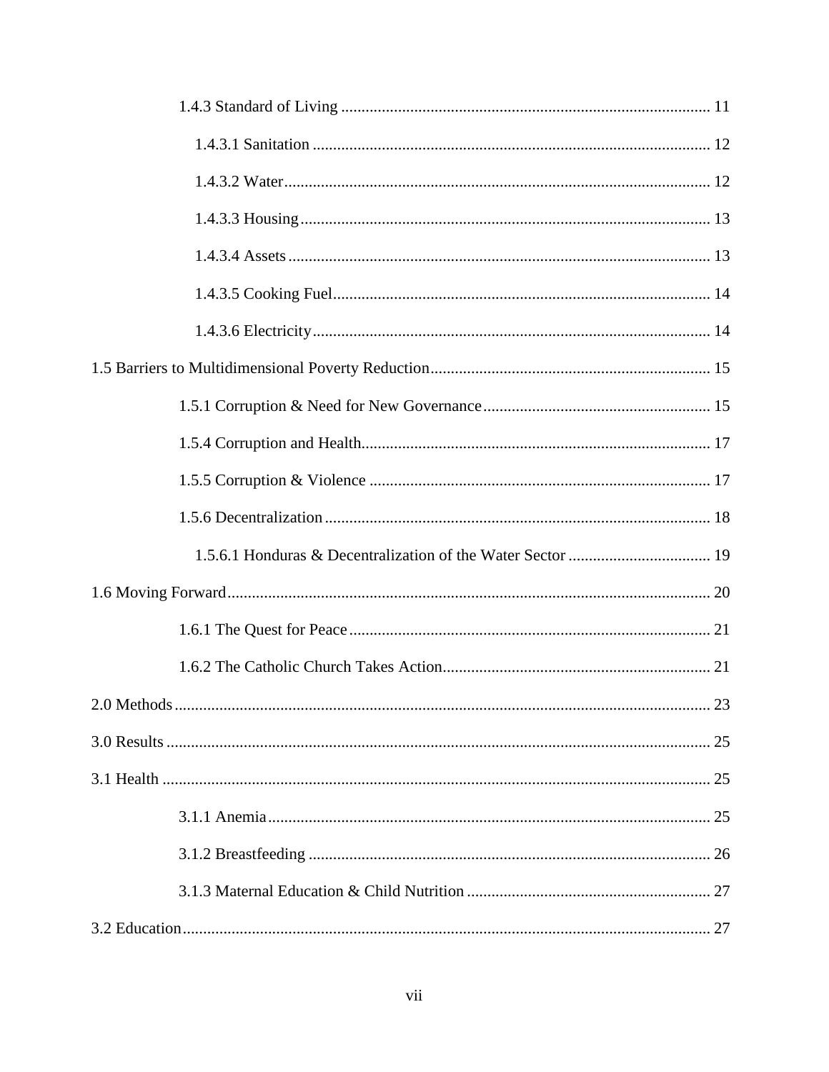1.4.3 Standard of Living ........................................................................................ 11

1.4.3.1 Sanitation ................................................................................................ 12

1.4.3.2 Water....................................................................................................... 12

1.4.3.3 Housing................................................................................................... 13

1.4.3.4 Assets...................................................................................................... 13

1.4.3.5 Cooking Fuel........................................................................................... 14

1.4.3.6 Electricity................................................................................................ 14

1.5 Barriers to Multidimensional Poverty Reduction.................................................................... 15

1.5.1 Corruption & Need for New Governance...................................................... 15

1.5.4 Corruption and Health.................................................................................... 17

1.5.5 Corruption & Violence .................................................................................. 17

1.5.6 Decentralization............................................................................................. 18

1.5.6.1 Honduras & Decentralization of the Water Sector ................................... 19

1.6 Moving Forward..................................................................................................................... 20

1.6.1 The Quest for Peace....................................................................................... 21

1.6.2 The Catholic Church Takes Action................................................................. 21

2.0 Methods.................................................................................................................................. 23

3.0 Results.................................................................................................................................... 25

3.1 Health .................................................................................................................................... 25

3.1.1 Anemia........................................................................................................... 25

3.1.2 Breastfeeding ................................................................................................. 26

3.1.3 Maternal Education & Child Nutrition .......................................................... 27

3.2 Education................................................................................................................................ 27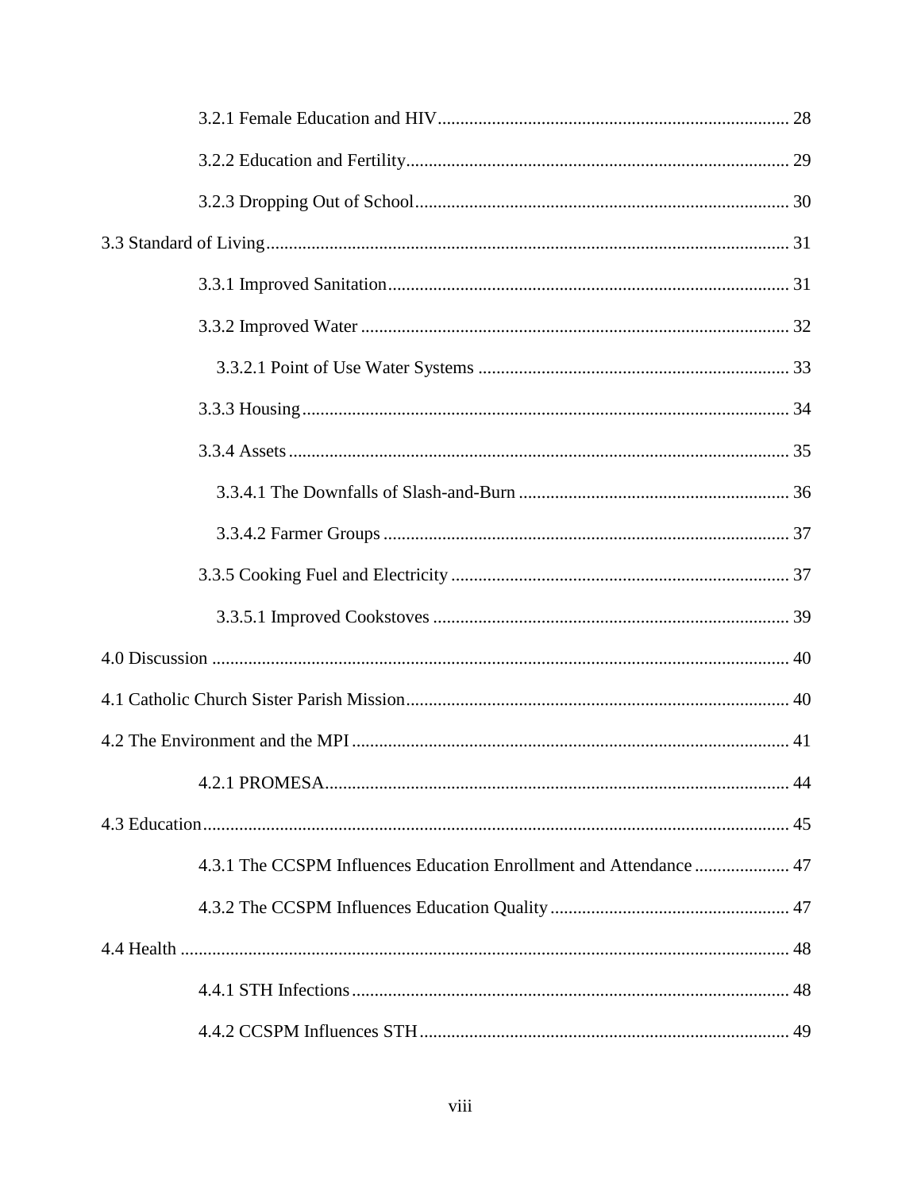3.2.1 Female Education and HIV ..... 28

3.2.2 Education and Fertility ..... 29

3.2.3 Dropping Out of School ..... 30

3.3 Standard of Living ..... 31

3.3.1 Improved Sanitation ..... 31

3.3.2 Improved Water ..... 32

3.3.2.1 Point of Use Water Systems ..... 33

3.3.3 Housing ..... 34

3.3.4 Assets ..... 35

3.3.4.1 The Downfalls of Slash-and-Burn ..... 36

3.3.4.2 Farmer Groups ..... 37

3.3.5 Cooking Fuel and Electricity ..... 37

3.3.5.1 Improved Cookstoves ..... 39

4.0 Discussion ..... 40

4.1 Catholic Church Sister Parish Mission ..... 40

4.2 The Environment and the MPI ..... 41

4.2.1 PROMESA ..... 44

4.3 Education ..... 45

4.3.1 The CCSPM Influences Education Enrollment and Attendance ..... 47

4.3.2 The CCSPM Influences Education Quality ..... 47

4.4 Health ..... 48

4.4.1 STH Infections ..... 48

4.4.2 CCSPM Influences STH ..... 49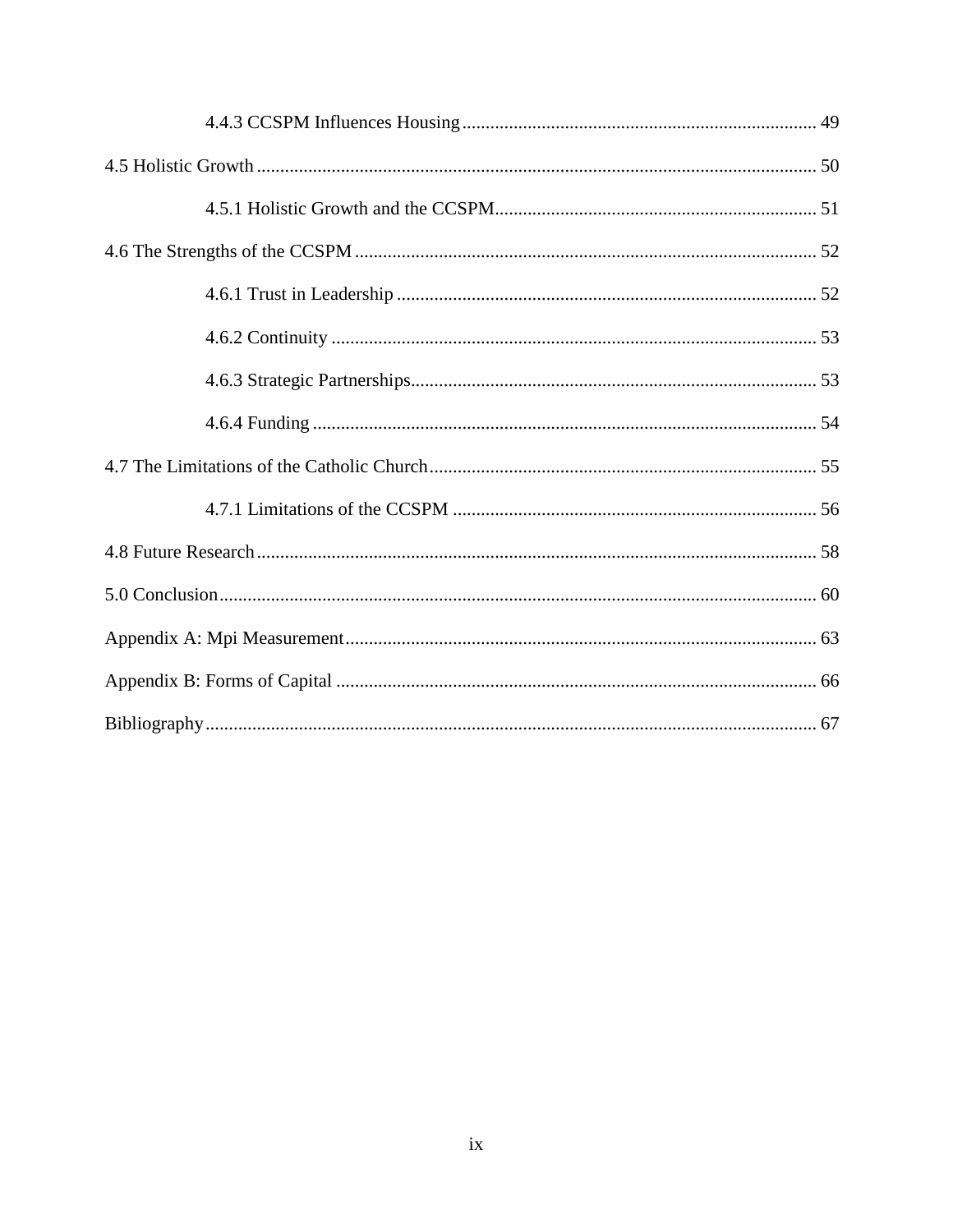4.4.3 CCSPM Influences Housing ........................................................................... 49

4.5 Holistic Growth ...................................................................................................... 50

4.5.1 Holistic Growth and the CCSPM.................................................................... 51

4.6 The Strengths of the CCSPM .................................................................................. 52

4.6.1 Trust in Leadership ......................................................................................... 52

4.6.2 Continuity ....................................................................................................... 53

4.6.3 Strategic Partnerships...................................................................................... 53

4.6.4 Funding ........................................................................................................... 54

4.7 The Limitations of the Catholic Church.................................................................. 55

4.7.1 Limitations of the CCSPM ............................................................................. 56

4.8 Future Research....................................................................................................... 58

5.0 Conclusion............................................................................................................... 60

Appendix A: Mpi Measurement.................................................................................... 63

Appendix B: Forms of Capital ...................................................................................... 66

Bibliography.................................................................................................................. 67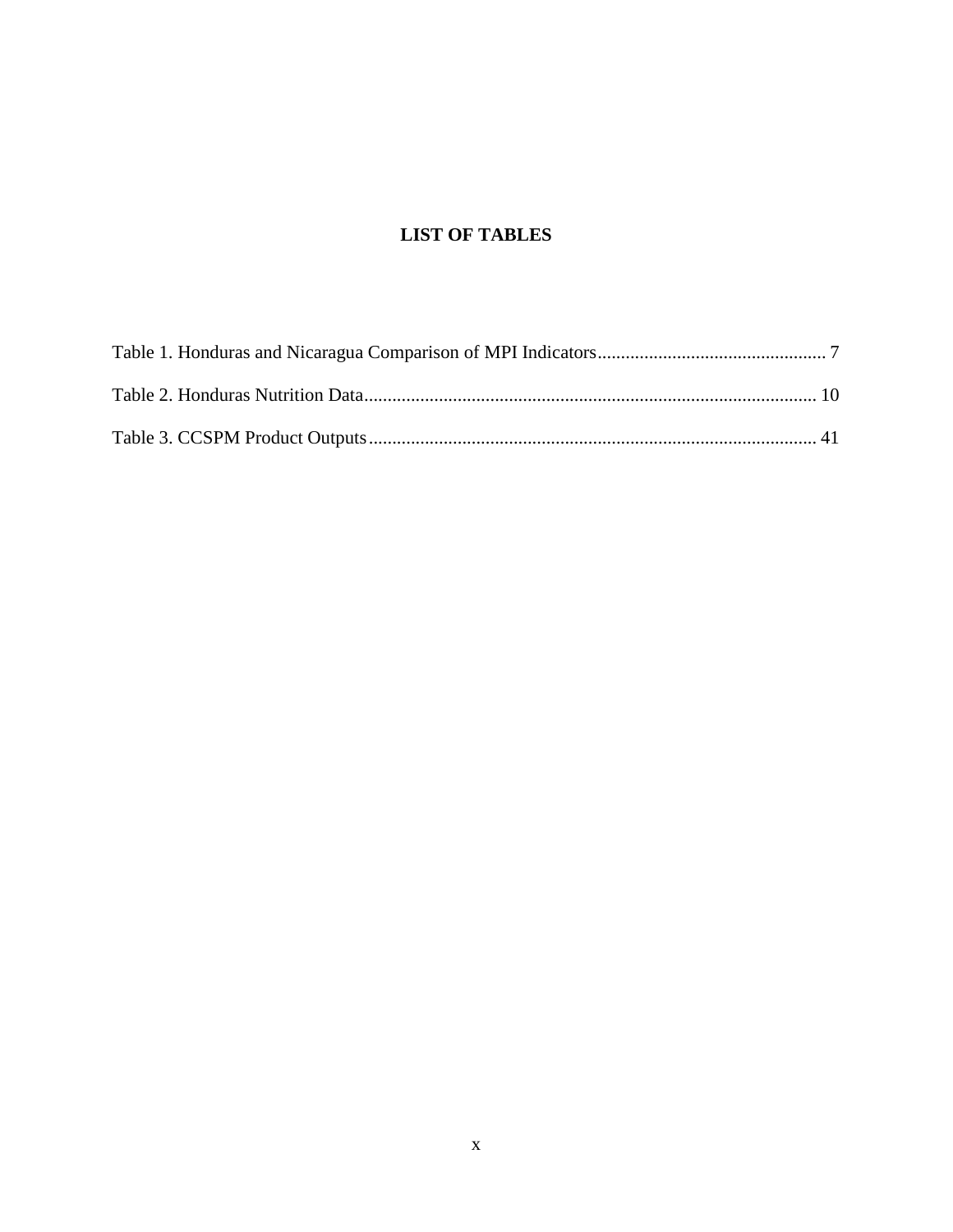# LIST OF TABLES

Table 1. Honduras and Nicaragua Comparison of MPI Indicators................................................ 7

Table 2. Honduras Nutrition Data............................................................................................... 10

Table 3. CCSPM Product Outputs.............................................................................................. 41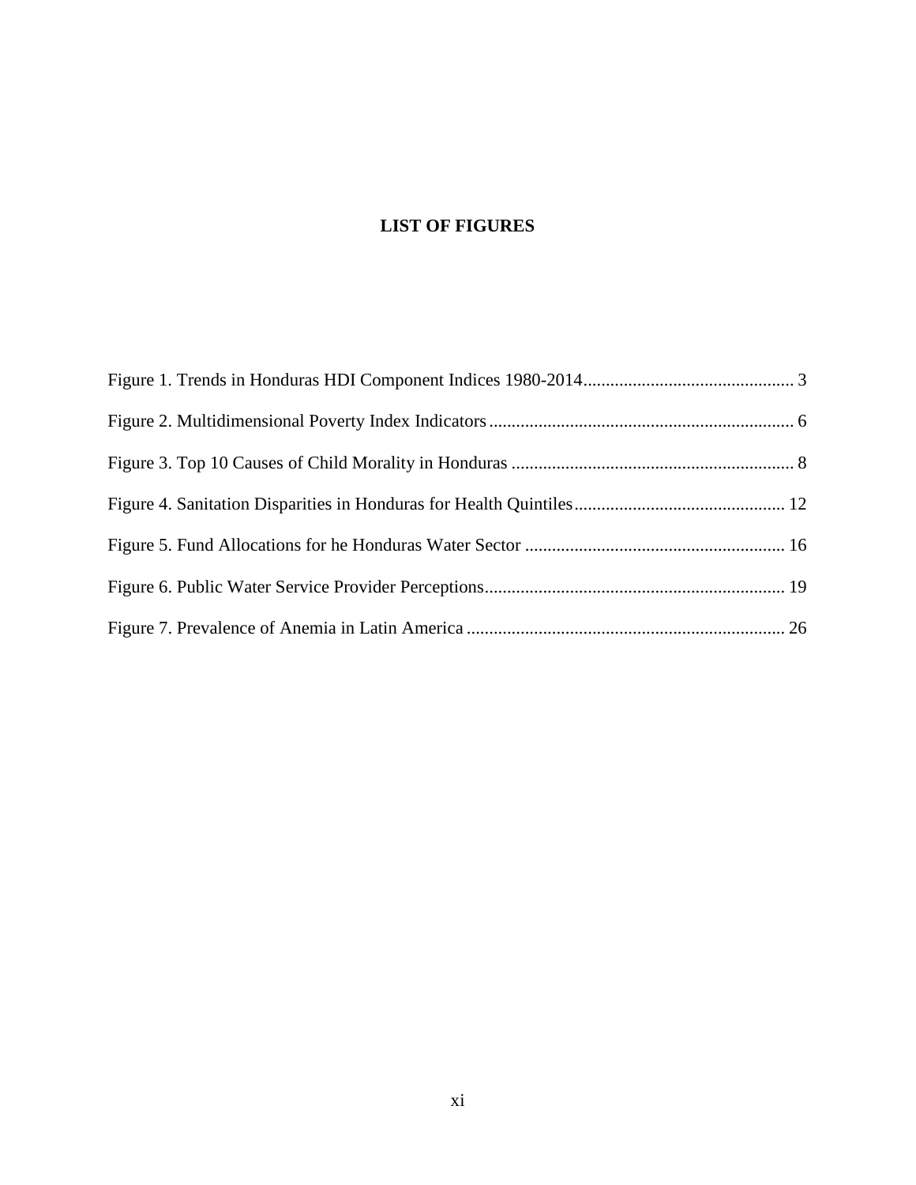# LIST OF FIGURES

Figure 1. Trends in Honduras HDI Component Indices 1980-2014 ................................................ 3

Figure 2. Multidimensional Poverty Index Indicators .................................................................... 6

Figure 3. Top 10 Causes of Child Morality in Honduras ............................................................... 8

Figure 4. Sanitation Disparities in Honduras for Health Quintiles ............................................... 12

Figure 5. Fund Allocations for he Honduras Water Sector .......................................................... 16

Figure 6. Public Water Service Provider Perceptions ................................................................... 19

Figure 7. Prevalence of Anemia in Latin America ....................................................................... 26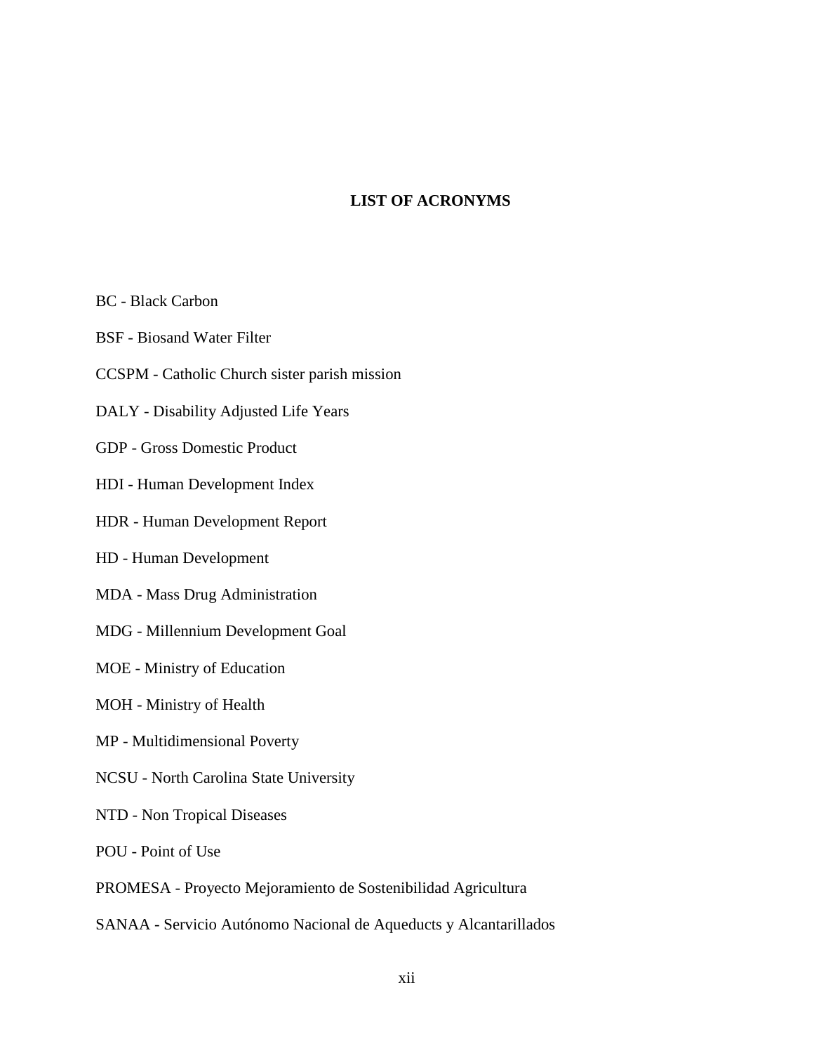## LIST OF ACRONYMS

BC - Black Carbon

BSF - Biosand Water Filter

CCSPM - Catholic Church sister parish mission

DALY - Disability Adjusted Life Years

GDP - Gross Domestic Product

HDI - Human Development Index

HDR - Human Development Report

HD - Human Development

MDA - Mass Drug Administration

MDG - Millennium Development Goal

MOE - Ministry of Education

MOH - Ministry of Health

MP - Multidimensional Poverty

NCSU - North Carolina State University

NTD - Non Tropical Diseases

POU - Point of Use

PROMESA - Proyecto Mejoramiento de Sostenibilidad Agricultura

SANAA - Servicio Autónomo Nacional de Aqueducts y Alcantarillados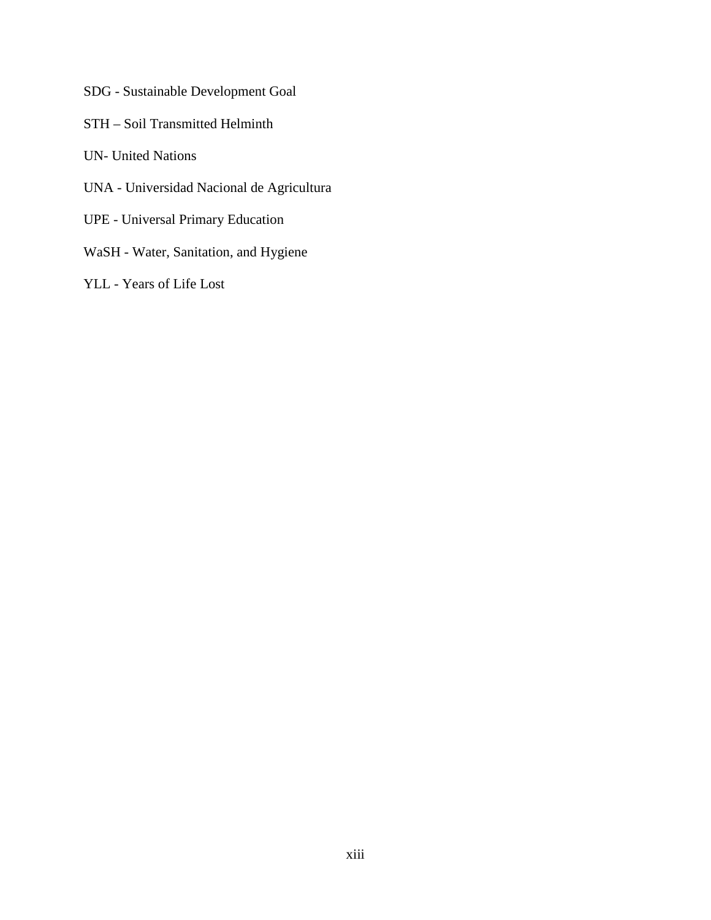SDG - Sustainable Development Goal

STH – Soil Transmitted Helminth

UN- United Nations

UNA - Universidad Nacional de Agricultura

UPE - Universal Primary Education

WaSH - Water, Sanitation, and Hygiene

YLL - Years of Life Lost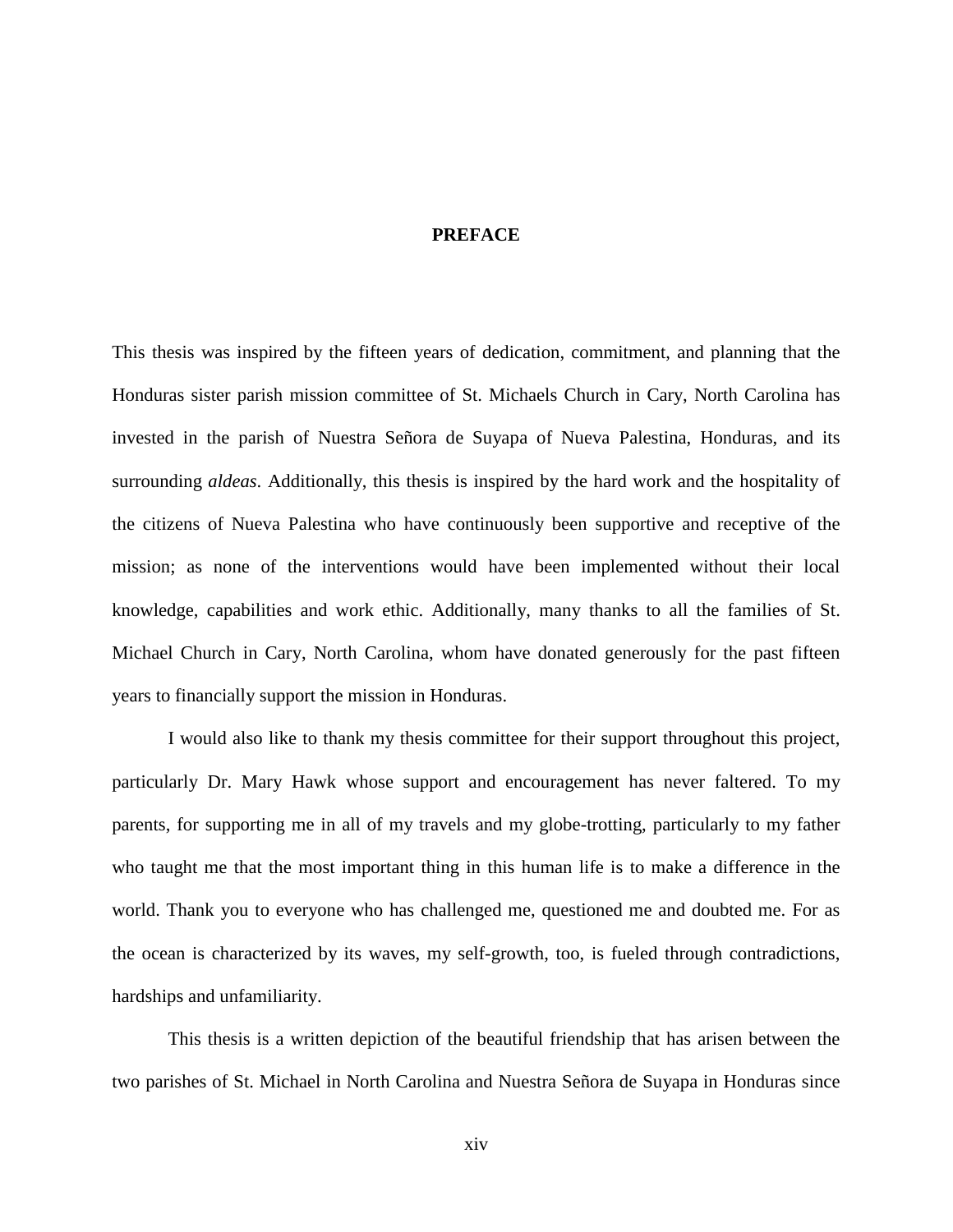# PREFACE

This thesis was inspired by the fifteen years of dedication, commitment, and planning that the Honduras sister parish mission committee of St. Michaels Church in Cary, North Carolina has invested in the parish of Nuestra Señora de Suyapa of Nueva Palestina, Honduras, and its surrounding *aldeas*. Additionally, this thesis is inspired by the hard work and the hospitality of the citizens of Nueva Palestina who have continuously been supportive and receptive of the mission; as none of the interventions would have been implemented without their local knowledge, capabilities and work ethic. Additionally, many thanks to all the families of St. Michael Church in Cary, North Carolina, whom have donated generously for the past fifteen years to financially support the mission in Honduras.

I would also like to thank my thesis committee for their support throughout this project, particularly Dr. Mary Hawk whose support and encouragement has never faltered. To my parents, for supporting me in all of my travels and my globe-trotting, particularly to my father who taught me that the most important thing in this human life is to make a difference in the world. Thank you to everyone who has challenged me, questioned me and doubted me. For as the ocean is characterized by its waves, my self-growth, too, is fueled through contradictions, hardships and unfamiliarity.

This thesis is a written depiction of the beautiful friendship that has arisen between the two parishes of St. Michael in North Carolina and Nuestra Señora de Suyapa in Honduras since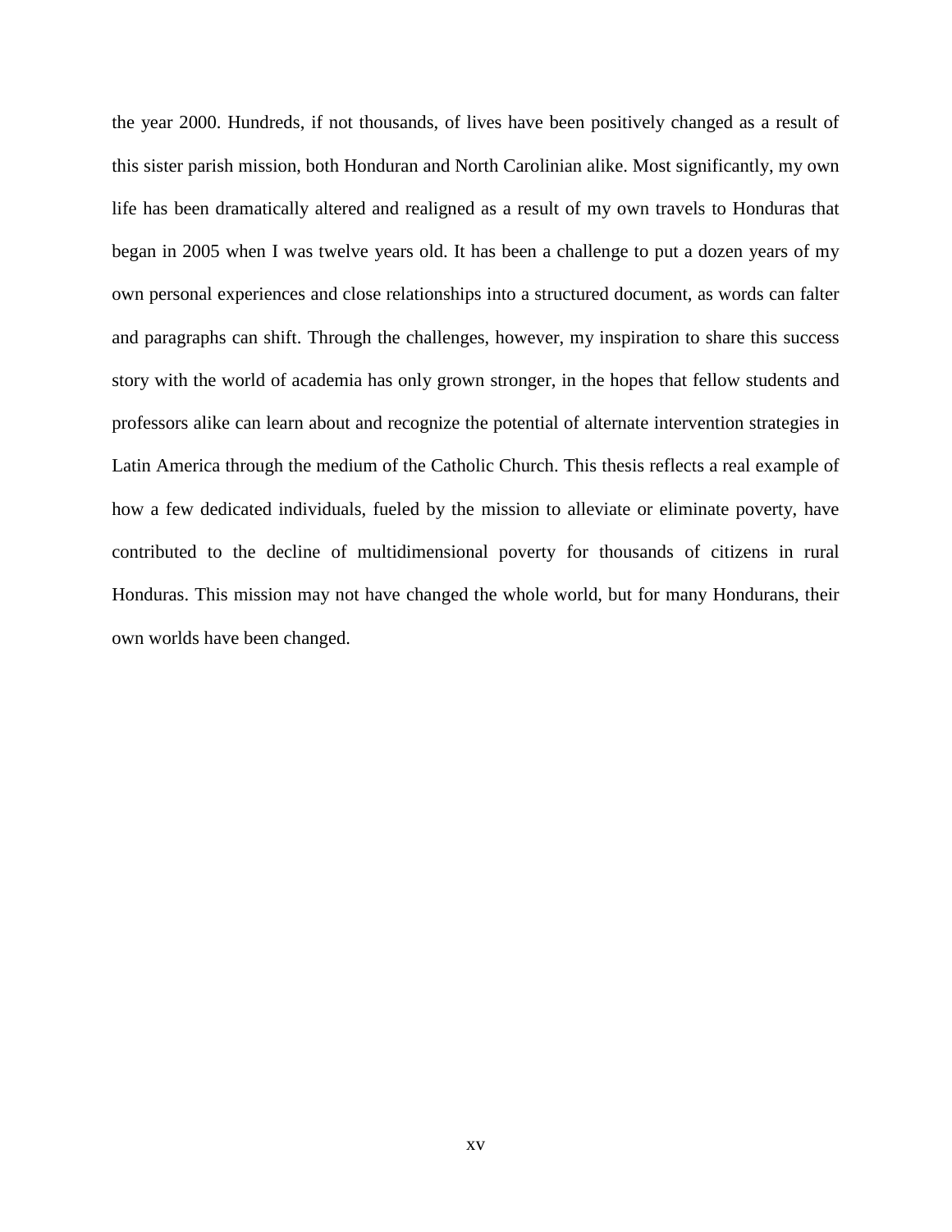the year 2000. Hundreds, if not thousands, of lives have been positively changed as a result of this sister parish mission, both Honduran and North Carolinian alike. Most significantly, my own life has been dramatically altered and realigned as a result of my own travels to Honduras that began in 2005 when I was twelve years old. It has been a challenge to put a dozen years of my own personal experiences and close relationships into a structured document, as words can falter and paragraphs can shift. Through the challenges, however, my inspiration to share this success story with the world of academia has only grown stronger, in the hopes that fellow students and professors alike can learn about and recognize the potential of alternate intervention strategies in Latin America through the medium of the Catholic Church. This thesis reflects a real example of how a few dedicated individuals, fueled by the mission to alleviate or eliminate poverty, have contributed to the decline of multidimensional poverty for thousands of citizens in rural Honduras. This mission may not have changed the whole world, but for many Hondurans, their own worlds have been changed.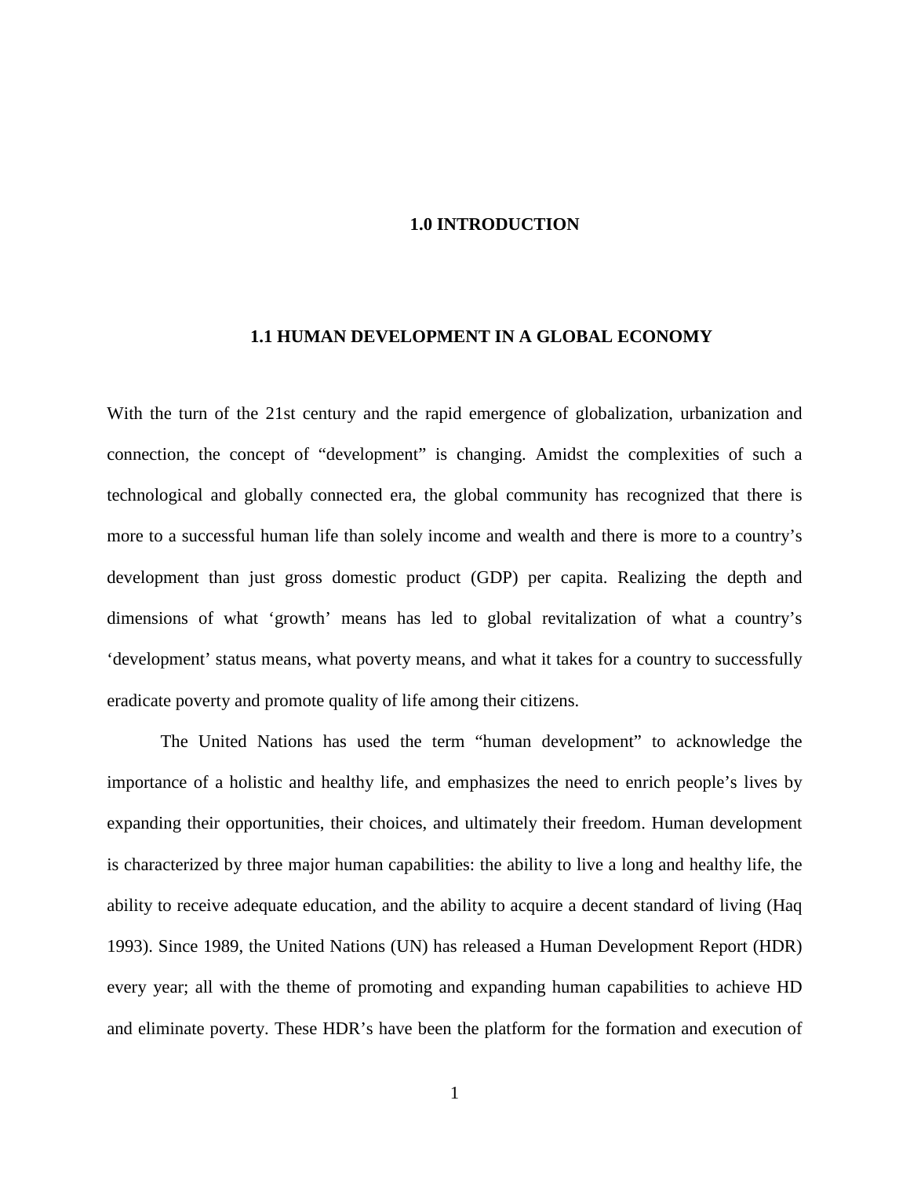# 1.0 INTRODUCTION

## 1.1 HUMAN DEVELOPMENT IN A GLOBAL ECONOMY

With the turn of the 21st century and the rapid emergence of globalization, urbanization and connection, the concept of "development" is changing. Amidst the complexities of such a technological and globally connected era, the global community has recognized that there is more to a successful human life than solely income and wealth and there is more to a country's development than just gross domestic product (GDP) per capita. Realizing the depth and dimensions of what 'growth' means has led to global revitalization of what a country's 'development' status means, what poverty means, and what it takes for a country to successfully eradicate poverty and promote quality of life among their citizens.

The United Nations has used the term "human development" to acknowledge the importance of a holistic and healthy life, and emphasizes the need to enrich people's lives by expanding their opportunities, their choices, and ultimately their freedom. Human development is characterized by three major human capabilities: the ability to live a long and healthy life, the ability to receive adequate education, and the ability to acquire a decent standard of living (Haq 1993). Since 1989, the United Nations (UN) has released a Human Development Report (HDR) every year; all with the theme of promoting and expanding human capabilities to achieve HD and eliminate poverty. These HDR's have been the platform for the formation and execution of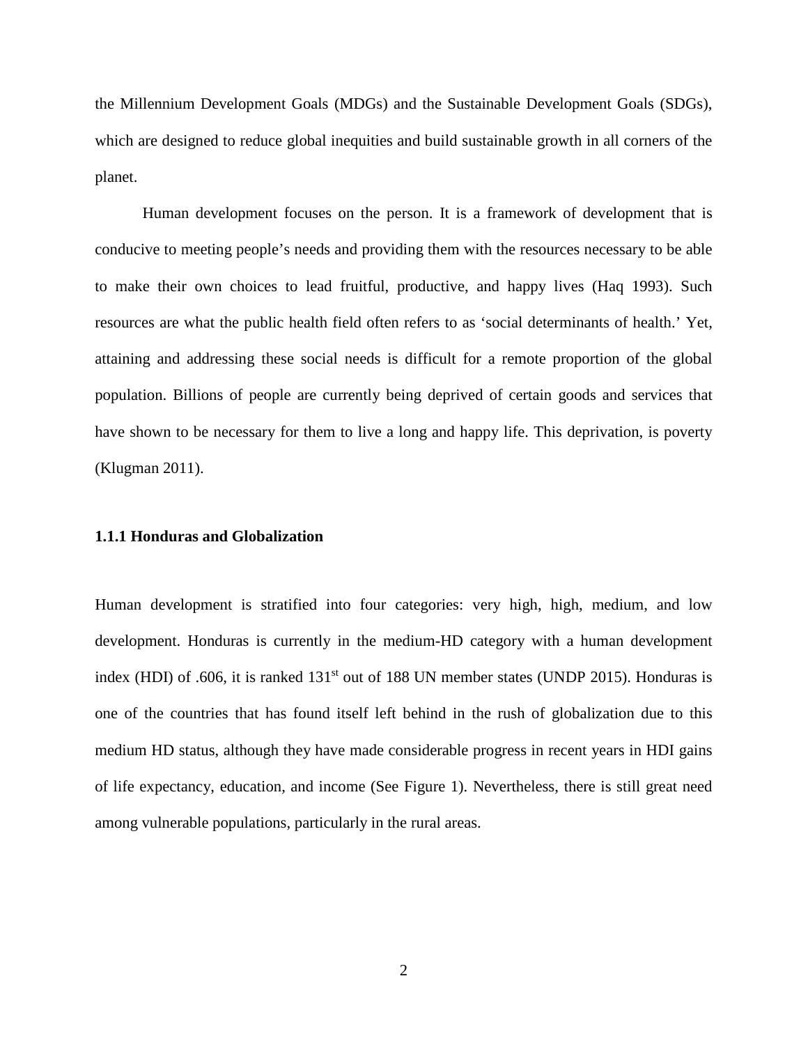the Millennium Development Goals (MDGs) and the Sustainable Development Goals (SDGs), which are designed to reduce global inequities and build sustainable growth in all corners of the planet.

Human development focuses on the person. It is a framework of development that is conducive to meeting people's needs and providing them with the resources necessary to be able to make their own choices to lead fruitful, productive, and happy lives (Haq 1993). Such resources are what the public health field often refers to as 'social determinants of health.' Yet, attaining and addressing these social needs is difficult for a remote proportion of the global population. Billions of people are currently being deprived of certain goods and services that have shown to be necessary for them to live a long and happy life. This deprivation, is poverty (Klugman 2011).

### 1.1.1 Honduras and Globalization

Human development is stratified into four categories: very high, high, medium, and low development. Honduras is currently in the medium-HD category with a human development index (HDI) of .606, it is ranked 131st out of 188 UN member states (UNDP 2015). Honduras is one of the countries that has found itself left behind in the rush of globalization due to this medium HD status, although they have made considerable progress in recent years in HDI gains of life expectancy, education, and income (See Figure 1). Nevertheless, there is still great need among vulnerable populations, particularly in the rural areas.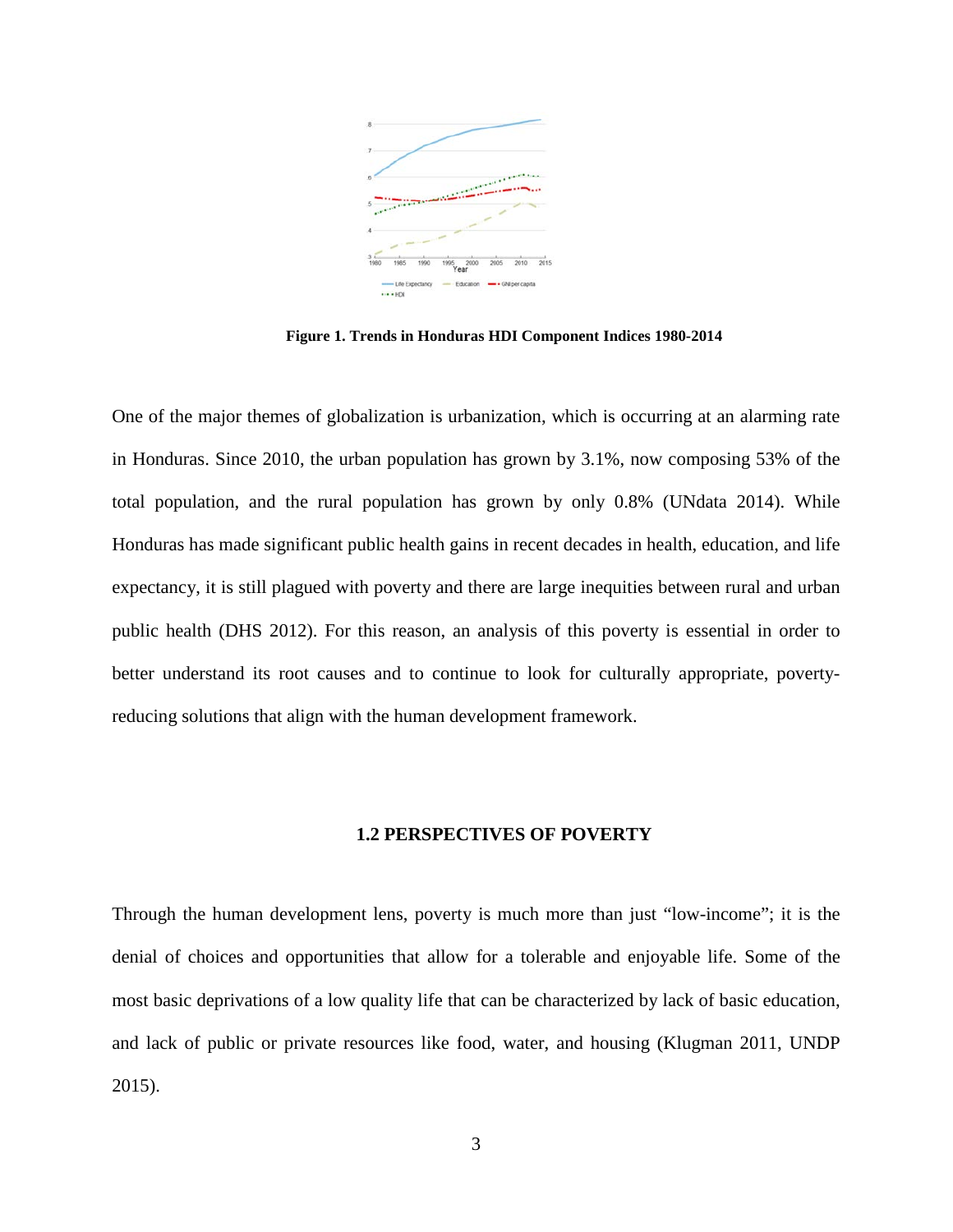**Figure 1. Trends in Honduras HDI Component Indices 1980-2014**

One of the major themes of globalization is urbanization, which is occurring at an alarming rate in Honduras. Since 2010, the urban population has grown by 3.1%, now composing 53% of the total population, and the rural population has grown by only 0.8% (UNdata 2014). While Honduras has made significant public health gains in recent decades in health, education, and life expectancy, it is still plagued with poverty and there are large inequities between rural and urban public health (DHS 2012). For this reason, an analysis of this poverty is essential in order to better understand its root causes and to continue to look for culturally appropriate, poverty-reducing solutions that align with the human development framework.

## 1.2 PERSPECTIVES OF POVERTY

Through the human development lens, poverty is much more than just "low-income"; it is the denial of choices and opportunities that allow for a tolerable and enjoyable life. Some of the most basic deprivations of a low quality life that can be characterized by lack of basic education, and lack of public or private resources like food, water, and housing (Klugman 2011, UNDP 2015).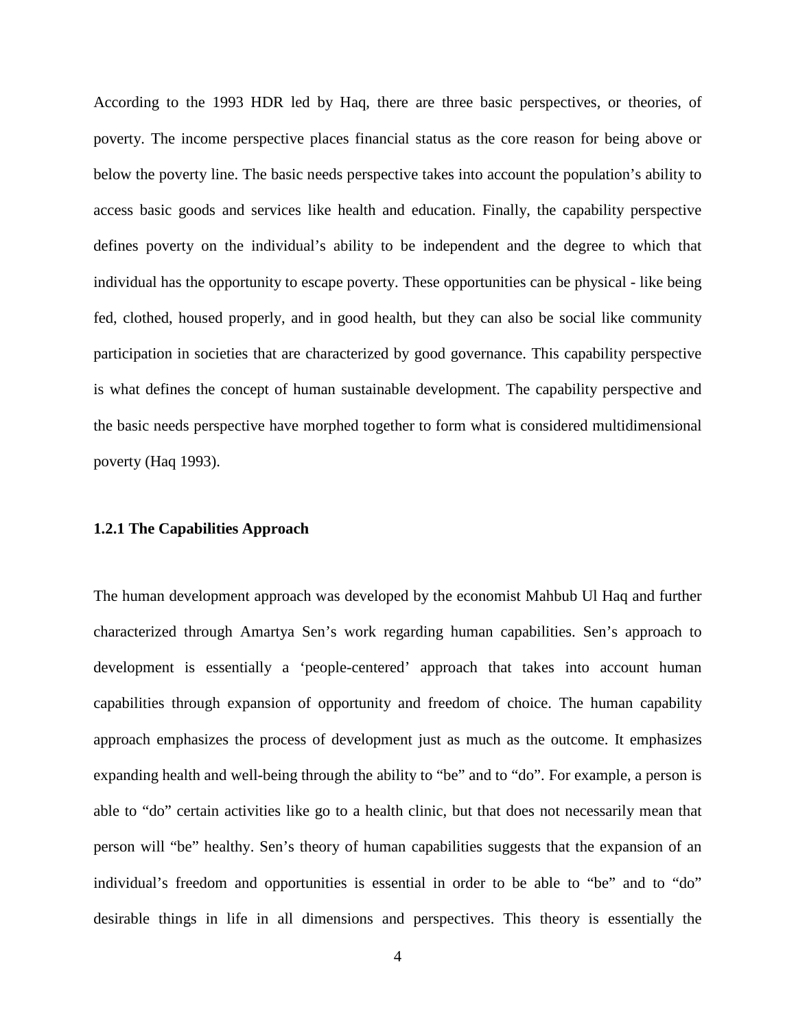According to the 1993 HDR led by Haq, there are three basic perspectives, or theories, of poverty. The income perspective places financial status as the core reason for being above or below the poverty line. The basic needs perspective takes into account the population's ability to access basic goods and services like health and education. Finally, the capability perspective defines poverty on the individual's ability to be independent and the degree to which that individual has the opportunity to escape poverty. These opportunities can be physical - like being fed, clothed, housed properly, and in good health, but they can also be social like community participation in societies that are characterized by good governance. This capability perspective is what defines the concept of human sustainable development. The capability perspective and the basic needs perspective have morphed together to form what is considered multidimensional poverty (Haq 1993).

### 1.2.1 The Capabilities Approach

The human development approach was developed by the economist Mahbub Ul Haq and further characterized through Amartya Sen's work regarding human capabilities. Sen's approach to development is essentially a 'people-centered' approach that takes into account human capabilities through expansion of opportunity and freedom of choice. The human capability approach emphasizes the process of development just as much as the outcome. It emphasizes expanding health and well-being through the ability to "be" and to "do". For example, a person is able to "do" certain activities like go to a health clinic, but that does not necessarily mean that person will "be" healthy. Sen's theory of human capabilities suggests that the expansion of an individual's freedom and opportunities is essential in order to be able to "be" and to "do" desirable things in life in all dimensions and perspectives. This theory is essentially the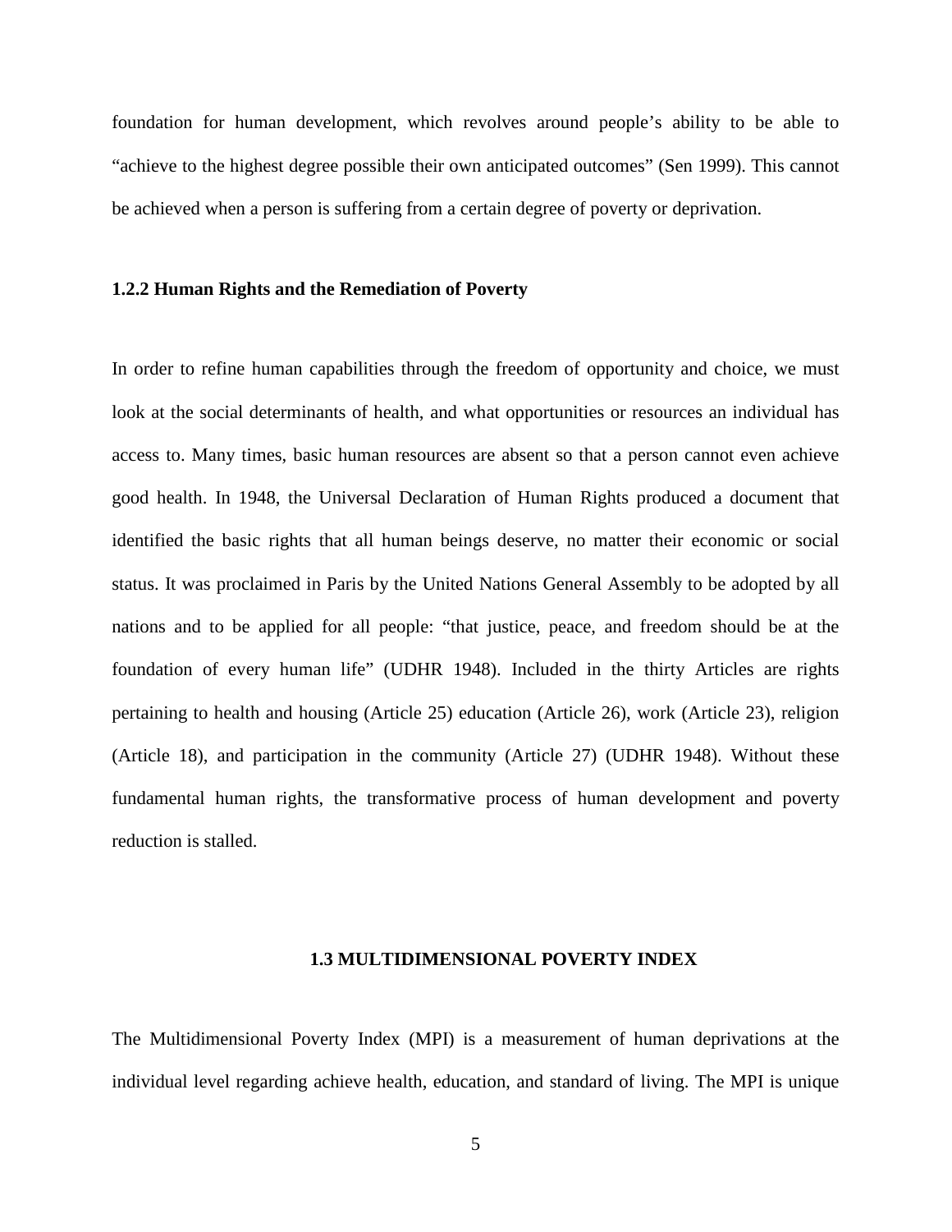foundation for human development, which revolves around people's ability to be able to "achieve to the highest degree possible their own anticipated outcomes" (Sen 1999). This cannot be achieved when a person is suffering from a certain degree of poverty or deprivation.

### 1.2.2 Human Rights and the Remediation of Poverty

In order to refine human capabilities through the freedom of opportunity and choice, we must look at the social determinants of health, and what opportunities or resources an individual has access to. Many times, basic human resources are absent so that a person cannot even achieve good health. In 1948, the Universal Declaration of Human Rights produced a document that identified the basic rights that all human beings deserve, no matter their economic or social status. It was proclaimed in Paris by the United Nations General Assembly to be adopted by all nations and to be applied for all people: "that justice, peace, and freedom should be at the foundation of every human life" (UDHR 1948). Included in the thirty Articles are rights pertaining to health and housing (Article 25) education (Article 26), work (Article 23), religion (Article 18), and participation in the community (Article 27) (UDHR 1948). Without these fundamental human rights, the transformative process of human development and poverty reduction is stalled.

## 1.3 MULTIDIMENSIONAL POVERTY INDEX

The Multidimensional Poverty Index (MPI) is a measurement of human deprivations at the individual level regarding achieve health, education, and standard of living. The MPI is unique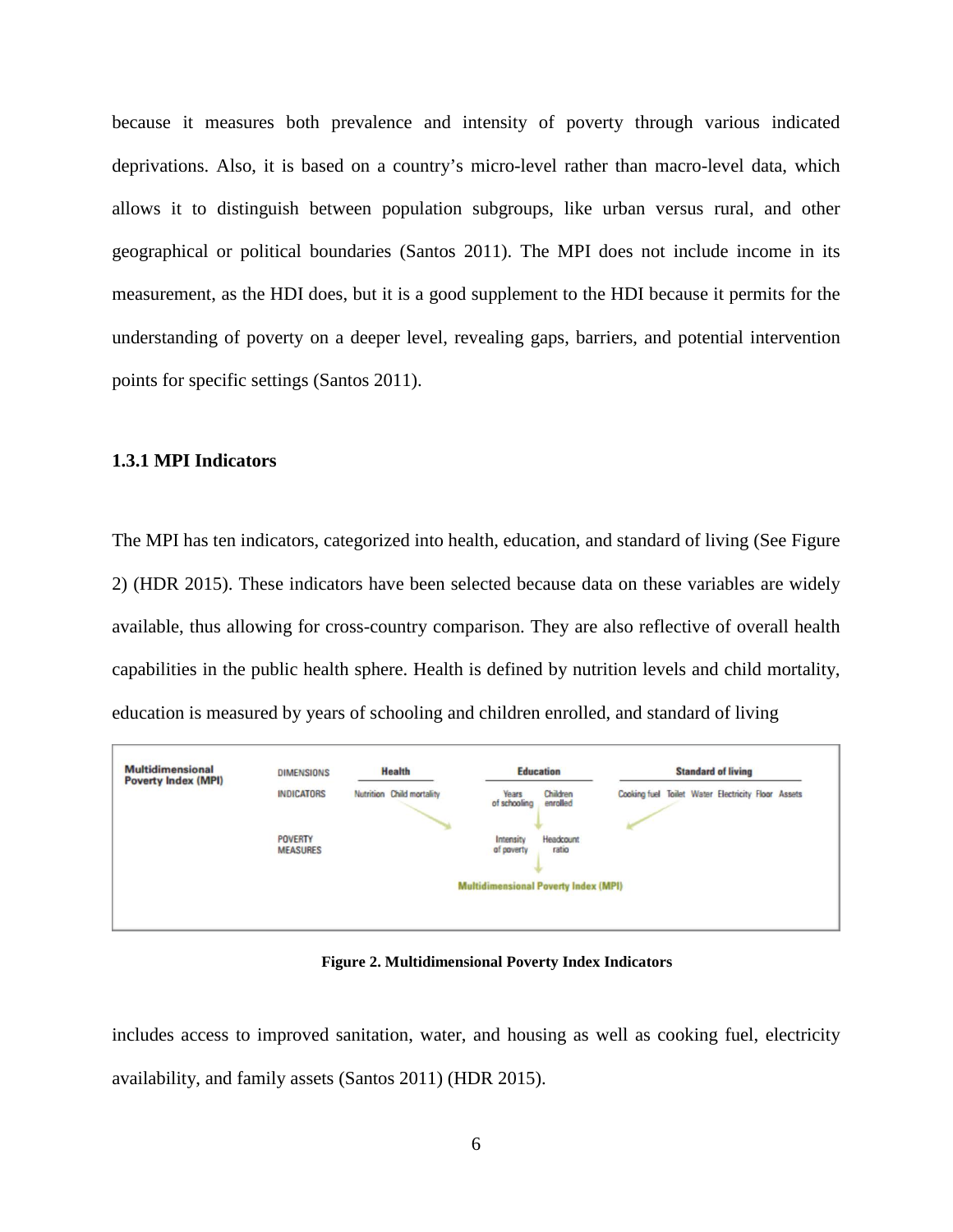because it measures both prevalence and intensity of poverty through various indicated deprivations. Also, it is based on a country's micro-level rather than macro-level data, which allows it to distinguish between population subgroups, like urban versus rural, and other geographical or political boundaries (Santos 2011). The MPI does not include income in its measurement, as the HDI does, but it is a good supplement to the HDI because it permits for the understanding of poverty on a deeper level, revealing gaps, barriers, and potential intervention points for specific settings (Santos 2011).

### 1.3.1 MPI Indicators

The MPI has ten indicators, categorized into health, education, and standard of living (See Figure 2) (HDR 2015). These indicators have been selected because data on these variables are widely available, thus allowing for cross-country comparison. They are also reflective of overall health capabilities in the public health sphere. Health is defined by nutrition levels and child mortality, education is measured by years of schooling and children enrolled, and standard of living

**Figure 2. Multidimensional Poverty Index Indicators**

includes access to improved sanitation, water, and housing as well as cooking fuel, electricity availability, and family assets (Santos 2011) (HDR 2015).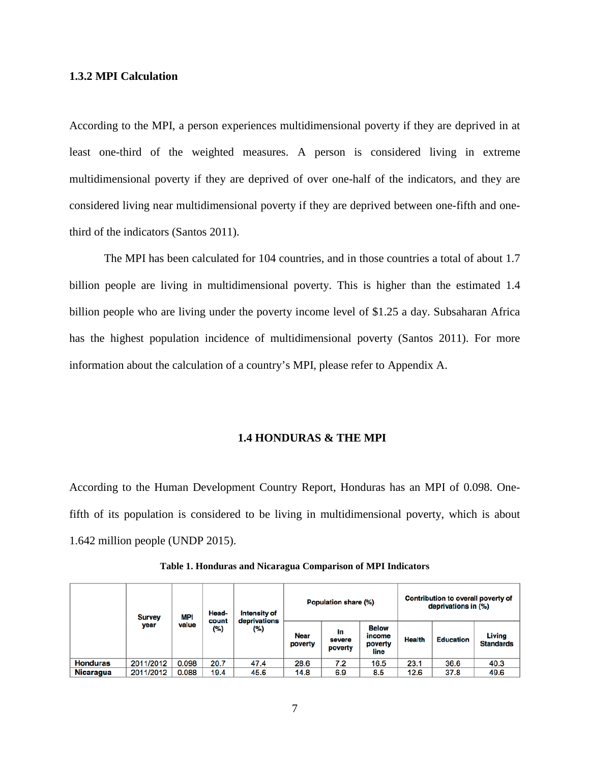### 1.3.2 MPI Calculation

According to the MPI, a person experiences multidimensional poverty if they are deprived in at least one-third of the weighted measures. A person is considered living in extreme multidimensional poverty if they are deprived of over one-half of the indicators, and they are considered living near multidimensional poverty if they are deprived between one-fifth and one-third of the indicators (Santos 2011).

The MPI has been calculated for 104 countries, and in those countries a total of about 1.7 billion people are living in multidimensional poverty. This is higher than the estimated 1.4 billion people who are living under the poverty income level of $1.25 a day. Subsaharan Africa has the highest population incidence of multidimensional poverty (Santos 2011). For more information about the calculation of a country's MPI, please refer to Appendix A.

## 1.4 HONDURAS & THE MPI

According to the Human Development Country Report, Honduras has an MPI of 0.098. One-fifth of its population is considered to be living in multidimensional poverty, which is about 1.642 million people (UNDP 2015).

**Table 1. Honduras and Nicaragua Comparison of MPI Indicators**

| | Survey year | MPI value | Head-count (%) | Intensity of deprivations (%) | Population share (%) | | | Contribution to overall poverty of deprivations in (%) | | |
|---|---|---|---|---|---|---|---|---|---|---|
| | | | | | Near poverty | In severe poverty | Below income poverty line | Health | Education | Living Standards |
| **Honduras** | 2011/2012 | 0.098 | 20.7 | 47.4 | 28.6 | 7.2 | 16.5 | 23.1 | 36.6 | 40.3 |
| **Nicaragua** | 2011/2012 | 0.088 | 19.4 | 45.6 | 14.8 | 6.9 | 8.5 | 12.6 | 37.8 | 49.6 |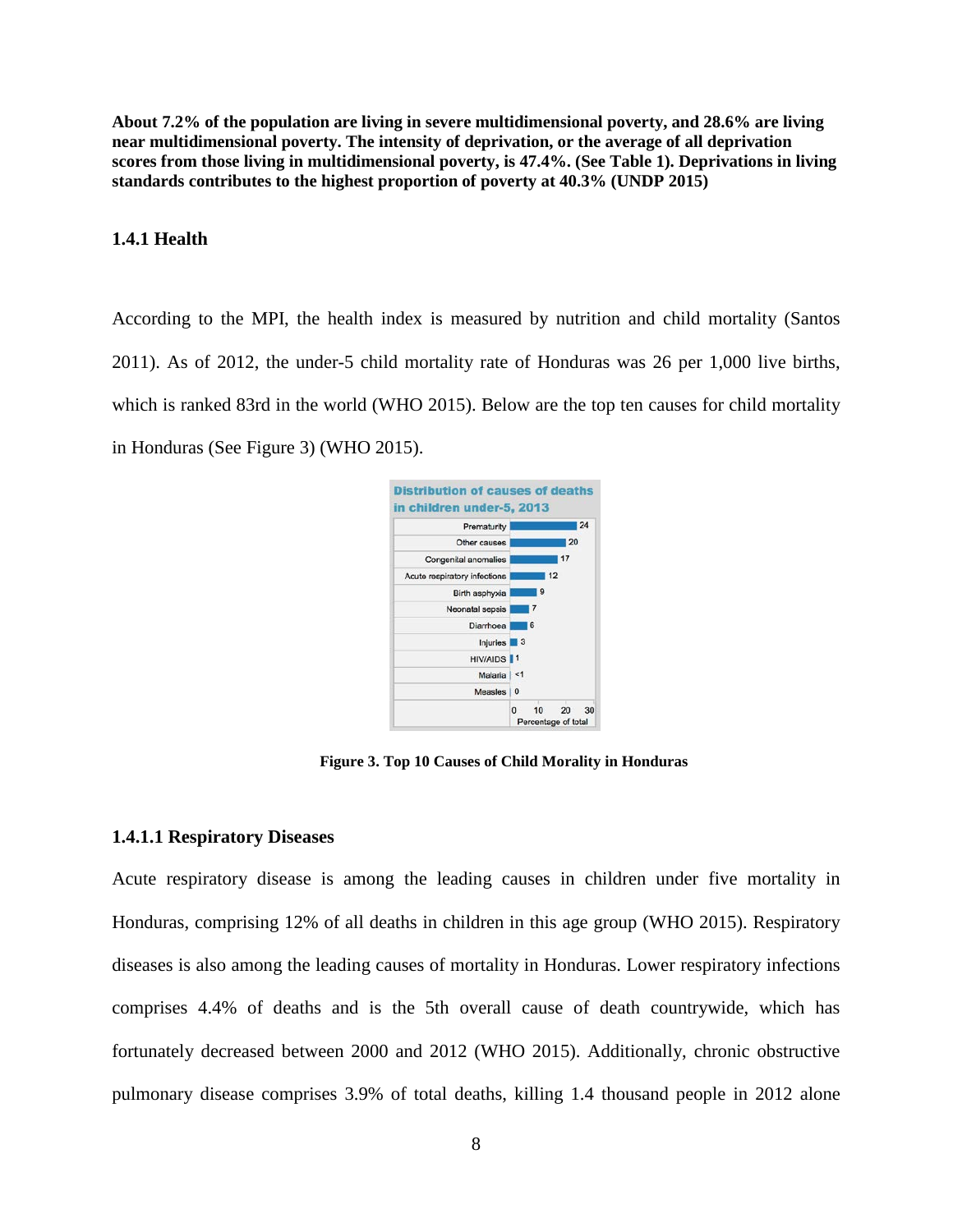**About 7.2% of the population are living in severe multidimensional poverty, and 28.6% are living near multidimensional poverty. The intensity of deprivation, or the average of all deprivation scores from those living in multidimensional poverty, is 47.4%. (See Table 1). Deprivations in living standards contributes to the highest proportion of poverty at 40.3% (UNDP 2015)**

### 1.4.1 Health

According to the MPI, the health index is measured by nutrition and child mortality (Santos 2011). As of 2012, the under-5 child mortality rate of Honduras was 26 per 1,000 live births, which is ranked 83rd in the world (WHO 2015). Below are the top ten causes for child mortality in Honduras (See Figure 3) (WHO 2015).

**Distribution of causes of deaths in children under-5, 2013**

| Cause | Percentage of total |
|---|---|
| Prematurity | 24 |
| Other causes | 20 |
| Congenital anomalies | 17 |
| Acute respiratory infections | 12 |
| Birth asphyxia | 9 |
| Neonatal sepsis | 7 |
| Diarrhoea | 6 |
| Injuries | 3 |
| HIV/AIDS | 1 |
| Malaria | <1 |
| Measles | 0 |

**Figure 3. Top 10 Causes of Child Morality in Honduras**

#### 1.4.1.1 Respiratory Diseases

Acute respiratory disease is among the leading causes in children under five mortality in Honduras, comprising 12% of all deaths in children in this age group (WHO 2015). Respiratory diseases is also among the leading causes of mortality in Honduras. Lower respiratory infections comprises 4.4% of deaths and is the 5th overall cause of death countrywide, which has fortunately decreased between 2000 and 2012 (WHO 2015). Additionally, chronic obstructive pulmonary disease comprises 3.9% of total deaths, killing 1.4 thousand people in 2012 alone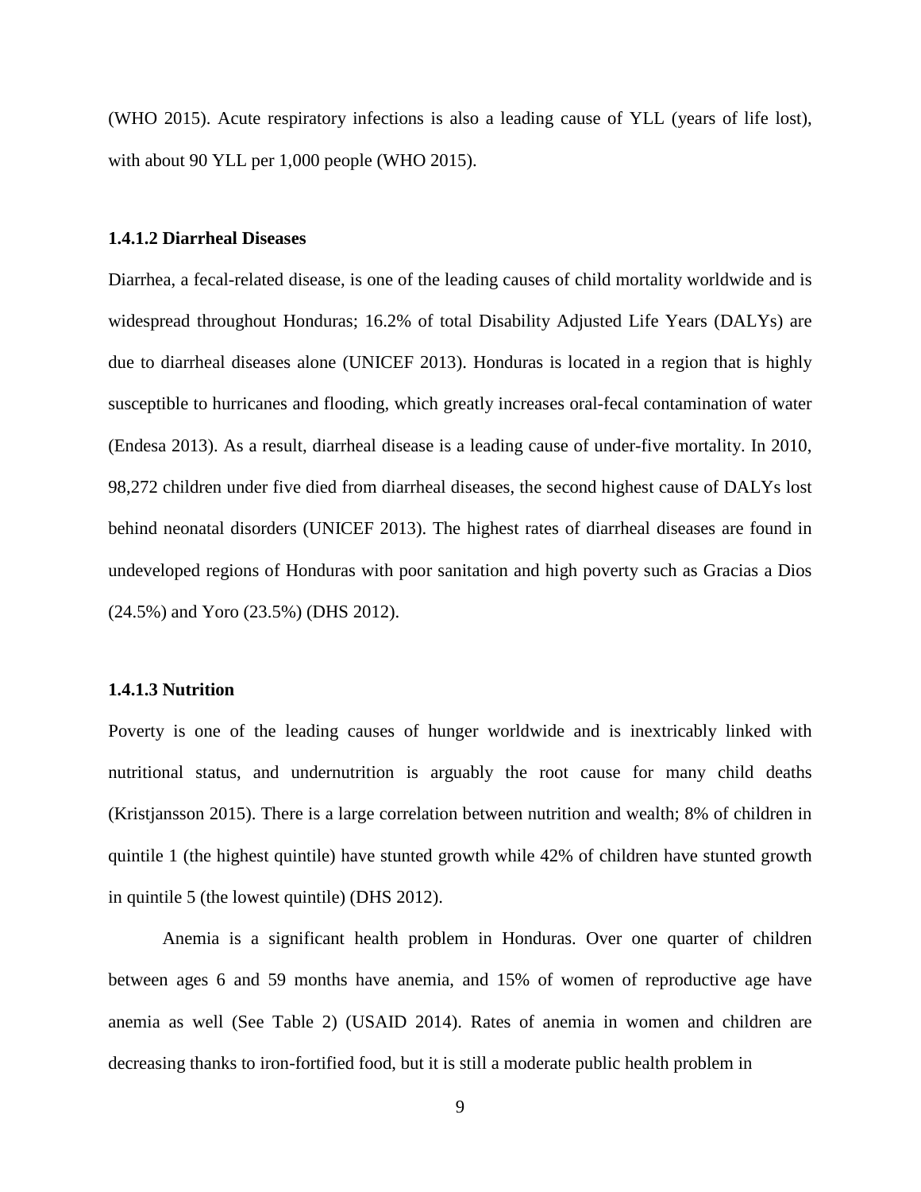(WHO 2015). Acute respiratory infections is also a leading cause of YLL (years of life lost), with about 90 YLL per 1,000 people (WHO 2015).

#### 1.4.1.2 Diarrheal Diseases

Diarrhea, a fecal-related disease, is one of the leading causes of child mortality worldwide and is widespread throughout Honduras; 16.2% of total Disability Adjusted Life Years (DALYs) are due to diarrheal diseases alone (UNICEF 2013). Honduras is located in a region that is highly susceptible to hurricanes and flooding, which greatly increases oral-fecal contamination of water (Endesa 2013). As a result, diarrheal disease is a leading cause of under-five mortality. In 2010, 98,272 children under five died from diarrheal diseases, the second highest cause of DALYs lost behind neonatal disorders (UNICEF 2013). The highest rates of diarrheal diseases are found in undeveloped regions of Honduras with poor sanitation and high poverty such as Gracias a Dios (24.5%) and Yoro (23.5%) (DHS 2012).

#### 1.4.1.3 Nutrition

Poverty is one of the leading causes of hunger worldwide and is inextricably linked with nutritional status, and undernutrition is arguably the root cause for many child deaths (Kristjansson 2015). There is a large correlation between nutrition and wealth; 8% of children in quintile 1 (the highest quintile) have stunted growth while 42% of children have stunted growth in quintile 5 (the lowest quintile) (DHS 2012).

Anemia is a significant health problem in Honduras. Over one quarter of children between ages 6 and 59 months have anemia, and 15% of women of reproductive age have anemia as well (See Table 2) (USAID 2014). Rates of anemia in women and children are decreasing thanks to iron-fortified food, but it is still a moderate public health problem in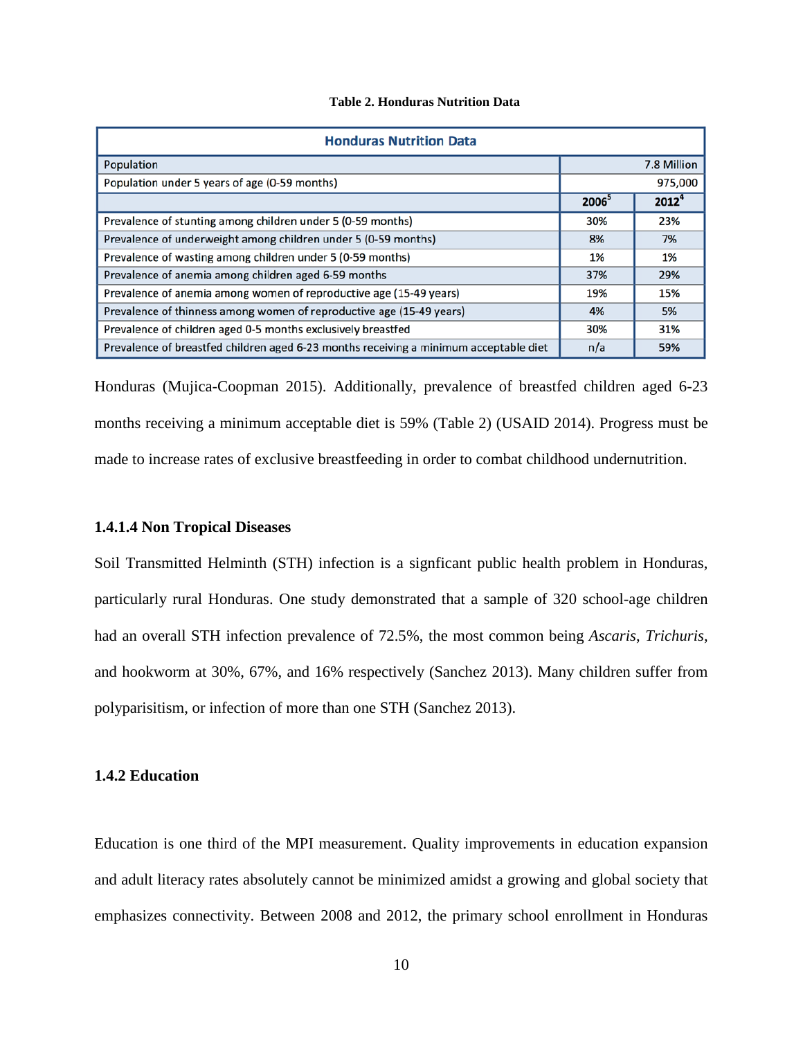**Table 2. Honduras Nutrition Data**

| Honduras Nutrition Data | | |
|---|---|---|
| Population | 7.8 Million | |
| Population under 5 years of age (0-59 months) | 975,000 | |
| | 2006[5] | 2012[4] |
| Prevalence of stunting among children under 5 (0-59 months) | 30% | 23% |
| Prevalence of underweight among children under 5 (0-59 months) | 8% | 7% |
| Prevalence of wasting among children under 5 (0-59 months) | 1% | 1% |
| Prevalence of anemia among children aged 6-59 months | 37% | 29% |
| Prevalence of anemia among women of reproductive age (15-49 years) | 19% | 15% |
| Prevalence of thinness among women of reproductive age (15-49 years) | 4% | 5% |
| Prevalence of children aged 0-5 months exclusively breastfed | 30% | 31% |
| Prevalence of breastfed children aged 6-23 months receiving a minimum acceptable diet | n/a | 59% |

Honduras (Mujica-Coopman 2015). Additionally, prevalence of breastfed children aged 6-23 months receiving a minimum acceptable diet is 59% (Table 2) (USAID 2014). Progress must be made to increase rates of exclusive breastfeeding in order to combat childhood undernutrition.

### 1.4.1.4 Non Tropical Diseases

Soil Transmitted Helminth (STH) infection is a signficant public health problem in Honduras, particularly rural Honduras. One study demonstrated that a sample of 320 school-age children had an overall STH infection prevalence of 72.5%, the most common being *Ascaris*, *Trichuris*, and hookworm at 30%, 67%, and 16% respectively (Sanchez 2013). Many children suffer from polyparisitism, or infection of more than one STH (Sanchez 2013).

### 1.4.2 Education

Education is one third of the MPI measurement. Quality improvements in education expansion and adult literacy rates absolutely cannot be minimized amidst a growing and global society that emphasizes connectivity. Between 2008 and 2012, the primary school enrollment in Honduras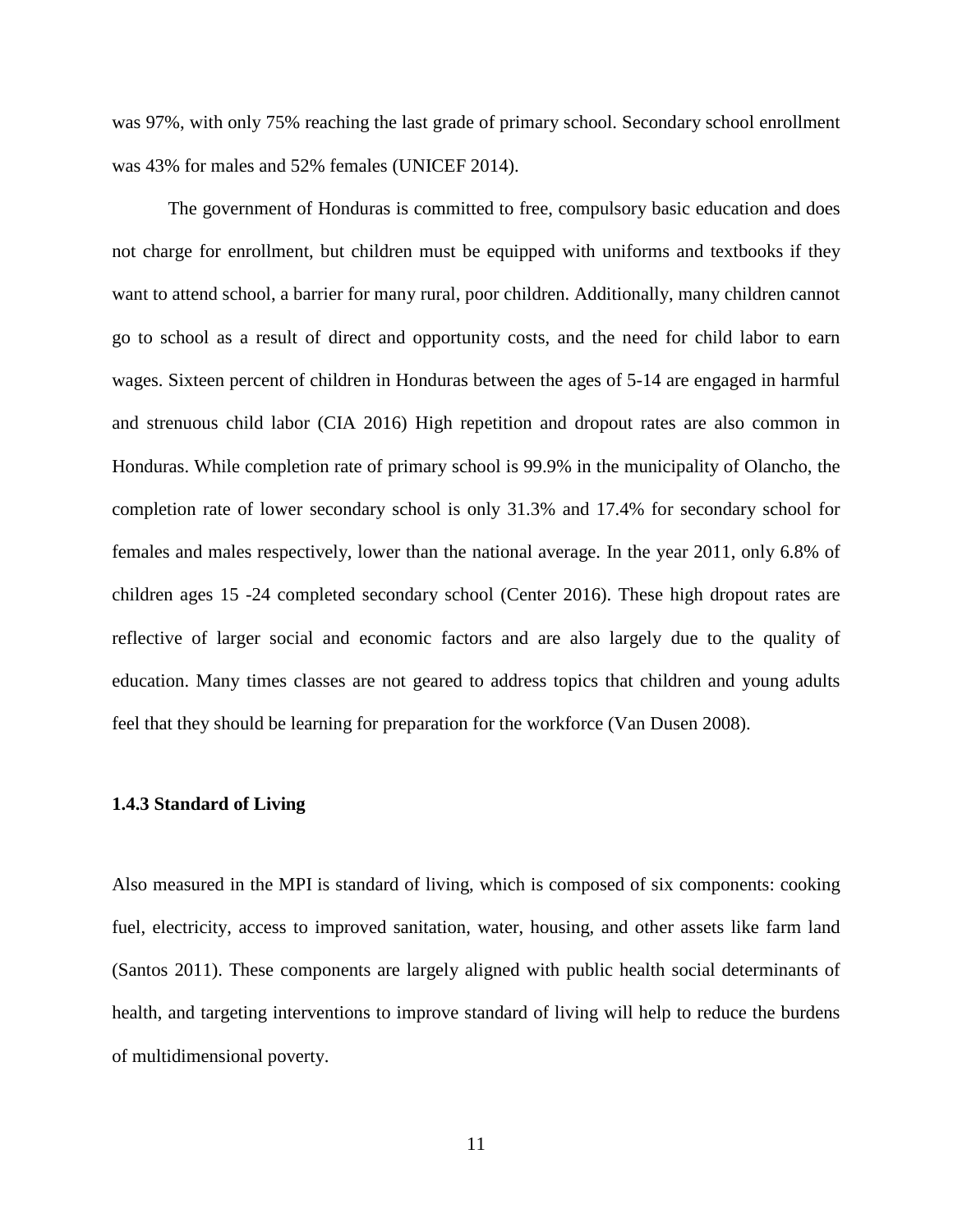was 97%, with only 75% reaching the last grade of primary school. Secondary school enrollment was 43% for males and 52% females (UNICEF 2014).

The government of Honduras is committed to free, compulsory basic education and does not charge for enrollment, but children must be equipped with uniforms and textbooks if they want to attend school, a barrier for many rural, poor children. Additionally, many children cannot go to school as a result of direct and opportunity costs, and the need for child labor to earn wages. Sixteen percent of children in Honduras between the ages of 5-14 are engaged in harmful and strenuous child labor (CIA 2016) High repetition and dropout rates are also common in Honduras. While completion rate of primary school is 99.9% in the municipality of Olancho, the completion rate of lower secondary school is only 31.3% and 17.4% for secondary school for females and males respectively, lower than the national average. In the year 2011, only 6.8% of children ages 15 -24 completed secondary school (Center 2016). These high dropout rates are reflective of larger social and economic factors and are also largely due to the quality of education. Many times classes are not geared to address topics that children and young adults feel that they should be learning for preparation for the workforce (Van Dusen 2008).

### 1.4.3 Standard of Living

Also measured in the MPI is standard of living, which is composed of six components: cooking fuel, electricity, access to improved sanitation, water, housing, and other assets like farm land (Santos 2011). These components are largely aligned with public health social determinants of health, and targeting interventions to improve standard of living will help to reduce the burdens of multidimensional poverty.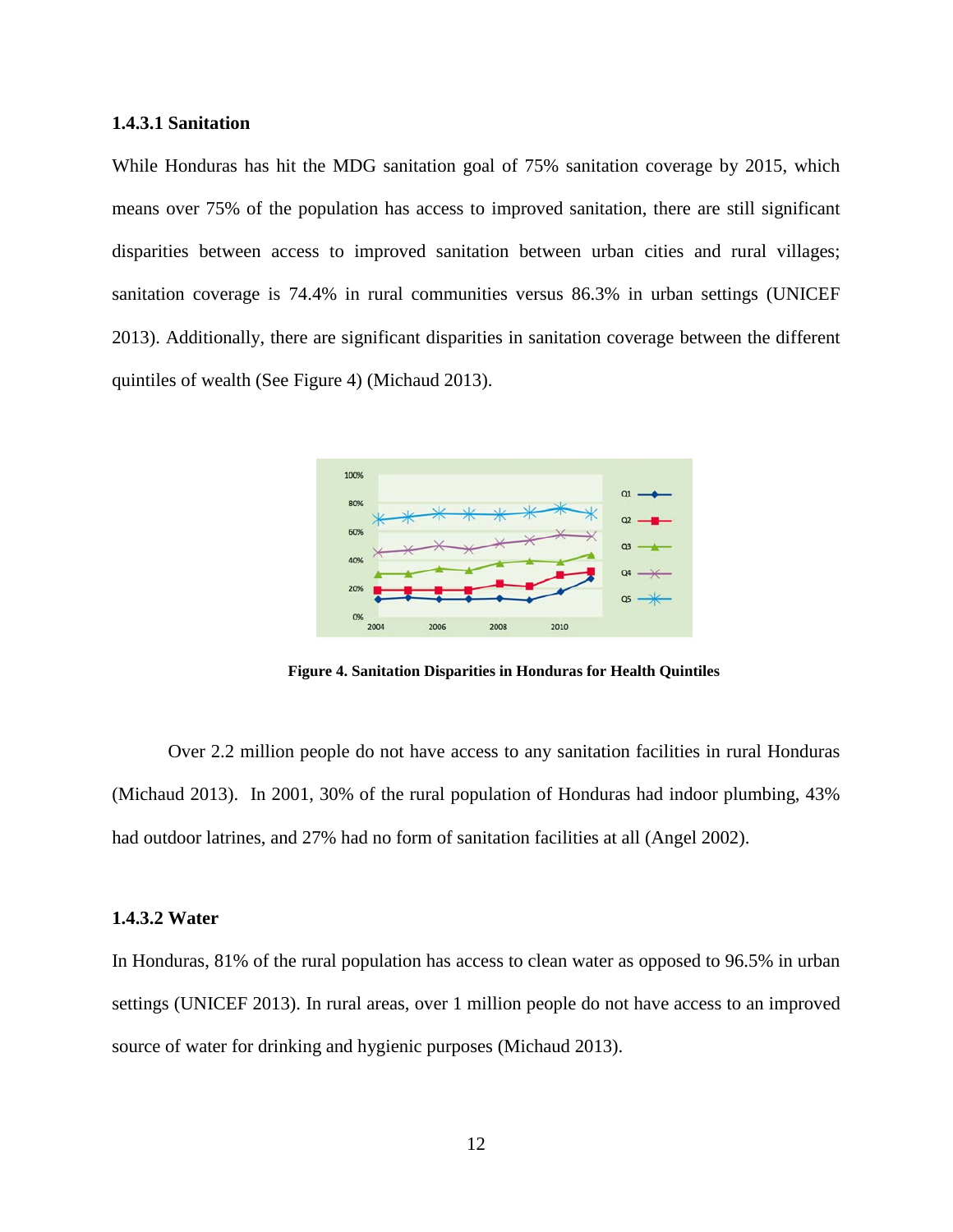#### 1.4.3.1 Sanitation

While Honduras has hit the MDG sanitation goal of 75% sanitation coverage by 2015, which means over 75% of the population has access to improved sanitation, there are still significant disparities between access to improved sanitation between urban cities and rural villages; sanitation coverage is 74.4% in rural communities versus 86.3% in urban settings (UNICEF 2013). Additionally, there are significant disparities in sanitation coverage between the different quintiles of wealth (See Figure 4) (Michaud 2013).

**Figure 4. Sanitation Disparities in Honduras for Health Quintiles**

Over 2.2 million people do not have access to any sanitation facilities in rural Honduras (Michaud 2013). In 2001, 30% of the rural population of Honduras had indoor plumbing, 43% had outdoor latrines, and 27% had no form of sanitation facilities at all (Angel 2002).

#### 1.4.3.2 Water

In Honduras, 81% of the rural population has access to clean water as opposed to 96.5% in urban settings (UNICEF 2013). In rural areas, over 1 million people do not have access to an improved source of water for drinking and hygienic purposes (Michaud 2013).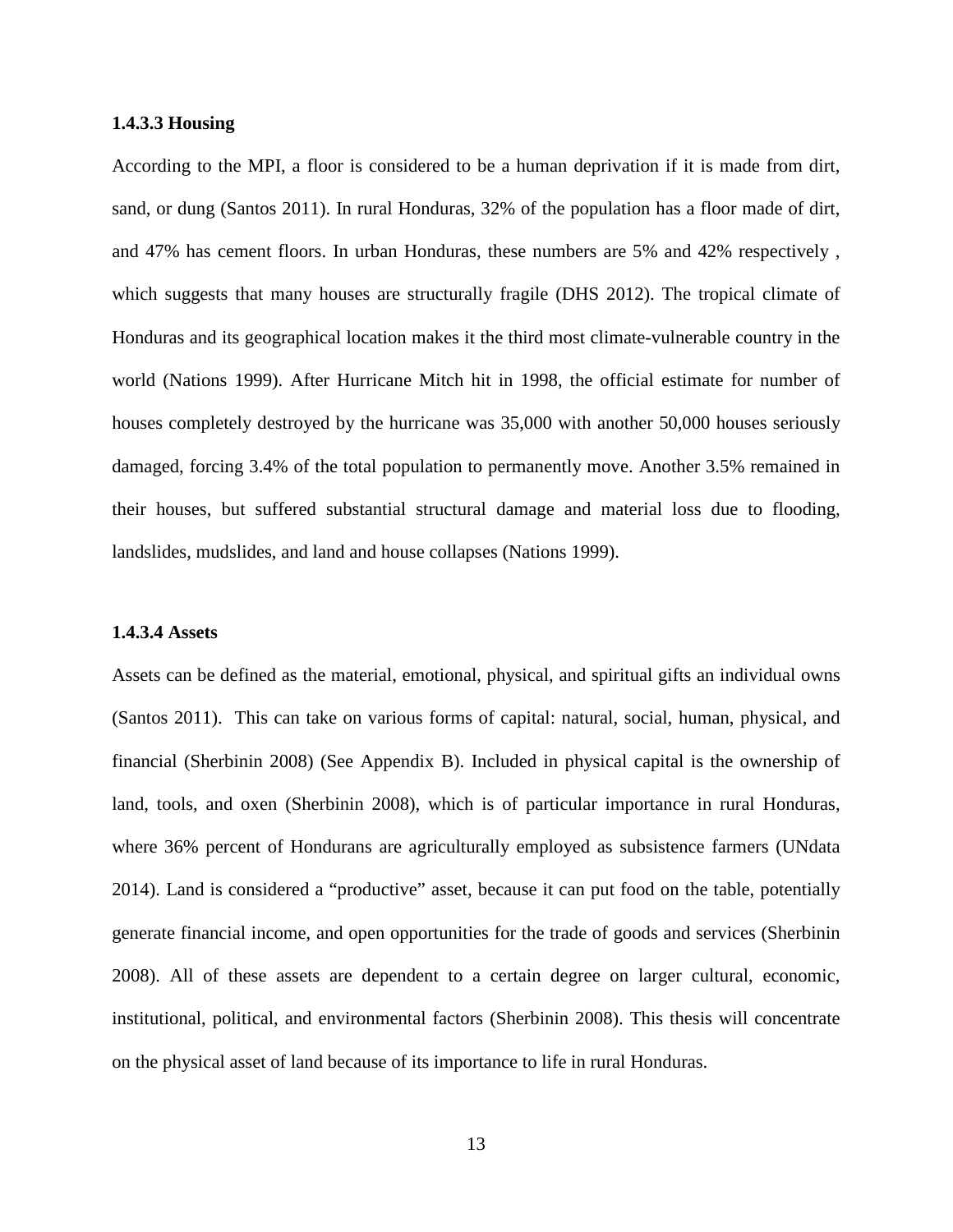#### 1.4.3.3 Housing

According to the MPI, a floor is considered to be a human deprivation if it is made from dirt, sand, or dung (Santos 2011). In rural Honduras, 32% of the population has a floor made of dirt, and 47% has cement floors. In urban Honduras, these numbers are 5% and 42% respectively , which suggests that many houses are structurally fragile (DHS 2012). The tropical climate of Honduras and its geographical location makes it the third most climate-vulnerable country in the world (Nations 1999). After Hurricane Mitch hit in 1998, the official estimate for number of houses completely destroyed by the hurricane was 35,000 with another 50,000 houses seriously damaged, forcing 3.4% of the total population to permanently move. Another 3.5% remained in their houses, but suffered substantial structural damage and material loss due to flooding, landslides, mudslides, and land and house collapses (Nations 1999).

#### 1.4.3.4 Assets

Assets can be defined as the material, emotional, physical, and spiritual gifts an individual owns (Santos 2011). This can take on various forms of capital: natural, social, human, physical, and financial (Sherbinin 2008) (See Appendix B). Included in physical capital is the ownership of land, tools, and oxen (Sherbinin 2008), which is of particular importance in rural Honduras, where 36% percent of Hondurans are agriculturally employed as subsistence farmers (UNdata 2014). Land is considered a "productive" asset, because it can put food on the table, potentially generate financial income, and open opportunities for the trade of goods and services (Sherbinin 2008). All of these assets are dependent to a certain degree on larger cultural, economic, institutional, political, and environmental factors (Sherbinin 2008). This thesis will concentrate on the physical asset of land because of its importance to life in rural Honduras.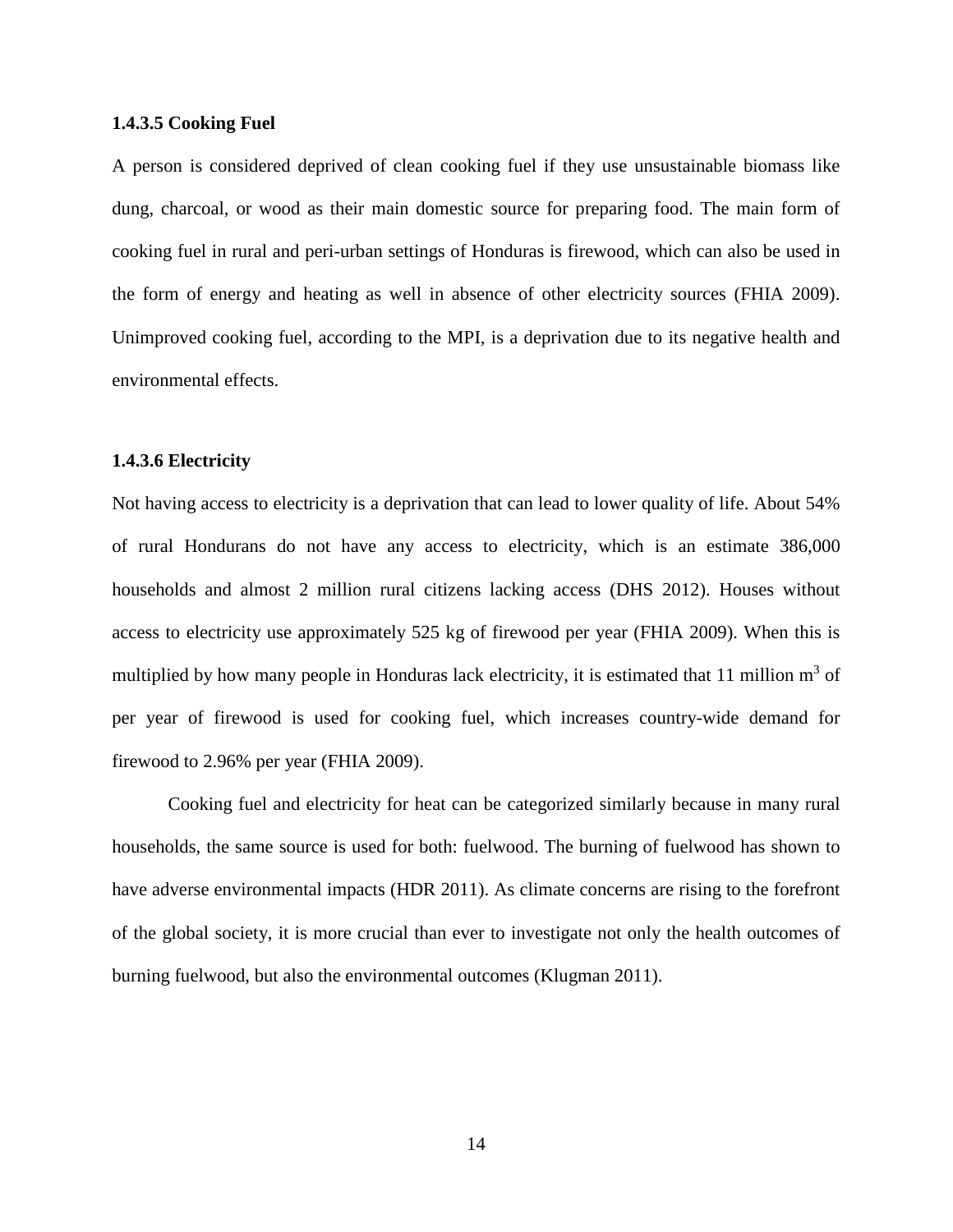#### 1.4.3.5 Cooking Fuel

A person is considered deprived of clean cooking fuel if they use unsustainable biomass like dung, charcoal, or wood as their main domestic source for preparing food. The main form of cooking fuel in rural and peri-urban settings of Honduras is firewood, which can also be used in the form of energy and heating as well in absence of other electricity sources (FHIA 2009). Unimproved cooking fuel, according to the MPI, is a deprivation due to its negative health and environmental effects.

#### 1.4.3.6 Electricity

Not having access to electricity is a deprivation that can lead to lower quality of life. About 54% of rural Hondurans do not have any access to electricity, which is an estimate 386,000 households and almost 2 million rural citizens lacking access (DHS 2012). Houses without access to electricity use approximately 525 kg of firewood per year (FHIA 2009). When this is multiplied by how many people in Honduras lack electricity, it is estimated that 11 million $m^3$ of per year of firewood is used for cooking fuel, which increases country-wide demand for firewood to 2.96% per year (FHIA 2009).

Cooking fuel and electricity for heat can be categorized similarly because in many rural households, the same source is used for both: fuelwood. The burning of fuelwood has shown to have adverse environmental impacts (HDR 2011). As climate concerns are rising to the forefront of the global society, it is more crucial than ever to investigate not only the health outcomes of burning fuelwood, but also the environmental outcomes (Klugman 2011).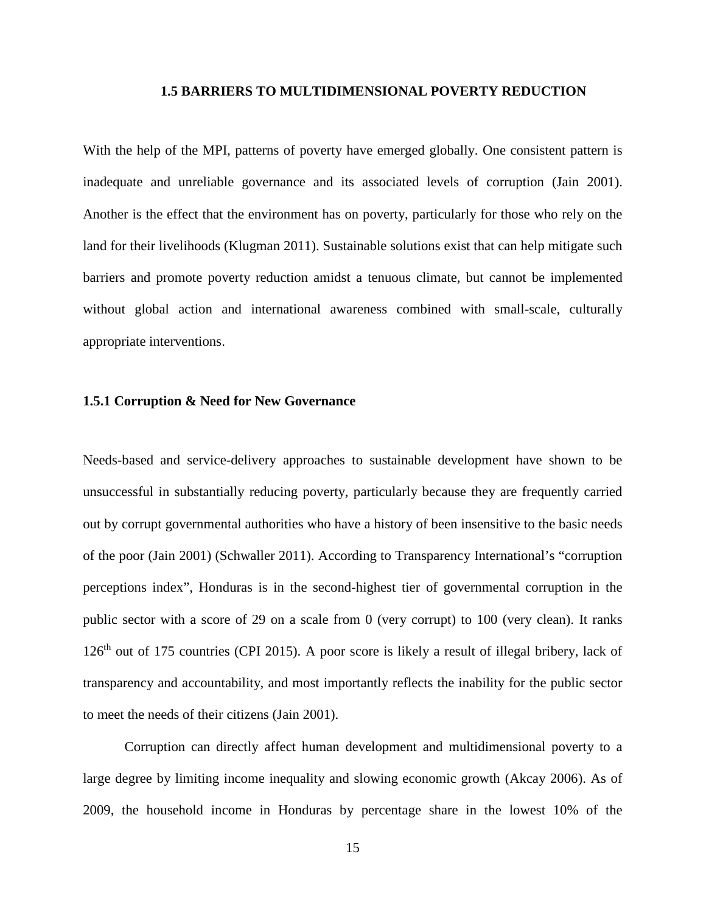## 1.5 BARRIERS TO MULTIDIMENSIONAL POVERTY REDUCTION

With the help of the MPI, patterns of poverty have emerged globally. One consistent pattern is inadequate and unreliable governance and its associated levels of corruption (Jain 2001). Another is the effect that the environment has on poverty, particularly for those who rely on the land for their livelihoods (Klugman 2011). Sustainable solutions exist that can help mitigate such barriers and promote poverty reduction amidst a tenuous climate, but cannot be implemented without global action and international awareness combined with small-scale, culturally appropriate interventions.

### 1.5.1 Corruption & Need for New Governance

Needs-based and service-delivery approaches to sustainable development have shown to be unsuccessful in substantially reducing poverty, particularly because they are frequently carried out by corrupt governmental authorities who have a history of been insensitive to the basic needs of the poor (Jain 2001) (Schwaller 2011). According to Transparency International's "corruption perceptions index", Honduras is in the second-highest tier of governmental corruption in the public sector with a score of 29 on a scale from 0 (very corrupt) to 100 (very clean). It ranks 126th out of 175 countries (CPI 2015). A poor score is likely a result of illegal bribery, lack of transparency and accountability, and most importantly reflects the inability for the public sector to meet the needs of their citizens (Jain 2001).

Corruption can directly affect human development and multidimensional poverty to a large degree by limiting income inequality and slowing economic growth (Akcay 2006). As of 2009, the household income in Honduras by percentage share in the lowest 10% of the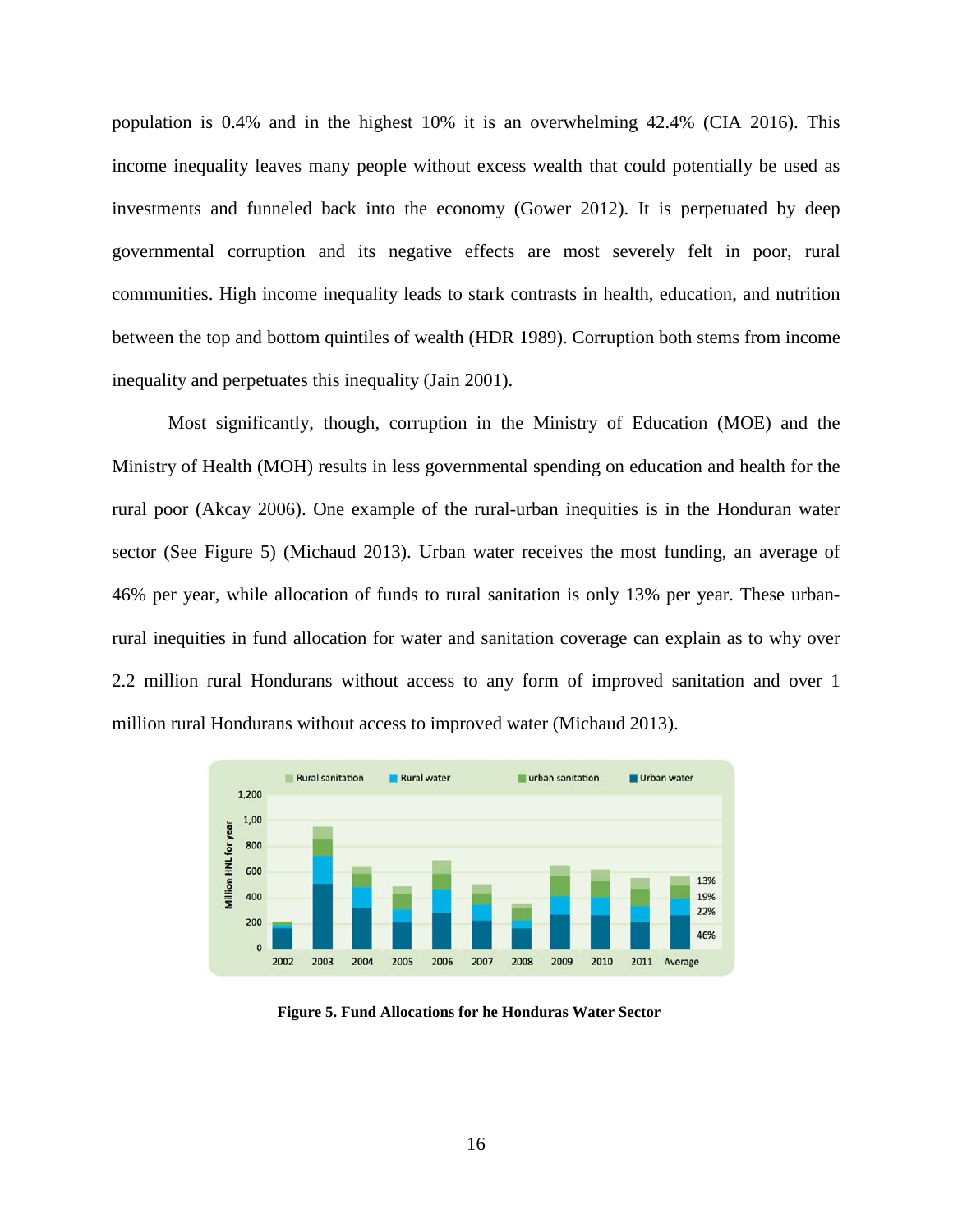population is 0.4% and in the highest 10% it is an overwhelming 42.4% (CIA 2016). This income inequality leaves many people without excess wealth that could potentially be used as investments and funneled back into the economy (Gower 2012). It is perpetuated by deep governmental corruption and its negative effects are most severely felt in poor, rural communities. High income inequality leads to stark contrasts in health, education, and nutrition between the top and bottom quintiles of wealth (HDR 1989). Corruption both stems from income inequality and perpetuates this inequality (Jain 2001).

Most significantly, though, corruption in the Ministry of Education (MOE) and the Ministry of Health (MOH) results in less governmental spending on education and health for the rural poor (Akcay 2006). One example of the rural-urban inequities is in the Honduran water sector (See Figure 5) (Michaud 2013). Urban water receives the most funding, an average of 46% per year, while allocation of funds to rural sanitation is only 13% per year. These urban-rural inequities in fund allocation for water and sanitation coverage can explain as to why over 2.2 million rural Hondurans without access to any form of improved sanitation and over 1 million rural Hondurans without access to improved water (Michaud 2013).

**Figure 5. Fund Allocations for he Honduras Water Sector**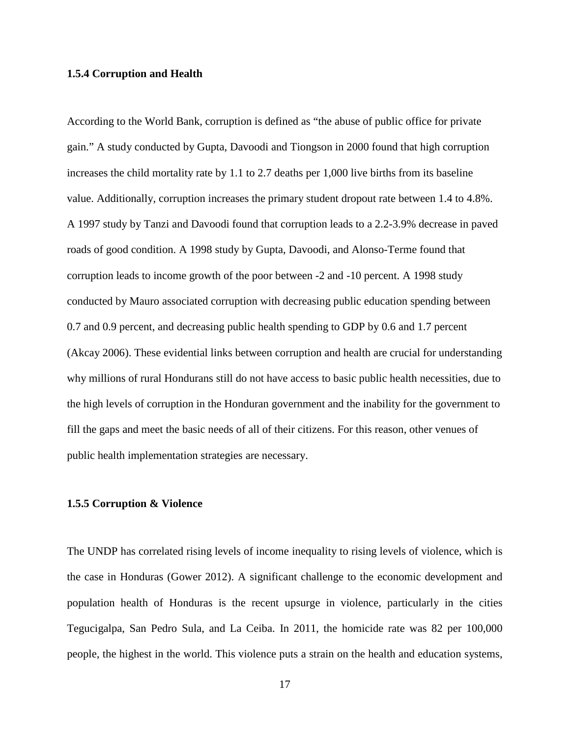### 1.5.4 Corruption and Health

According to the World Bank, corruption is defined as "the abuse of public office for private gain." A study conducted by Gupta, Davoodi and Tiongson in 2000 found that high corruption increases the child mortality rate by 1.1 to 2.7 deaths per 1,000 live births from its baseline value. Additionally, corruption increases the primary student dropout rate between 1.4 to 4.8%. A 1997 study by Tanzi and Davoodi found that corruption leads to a 2.2-3.9% decrease in paved roads of good condition. A 1998 study by Gupta, Davoodi, and Alonso-Terme found that corruption leads to income growth of the poor between -2 and -10 percent. A 1998 study conducted by Mauro associated corruption with decreasing public education spending between 0.7 and 0.9 percent, and decreasing public health spending to GDP by 0.6 and 1.7 percent (Akcay 2006). These evidential links between corruption and health are crucial for understanding why millions of rural Hondurans still do not have access to basic public health necessities, due to the high levels of corruption in the Honduran government and the inability for the government to fill the gaps and meet the basic needs of all of their citizens. For this reason, other venues of public health implementation strategies are necessary.

### 1.5.5 Corruption & Violence

The UNDP has correlated rising levels of income inequality to rising levels of violence, which is the case in Honduras (Gower 2012). A significant challenge to the economic development and population health of Honduras is the recent upsurge in violence, particularly in the cities Tegucigalpa, San Pedro Sula, and La Ceiba. In 2011, the homicide rate was 82 per 100,000 people, the highest in the world. This violence puts a strain on the health and education systems,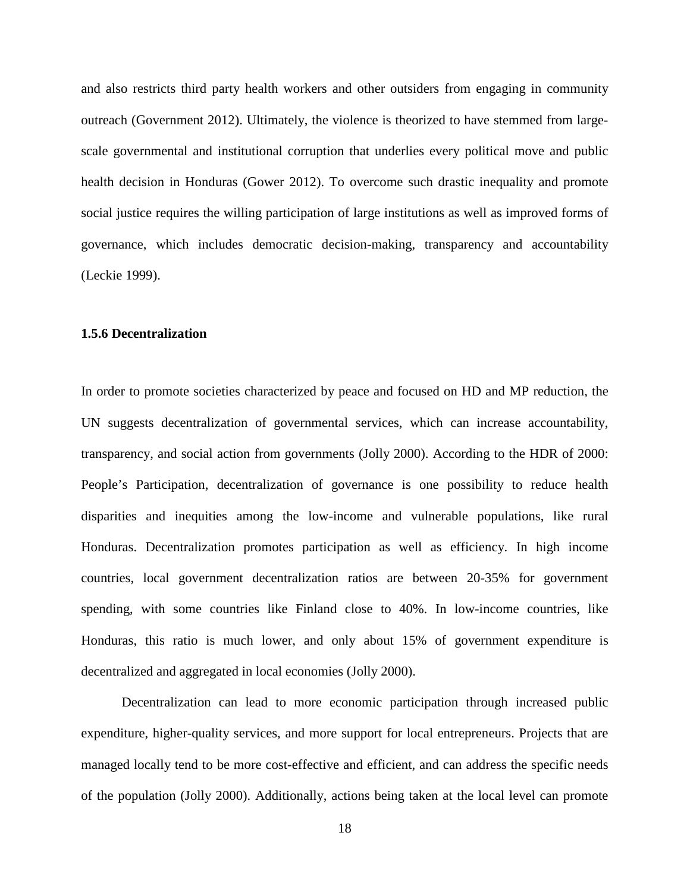and also restricts third party health workers and other outsiders from engaging in community outreach (Government 2012). Ultimately, the violence is theorized to have stemmed from large-scale governmental and institutional corruption that underlies every political move and public health decision in Honduras (Gower 2012). To overcome such drastic inequality and promote social justice requires the willing participation of large institutions as well as improved forms of governance, which includes democratic decision-making, transparency and accountability (Leckie 1999).

### 1.5.6 Decentralization

In order to promote societies characterized by peace and focused on HD and MP reduction, the UN suggests decentralization of governmental services, which can increase accountability, transparency, and social action from governments (Jolly 2000). According to the HDR of 2000: People's Participation, decentralization of governance is one possibility to reduce health disparities and inequities among the low-income and vulnerable populations, like rural Honduras. Decentralization promotes participation as well as efficiency. In high income countries, local government decentralization ratios are between 20-35% for government spending, with some countries like Finland close to 40%. In low-income countries, like Honduras, this ratio is much lower, and only about 15% of government expenditure is decentralized and aggregated in local economies (Jolly 2000).

Decentralization can lead to more economic participation through increased public expenditure, higher-quality services, and more support for local entrepreneurs. Projects that are managed locally tend to be more cost-effective and efficient, and can address the specific needs of the population (Jolly 2000). Additionally, actions being taken at the local level can promote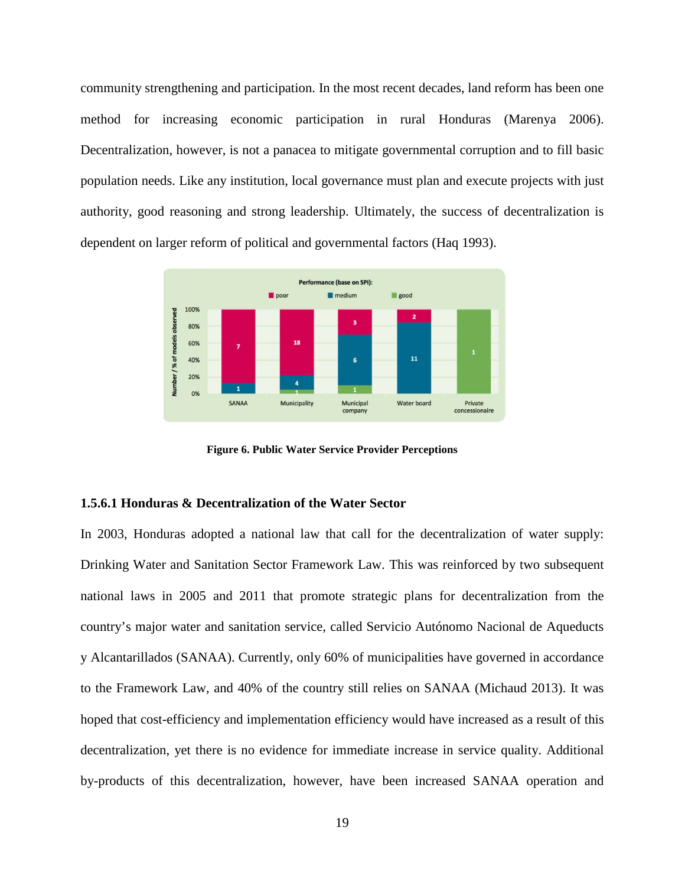community strengthening and participation. In the most recent decades, land reform has been one method for increasing economic participation in rural Honduras (Marenya 2006). Decentralization, however, is not a panacea to mitigate governmental corruption and to fill basic population needs. Like any institution, local governance must plan and execute projects with just authority, good reasoning and strong leadership. Ultimately, the success of decentralization is dependent on larger reform of political and governmental factors (Haq 1993).

**Figure 6. Public Water Service Provider Perceptions**

### 1.5.6.1 Honduras & Decentralization of the Water Sector

In 2003, Honduras adopted a national law that call for the decentralization of water supply: Drinking Water and Sanitation Sector Framework Law. This was reinforced by two subsequent national laws in 2005 and 2011 that promote strategic plans for decentralization from the country's major water and sanitation service, called Servicio Autónomo Nacional de Aqueducts y Alcantarillados (SANAA). Currently, only 60% of municipalities have governed in accordance to the Framework Law, and 40% of the country still relies on SANAA (Michaud 2013). It was hoped that cost-efficiency and implementation efficiency would have increased as a result of this decentralization, yet there is no evidence for immediate increase in service quality. Additional by-products of this decentralization, however, have been increased SANAA operation and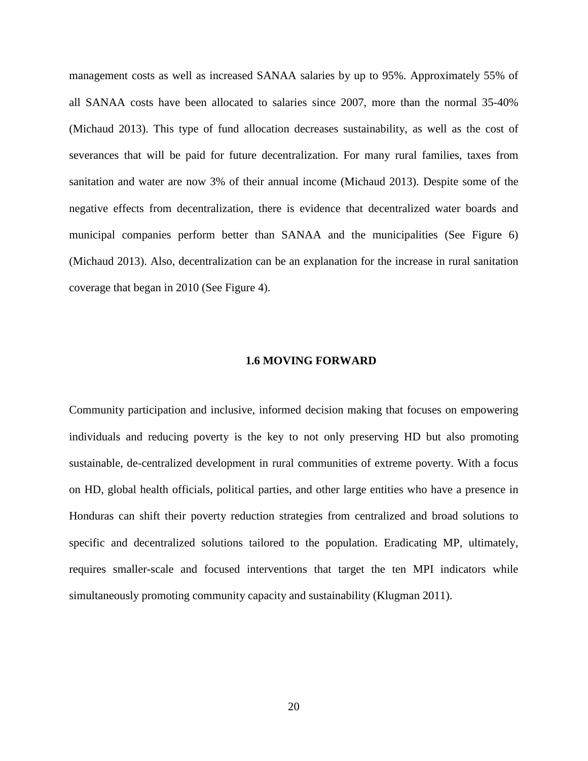management costs as well as increased SANAA salaries by up to 95%. Approximately 55% of all SANAA costs have been allocated to salaries since 2007, more than the normal 35-40% (Michaud 2013). This type of fund allocation decreases sustainability, as well as the cost of severances that will be paid for future decentralization. For many rural families, taxes from sanitation and water are now 3% of their annual income (Michaud 2013). Despite some of the negative effects from decentralization, there is evidence that decentralized water boards and municipal companies perform better than SANAA and the municipalities (See Figure 6) (Michaud 2013). Also, decentralization can be an explanation for the increase in rural sanitation coverage that began in 2010 (See Figure 4).

### 1.6 MOVING FORWARD

Community participation and inclusive, informed decision making that focuses on empowering individuals and reducing poverty is the key to not only preserving HD but also promoting sustainable, de-centralized development in rural communities of extreme poverty. With a focus on HD, global health officials, political parties, and other large entities who have a presence in Honduras can shift their poverty reduction strategies from centralized and broad solutions to specific and decentralized solutions tailored to the population. Eradicating MP, ultimately, requires smaller-scale and focused interventions that target the ten MPI indicators while simultaneously promoting community capacity and sustainability (Klugman 2011).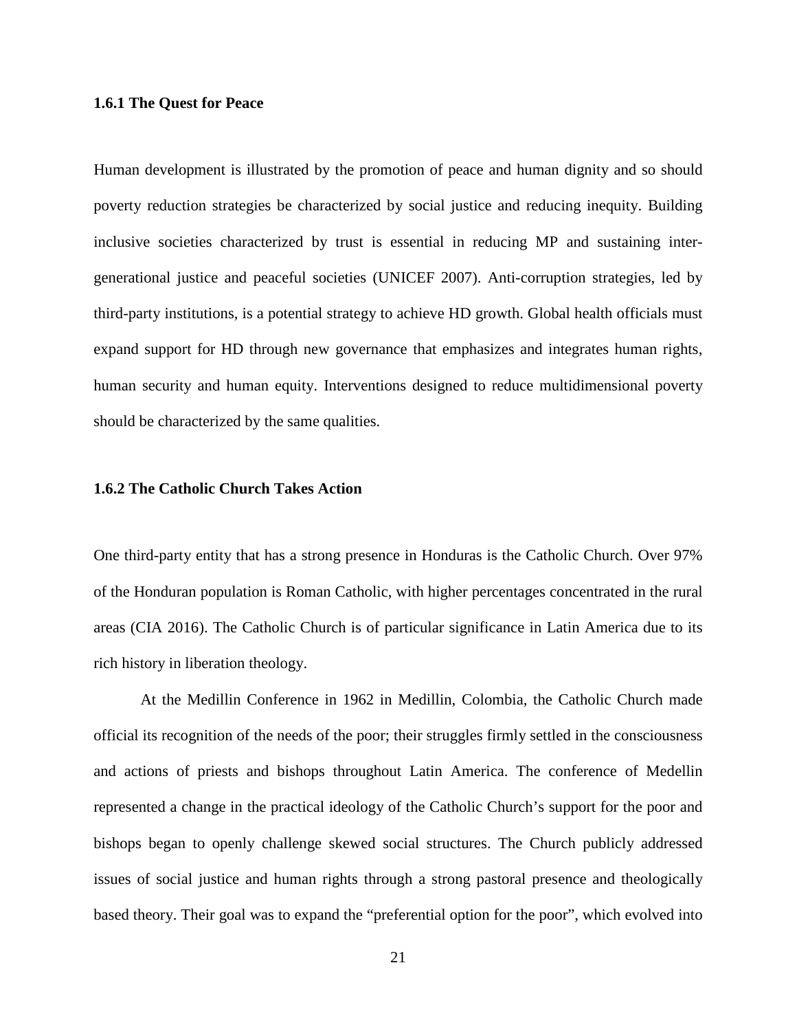### 1.6.1 The Quest for Peace

Human development is illustrated by the promotion of peace and human dignity and so should poverty reduction strategies be characterized by social justice and reducing inequity. Building inclusive societies characterized by trust is essential in reducing MP and sustaining inter-generational justice and peaceful societies (UNICEF 2007). Anti-corruption strategies, led by third-party institutions, is a potential strategy to achieve HD growth. Global health officials must expand support for HD through new governance that emphasizes and integrates human rights, human security and human equity. Interventions designed to reduce multidimensional poverty should be characterized by the same qualities.

### 1.6.2 The Catholic Church Takes Action

One third-party entity that has a strong presence in Honduras is the Catholic Church. Over 97% of the Honduran population is Roman Catholic, with higher percentages concentrated in the rural areas (CIA 2016). The Catholic Church is of particular significance in Latin America due to its rich history in liberation theology.

At the Medillin Conference in 1962 in Medillin, Colombia, the Catholic Church made official its recognition of the needs of the poor; their struggles firmly settled in the consciousness and actions of priests and bishops throughout Latin America. The conference of Medellin represented a change in the practical ideology of the Catholic Church's support for the poor and bishops began to openly challenge skewed social structures. The Church publicly addressed issues of social justice and human rights through a strong pastoral presence and theologically based theory. Their goal was to expand the "preferential option for the poor", which evolved into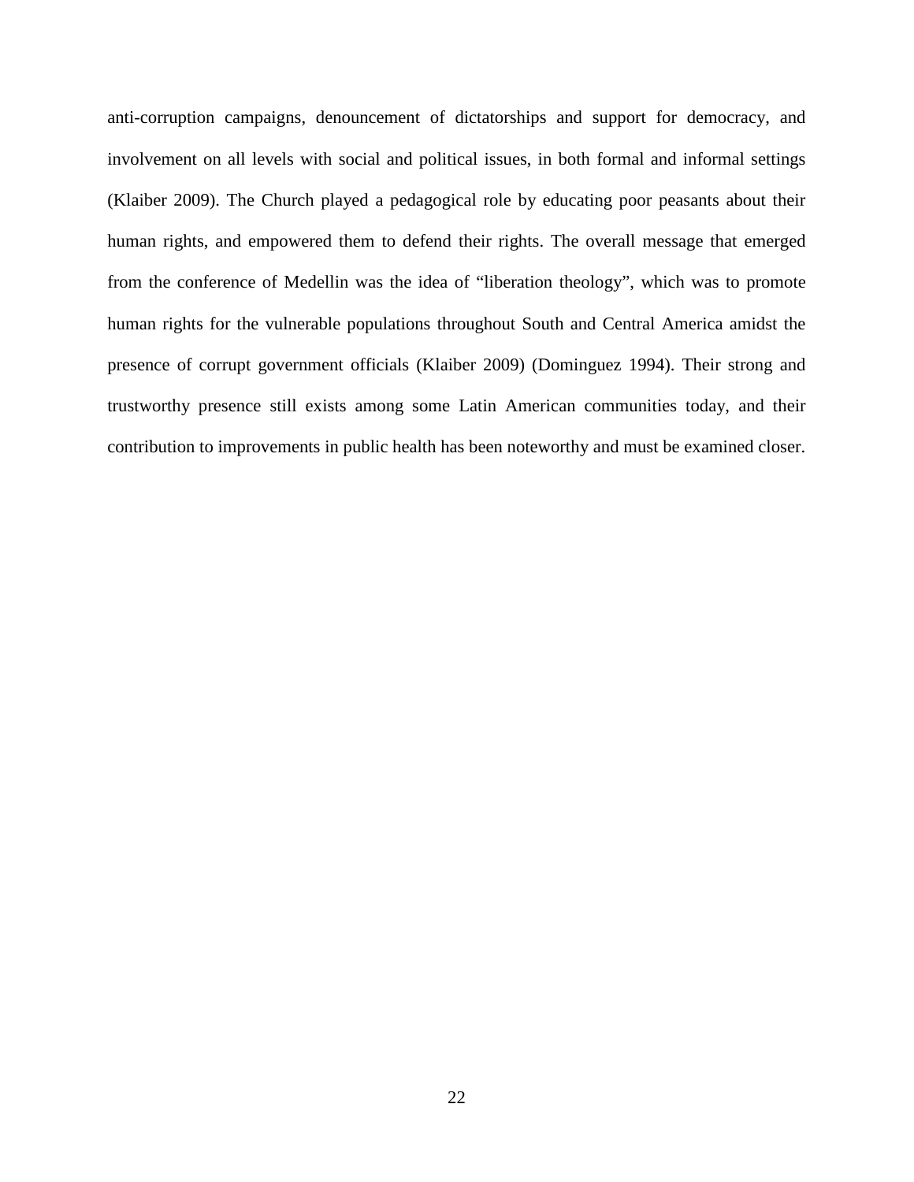anti-corruption campaigns, denouncement of dictatorships and support for democracy, and involvement on all levels with social and political issues, in both formal and informal settings (Klaiber 2009). The Church played a pedagogical role by educating poor peasants about their human rights, and empowered them to defend their rights. The overall message that emerged from the conference of Medellin was the idea of "liberation theology", which was to promote human rights for the vulnerable populations throughout South and Central America amidst the presence of corrupt government officials (Klaiber 2009) (Dominguez 1994). Their strong and trustworthy presence still exists among some Latin American communities today, and their contribution to improvements in public health has been noteworthy and must be examined closer.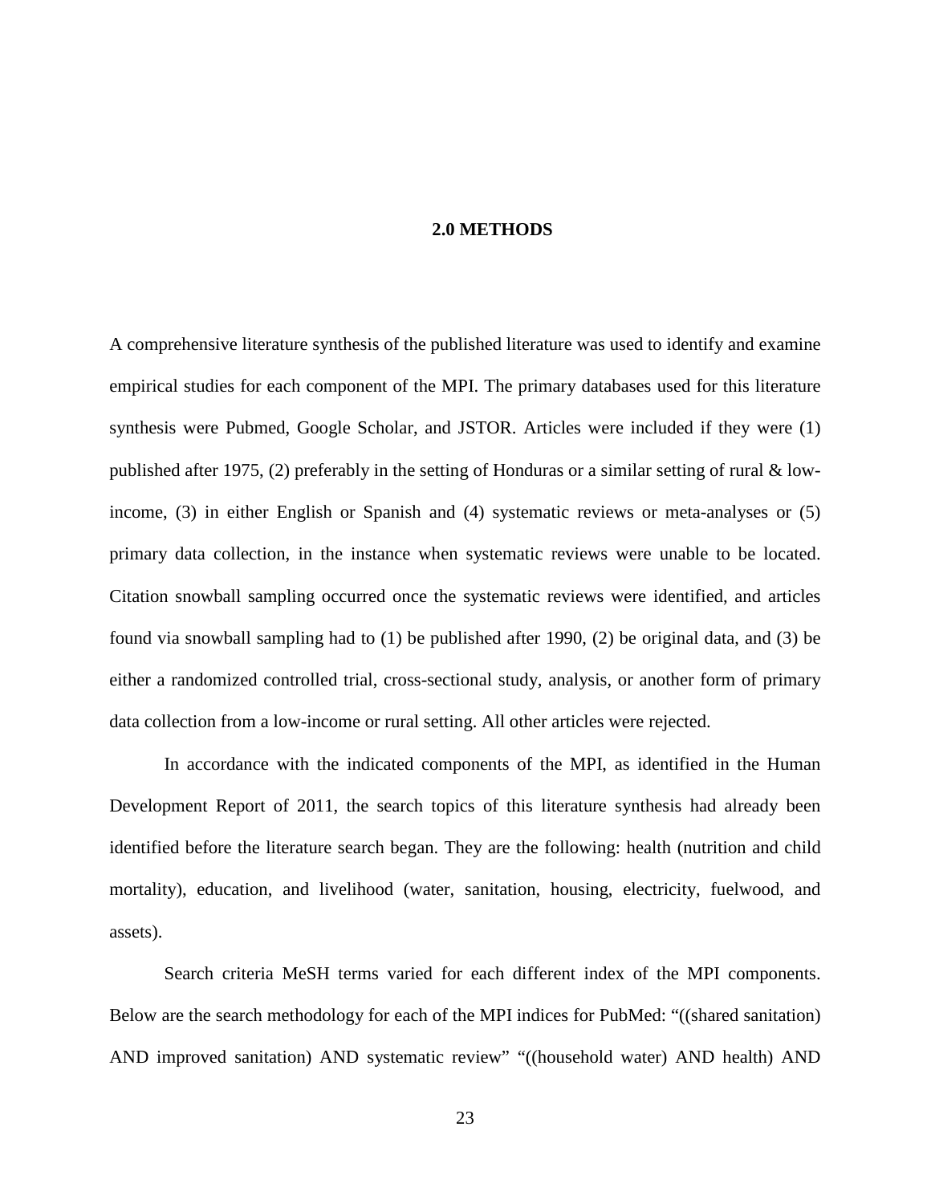# 2.0 METHODS

A comprehensive literature synthesis of the published literature was used to identify and examine empirical studies for each component of the MPI. The primary databases used for this literature synthesis were Pubmed, Google Scholar, and JSTOR. Articles were included if they were (1) published after 1975, (2) preferably in the setting of Honduras or a similar setting of rural & low-income, (3) in either English or Spanish and (4) systematic reviews or meta-analyses or (5) primary data collection, in the instance when systematic reviews were unable to be located. Citation snowball sampling occurred once the systematic reviews were identified, and articles found via snowball sampling had to (1) be published after 1990, (2) be original data, and (3) be either a randomized controlled trial, cross-sectional study, analysis, or another form of primary data collection from a low-income or rural setting. All other articles were rejected.

In accordance with the indicated components of the MPI, as identified in the Human Development Report of 2011, the search topics of this literature synthesis had already been identified before the literature search began. They are the following: health (nutrition and child mortality), education, and livelihood (water, sanitation, housing, electricity, fuelwood, and assets).

Search criteria MeSH terms varied for each different index of the MPI components. Below are the search methodology for each of the MPI indices for PubMed: "((shared sanitation) AND improved sanitation) AND systematic review" "((household water) AND health) AND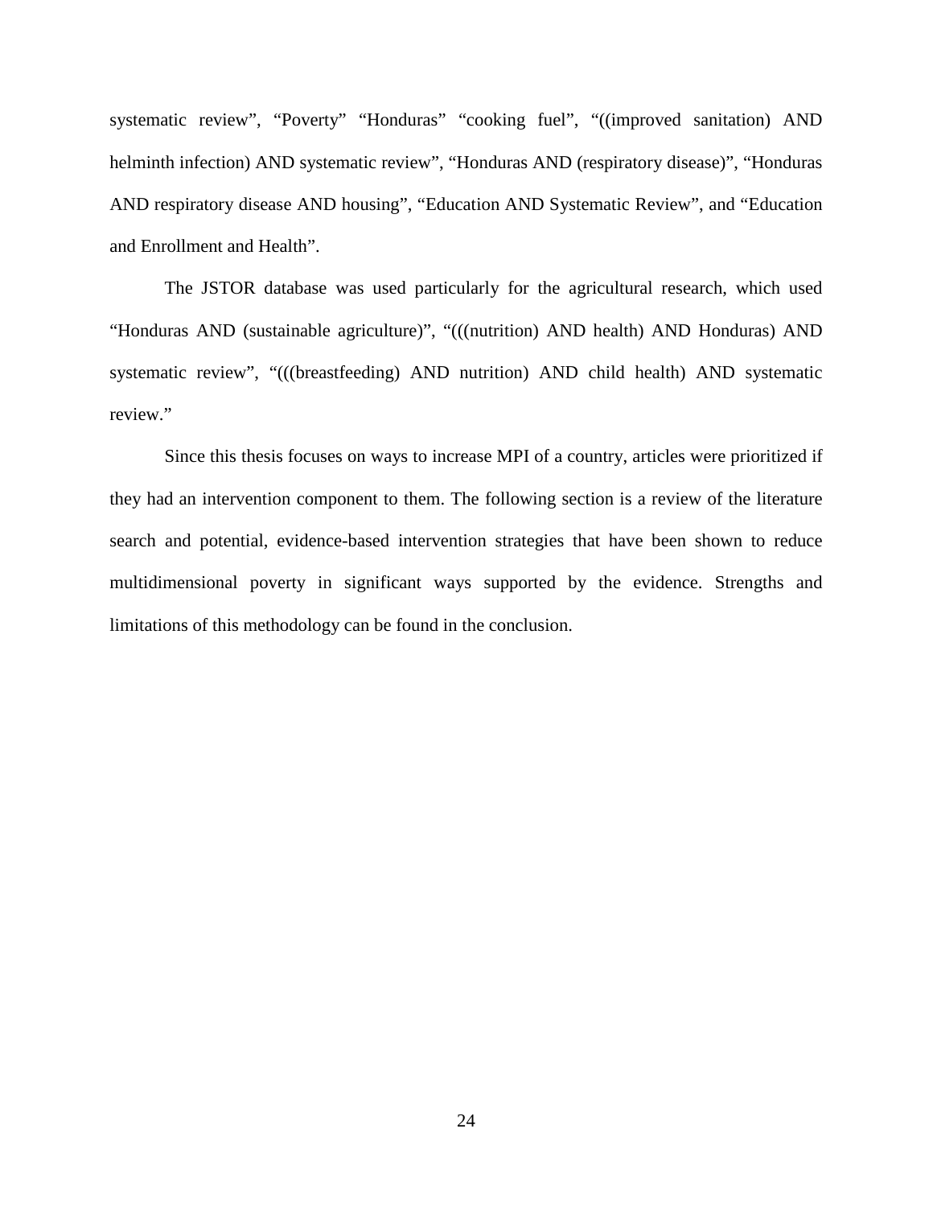systematic review", "Poverty" "Honduras" "cooking fuel", "((improved sanitation) AND helminth infection) AND systematic review", "Honduras AND (respiratory disease)", "Honduras AND respiratory disease AND housing", "Education AND Systematic Review", and "Education and Enrollment and Health".

The JSTOR database was used particularly for the agricultural research, which used "Honduras AND (sustainable agriculture)", "(((nutrition) AND health) AND Honduras) AND systematic review", "(((breastfeeding) AND nutrition) AND child health) AND systematic review."

Since this thesis focuses on ways to increase MPI of a country, articles were prioritized if they had an intervention component to them. The following section is a review of the literature search and potential, evidence-based intervention strategies that have been shown to reduce multidimensional poverty in significant ways supported by the evidence. Strengths and limitations of this methodology can be found in the conclusion.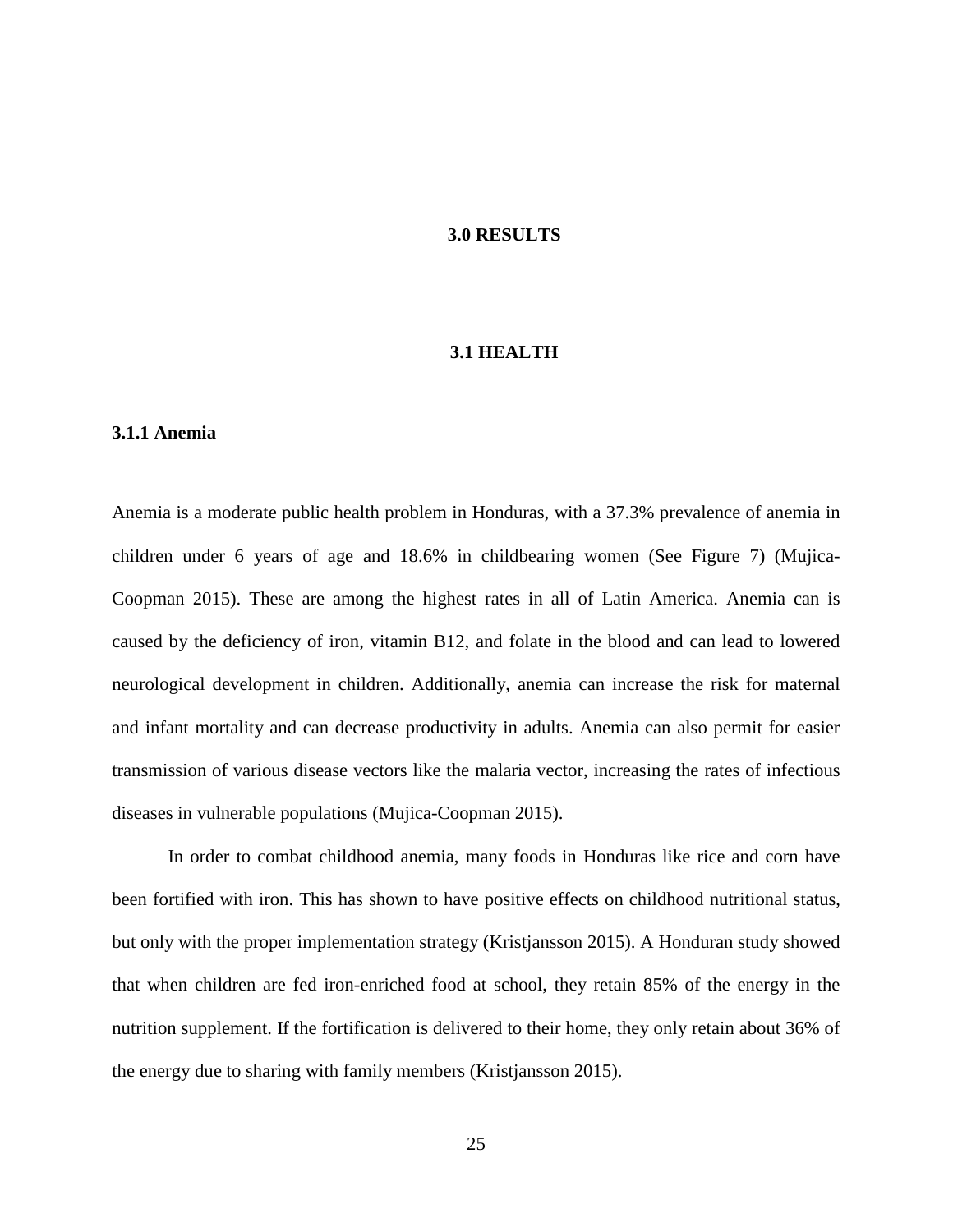# 3.0 RESULTS

## 3.1 HEALTH

### 3.1.1 Anemia

Anemia is a moderate public health problem in Honduras, with a 37.3% prevalence of anemia in children under 6 years of age and 18.6% in childbearing women (See Figure 7) (Mujica-Coopman 2015). These are among the highest rates in all of Latin America. Anemia can is caused by the deficiency of iron, vitamin B12, and folate in the blood and can lead to lowered neurological development in children. Additionally, anemia can increase the risk for maternal and infant mortality and can decrease productivity in adults. Anemia can also permit for easier transmission of various disease vectors like the malaria vector, increasing the rates of infectious diseases in vulnerable populations (Mujica-Coopman 2015).

In order to combat childhood anemia, many foods in Honduras like rice and corn have been fortified with iron. This has shown to have positive effects on childhood nutritional status, but only with the proper implementation strategy (Kristjansson 2015). A Honduran study showed that when children are fed iron-enriched food at school, they retain 85% of the energy in the nutrition supplement. If the fortification is delivered to their home, they only retain about 36% of the energy due to sharing with family members (Kristjansson 2015).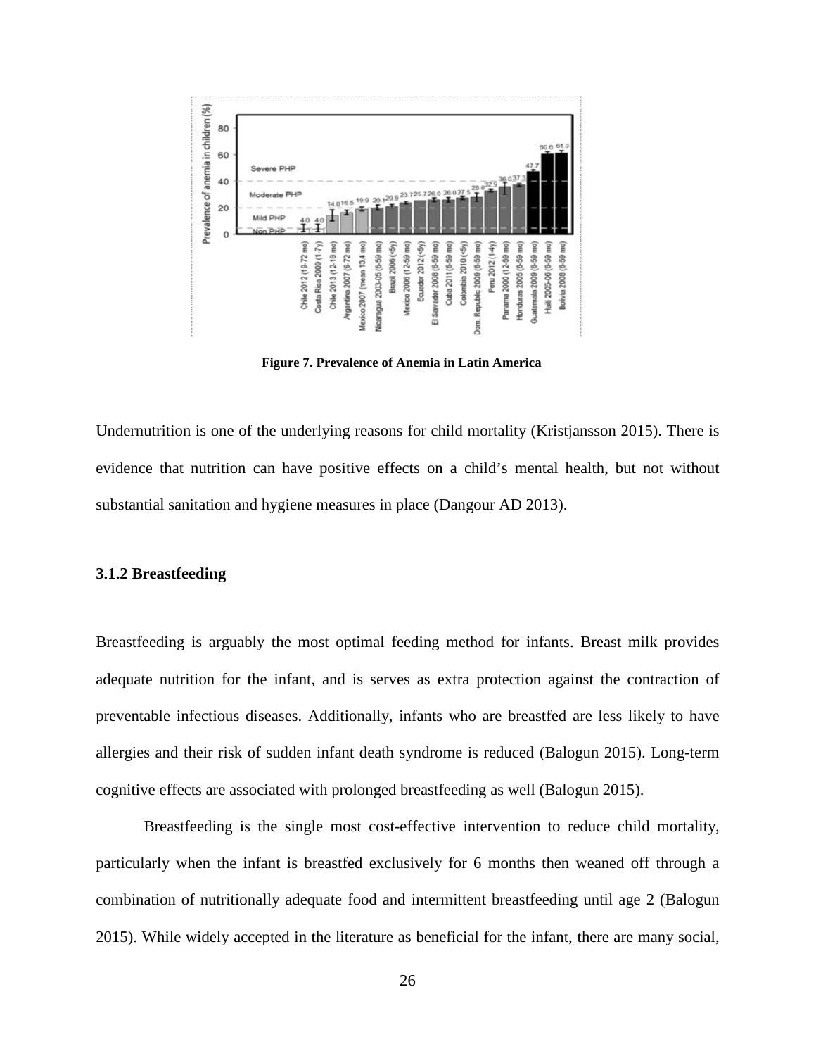**Figure 7. Prevalence of Anemia in Latin America**

Undernutrition is one of the underlying reasons for child mortality (Kristjansson 2015). There is evidence that nutrition can have positive effects on a child's mental health, but not without substantial sanitation and hygiene measures in place (Dangour AD 2013).

### 3.1.2 Breastfeeding

Breastfeeding is arguably the most optimal feeding method for infants. Breast milk provides adequate nutrition for the infant, and is serves as extra protection against the contraction of preventable infectious diseases. Additionally, infants who are breastfed are less likely to have allergies and their risk of sudden infant death syndrome is reduced (Balogun 2015). Long-term cognitive effects are associated with prolonged breastfeeding as well (Balogun 2015).

Breastfeeding is the single most cost-effective intervention to reduce child mortality, particularly when the infant is breastfed exclusively for 6 months then weaned off through a combination of nutritionally adequate food and intermittent breastfeeding until age 2 (Balogun 2015). While widely accepted in the literature as beneficial for the infant, there are many social,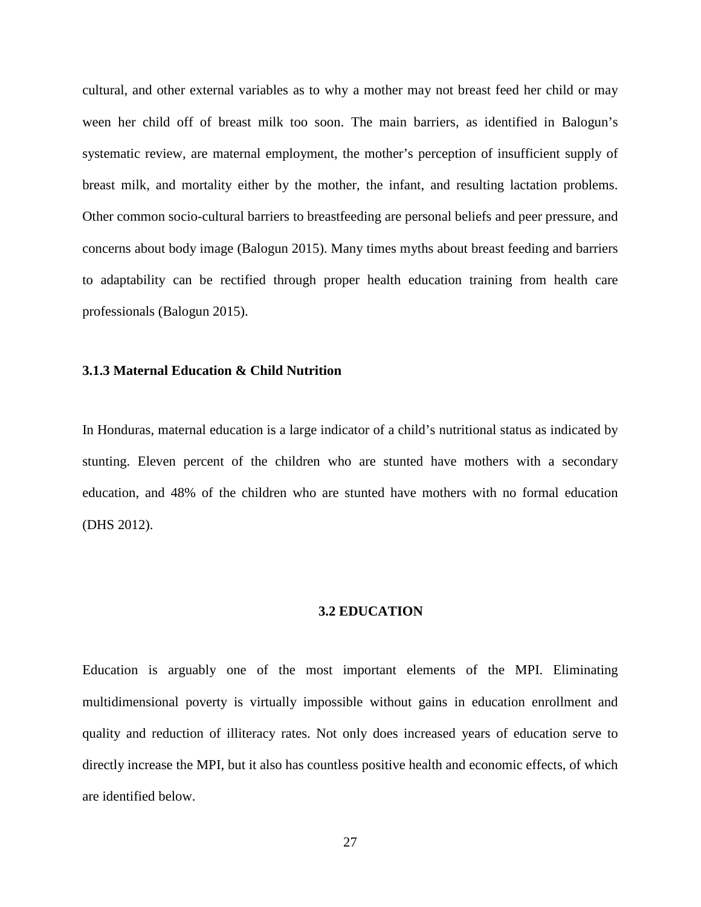cultural, and other external variables as to why a mother may not breast feed her child or may ween her child off of breast milk too soon. The main barriers, as identified in Balogun's systematic review, are maternal employment, the mother's perception of insufficient supply of breast milk, and mortality either by the mother, the infant, and resulting lactation problems. Other common socio-cultural barriers to breastfeeding are personal beliefs and peer pressure, and concerns about body image (Balogun 2015). Many times myths about breast feeding and barriers to adaptability can be rectified through proper health education training from health care professionals (Balogun 2015).

### 3.1.3 Maternal Education & Child Nutrition

In Honduras, maternal education is a large indicator of a child's nutritional status as indicated by stunting. Eleven percent of the children who are stunted have mothers with a secondary education, and 48% of the children who are stunted have mothers with no formal education (DHS 2012).

## 3.2 EDUCATION

Education is arguably one of the most important elements of the MPI. Eliminating multidimensional poverty is virtually impossible without gains in education enrollment and quality and reduction of illiteracy rates. Not only does increased years of education serve to directly increase the MPI, but it also has countless positive health and economic effects, of which are identified below.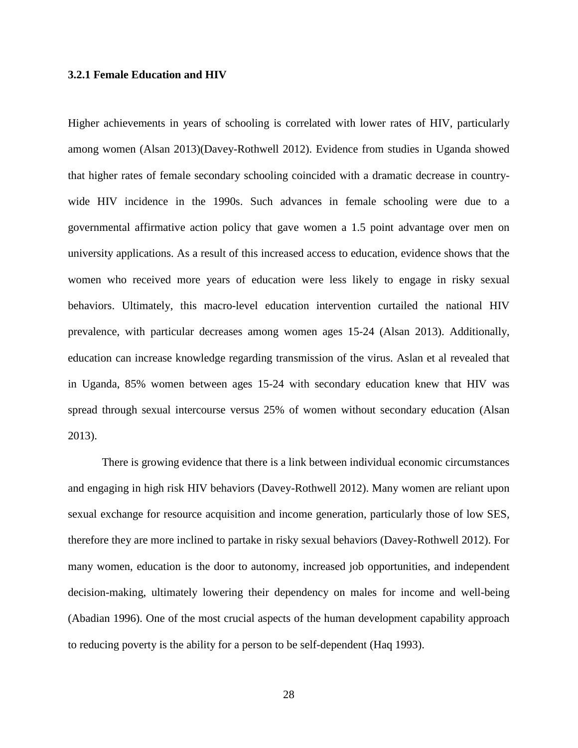### 3.2.1 Female Education and HIV

Higher achievements in years of schooling is correlated with lower rates of HIV, particularly among women (Alsan 2013)(Davey-Rothwell 2012). Evidence from studies in Uganda showed that higher rates of female secondary schooling coincided with a dramatic decrease in country-wide HIV incidence in the 1990s. Such advances in female schooling were due to a governmental affirmative action policy that gave women a 1.5 point advantage over men on university applications. As a result of this increased access to education, evidence shows that the women who received more years of education were less likely to engage in risky sexual behaviors. Ultimately, this macro-level education intervention curtailed the national HIV prevalence, with particular decreases among women ages 15-24 (Alsan 2013). Additionally, education can increase knowledge regarding transmission of the virus. Aslan et al revealed that in Uganda, 85% women between ages 15-24 with secondary education knew that HIV was spread through sexual intercourse versus 25% of women without secondary education (Alsan 2013).

There is growing evidence that there is a link between individual economic circumstances and engaging in high risk HIV behaviors (Davey-Rothwell 2012). Many women are reliant upon sexual exchange for resource acquisition and income generation, particularly those of low SES, therefore they are more inclined to partake in risky sexual behaviors (Davey-Rothwell 2012). For many women, education is the door to autonomy, increased job opportunities, and independent decision-making, ultimately lowering their dependency on males for income and well-being (Abadian 1996). One of the most crucial aspects of the human development capability approach to reducing poverty is the ability for a person to be self-dependent (Haq 1993).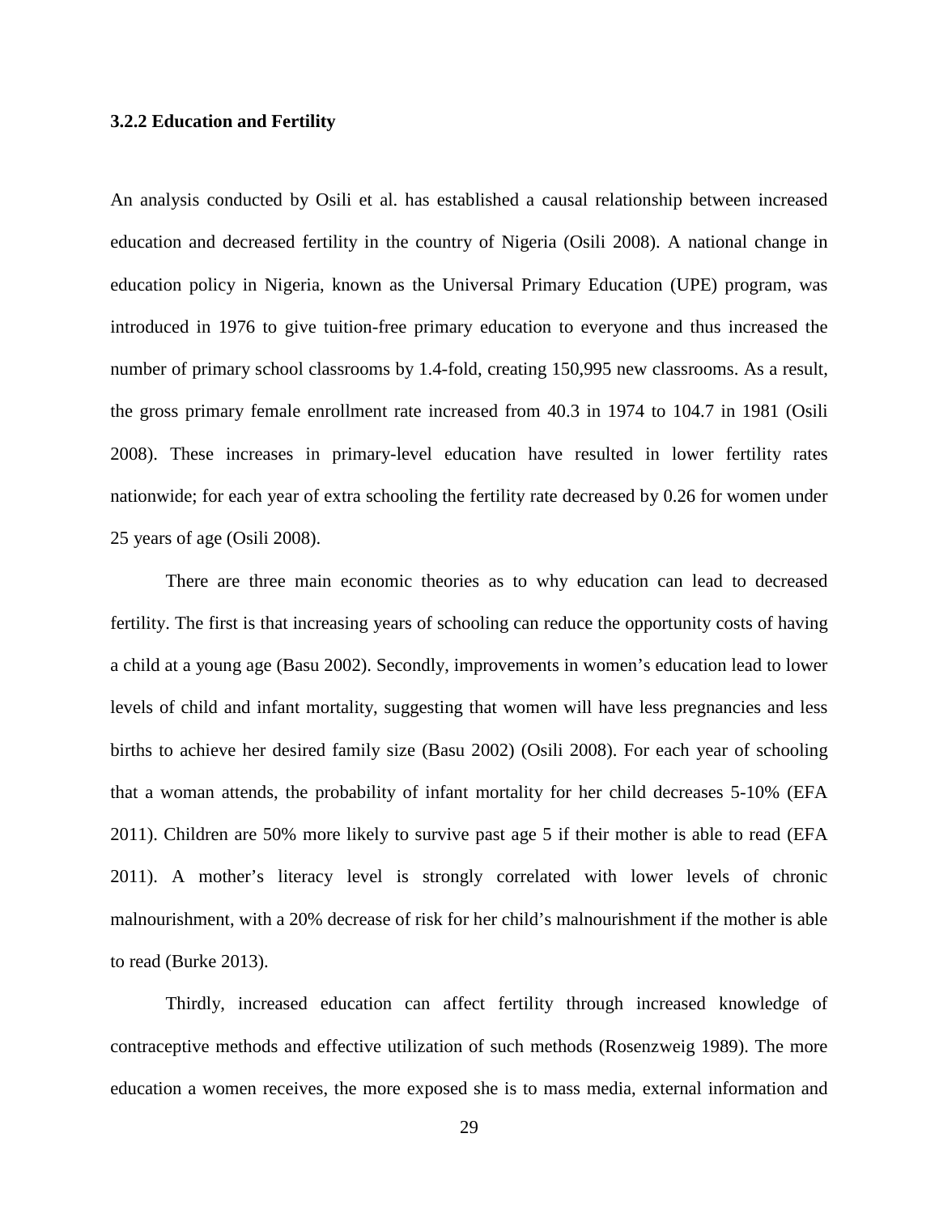### 3.2.2 Education and Fertility

An analysis conducted by Osili et al. has established a causal relationship between increased education and decreased fertility in the country of Nigeria (Osili 2008). A national change in education policy in Nigeria, known as the Universal Primary Education (UPE) program, was introduced in 1976 to give tuition-free primary education to everyone and thus increased the number of primary school classrooms by 1.4-fold, creating 150,995 new classrooms. As a result, the gross primary female enrollment rate increased from 40.3 in 1974 to 104.7 in 1981 (Osili 2008). These increases in primary-level education have resulted in lower fertility rates nationwide; for each year of extra schooling the fertility rate decreased by 0.26 for women under 25 years of age (Osili 2008).

There are three main economic theories as to why education can lead to decreased fertility. The first is that increasing years of schooling can reduce the opportunity costs of having a child at a young age (Basu 2002). Secondly, improvements in women's education lead to lower levels of child and infant mortality, suggesting that women will have less pregnancies and less births to achieve her desired family size (Basu 2002) (Osili 2008). For each year of schooling that a woman attends, the probability of infant mortality for her child decreases 5-10% (EFA 2011). Children are 50% more likely to survive past age 5 if their mother is able to read (EFA 2011). A mother's literacy level is strongly correlated with lower levels of chronic malnourishment, with a 20% decrease of risk for her child's malnourishment if the mother is able to read (Burke 2013).

Thirdly, increased education can affect fertility through increased knowledge of contraceptive methods and effective utilization of such methods (Rosenzweig 1989). The more education a women receives, the more exposed she is to mass media, external information and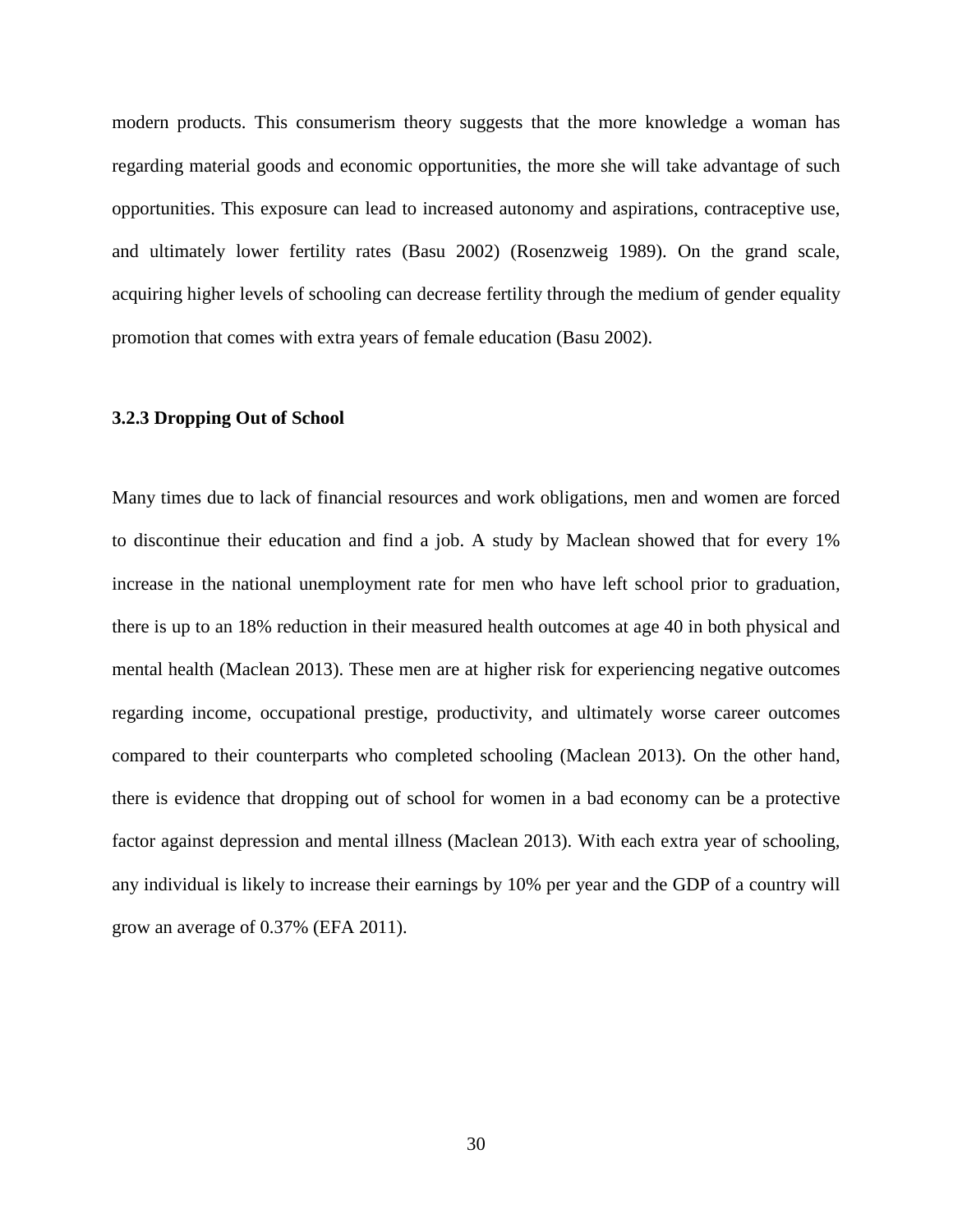modern products. This consumerism theory suggests that the more knowledge a woman has regarding material goods and economic opportunities, the more she will take advantage of such opportunities. This exposure can lead to increased autonomy and aspirations, contraceptive use, and ultimately lower fertility rates (Basu 2002) (Rosenzweig 1989). On the grand scale, acquiring higher levels of schooling can decrease fertility through the medium of gender equality promotion that comes with extra years of female education (Basu 2002).

### 3.2.3 Dropping Out of School

Many times due to lack of financial resources and work obligations, men and women are forced to discontinue their education and find a job. A study by Maclean showed that for every 1% increase in the national unemployment rate for men who have left school prior to graduation, there is up to an 18% reduction in their measured health outcomes at age 40 in both physical and mental health (Maclean 2013). These men are at higher risk for experiencing negative outcomes regarding income, occupational prestige, productivity, and ultimately worse career outcomes compared to their counterparts who completed schooling (Maclean 2013). On the other hand, there is evidence that dropping out of school for women in a bad economy can be a protective factor against depression and mental illness (Maclean 2013). With each extra year of schooling, any individual is likely to increase their earnings by 10% per year and the GDP of a country will grow an average of 0.37% (EFA 2011).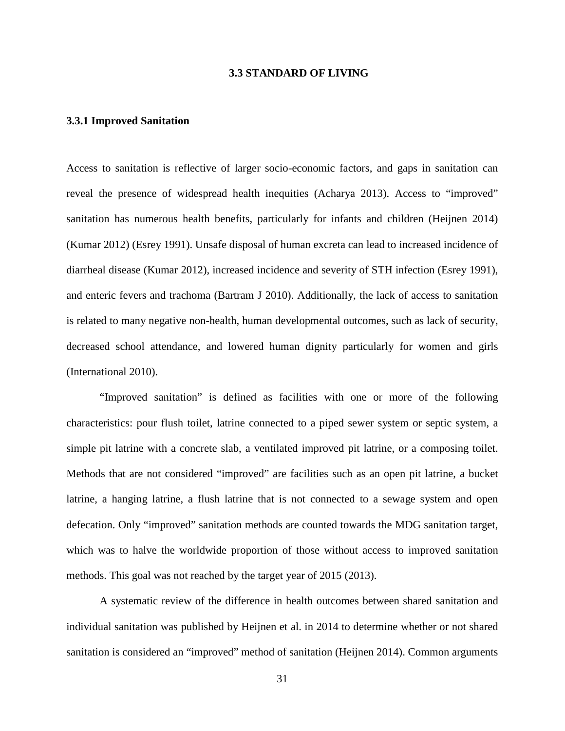## 3.3 STANDARD OF LIVING

### 3.3.1 Improved Sanitation

Access to sanitation is reflective of larger socio-economic factors, and gaps in sanitation can reveal the presence of widespread health inequities (Acharya 2013). Access to "improved" sanitation has numerous health benefits, particularly for infants and children (Heijnen 2014) (Kumar 2012) (Esrey 1991). Unsafe disposal of human excreta can lead to increased incidence of diarrheal disease (Kumar 2012), increased incidence and severity of STH infection (Esrey 1991), and enteric fevers and trachoma (Bartram J 2010). Additionally, the lack of access to sanitation is related to many negative non-health, human developmental outcomes, such as lack of security, decreased school attendance, and lowered human dignity particularly for women and girls (International 2010).

"Improved sanitation" is defined as facilities with one or more of the following characteristics: pour flush toilet, latrine connected to a piped sewer system or septic system, a simple pit latrine with a concrete slab, a ventilated improved pit latrine, or a composing toilet. Methods that are not considered "improved" are facilities such as an open pit latrine, a bucket latrine, a hanging latrine, a flush latrine that is not connected to a sewage system and open defecation. Only "improved" sanitation methods are counted towards the MDG sanitation target, which was to halve the worldwide proportion of those without access to improved sanitation methods. This goal was not reached by the target year of 2015 (2013).

A systematic review of the difference in health outcomes between shared sanitation and individual sanitation was published by Heijnen et al. in 2014 to determine whether or not shared sanitation is considered an "improved" method of sanitation (Heijnen 2014). Common arguments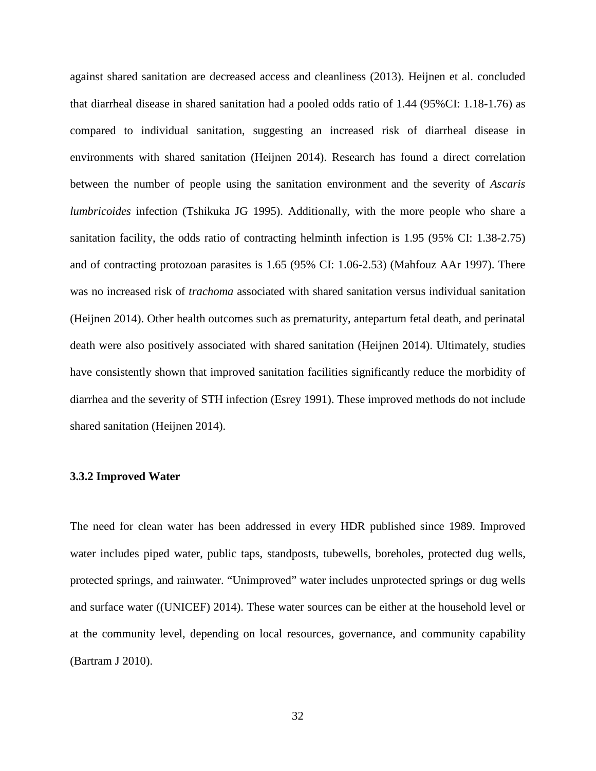against shared sanitation are decreased access and cleanliness (2013). Heijnen et al. concluded that diarrheal disease in shared sanitation had a pooled odds ratio of 1.44 (95%CI: 1.18-1.76) as compared to individual sanitation, suggesting an increased risk of diarrheal disease in environments with shared sanitation (Heijnen 2014). Research has found a direct correlation between the number of people using the sanitation environment and the severity of *Ascaris lumbricoides* infection (Tshikuka JG 1995). Additionally, with the more people who share a sanitation facility, the odds ratio of contracting helminth infection is 1.95 (95% CI: 1.38-2.75) and of contracting protozoan parasites is 1.65 (95% CI: 1.06-2.53) (Mahfouz AAr 1997). There was no increased risk of *trachoma* associated with shared sanitation versus individual sanitation (Heijnen 2014). Other health outcomes such as prematurity, antepartum fetal death, and perinatal death were also positively associated with shared sanitation (Heijnen 2014). Ultimately, studies have consistently shown that improved sanitation facilities significantly reduce the morbidity of diarrhea and the severity of STH infection (Esrey 1991). These improved methods do not include shared sanitation (Heijnen 2014).

### 3.3.2 Improved Water

The need for clean water has been addressed in every HDR published since 1989. Improved water includes piped water, public taps, standposts, tubewells, boreholes, protected dug wells, protected springs, and rainwater. “Unimproved” water includes unprotected springs or dug wells and surface water ((UNICEF) 2014). These water sources can be either at the household level or at the community level, depending on local resources, governance, and community capability (Bartram J 2010).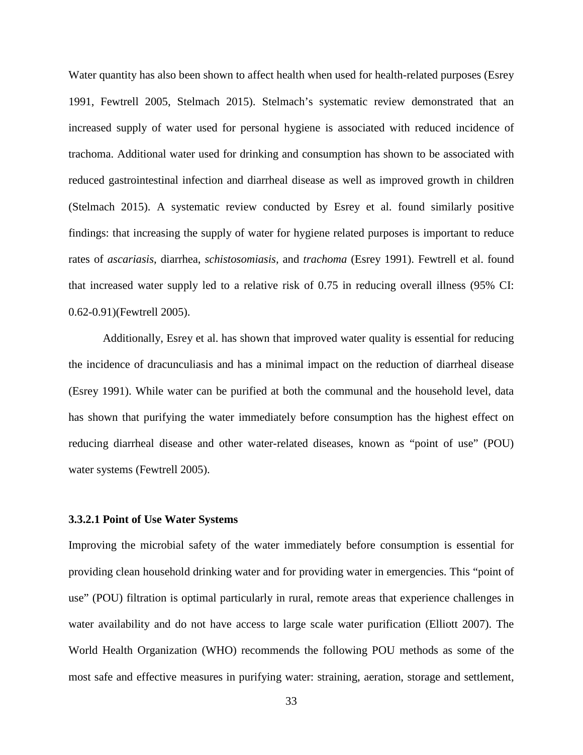Water quantity has also been shown to affect health when used for health-related purposes (Esrey 1991, Fewtrell 2005, Stelmach 2015). Stelmach's systematic review demonstrated that an increased supply of water used for personal hygiene is associated with reduced incidence of trachoma. Additional water used for drinking and consumption has shown to be associated with reduced gastrointestinal infection and diarrheal disease as well as improved growth in children (Stelmach 2015). A systematic review conducted by Esrey et al. found similarly positive findings: that increasing the supply of water for hygiene related purposes is important to reduce rates of *ascariasis*, diarrhea, *schistosomiasis,* and *trachoma* (Esrey 1991). Fewtrell et al. found that increased water supply led to a relative risk of 0.75 in reducing overall illness (95% CI: 0.62-0.91)(Fewtrell 2005).

Additionally, Esrey et al. has shown that improved water quality is essential for reducing the incidence of dracunculiasis and has a minimal impact on the reduction of diarrheal disease (Esrey 1991). While water can be purified at both the communal and the household level, data has shown that purifying the water immediately before consumption has the highest effect on reducing diarrheal disease and other water-related diseases, known as "point of use" (POU) water systems (Fewtrell 2005).

#### 3.3.2.1 Point of Use Water Systems

Improving the microbial safety of the water immediately before consumption is essential for providing clean household drinking water and for providing water in emergencies. This "point of use" (POU) filtration is optimal particularly in rural, remote areas that experience challenges in water availability and do not have access to large scale water purification (Elliott 2007). The World Health Organization (WHO) recommends the following POU methods as some of the most safe and effective measures in purifying water: straining, aeration, storage and settlement,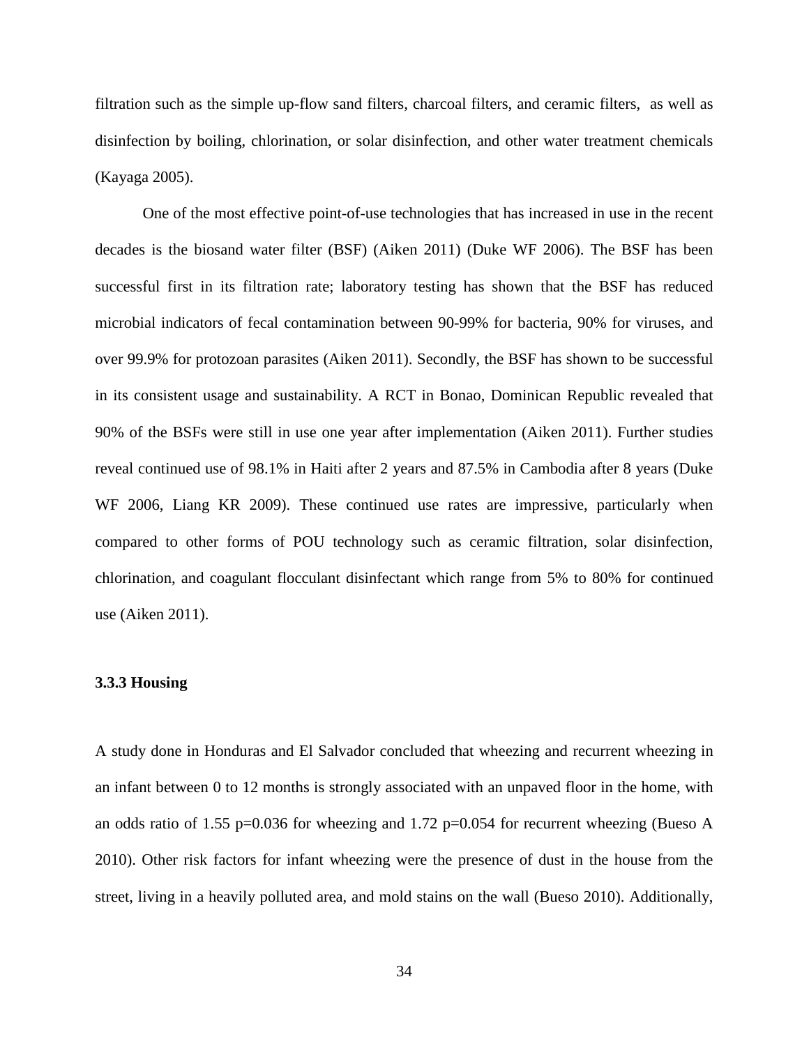filtration such as the simple up-flow sand filters, charcoal filters, and ceramic filters, as well as disinfection by boiling, chlorination, or solar disinfection, and other water treatment chemicals (Kayaga 2005).

One of the most effective point-of-use technologies that has increased in use in the recent decades is the biosand water filter (BSF) (Aiken 2011) (Duke WF 2006). The BSF has been successful first in its filtration rate; laboratory testing has shown that the BSF has reduced microbial indicators of fecal contamination between 90-99% for bacteria, 90% for viruses, and over 99.9% for protozoan parasites (Aiken 2011). Secondly, the BSF has shown to be successful in its consistent usage and sustainability. A RCT in Bonao, Dominican Republic revealed that 90% of the BSFs were still in use one year after implementation (Aiken 2011). Further studies reveal continued use of 98.1% in Haiti after 2 years and 87.5% in Cambodia after 8 years (Duke WF 2006, Liang KR 2009). These continued use rates are impressive, particularly when compared to other forms of POU technology such as ceramic filtration, solar disinfection, chlorination, and coagulant flocculant disinfectant which range from 5% to 80% for continued use (Aiken 2011).

### 3.3.3 Housing

A study done in Honduras and El Salvador concluded that wheezing and recurrent wheezing in an infant between 0 to 12 months is strongly associated with an unpaved floor in the home, with an odds ratio of 1.55 $p=0.036$ for wheezing and 1.72 $p=0.054$ for recurrent wheezing (Bueso A 2010). Other risk factors for infant wheezing were the presence of dust in the house from the street, living in a heavily polluted area, and mold stains on the wall (Bueso 2010). Additionally,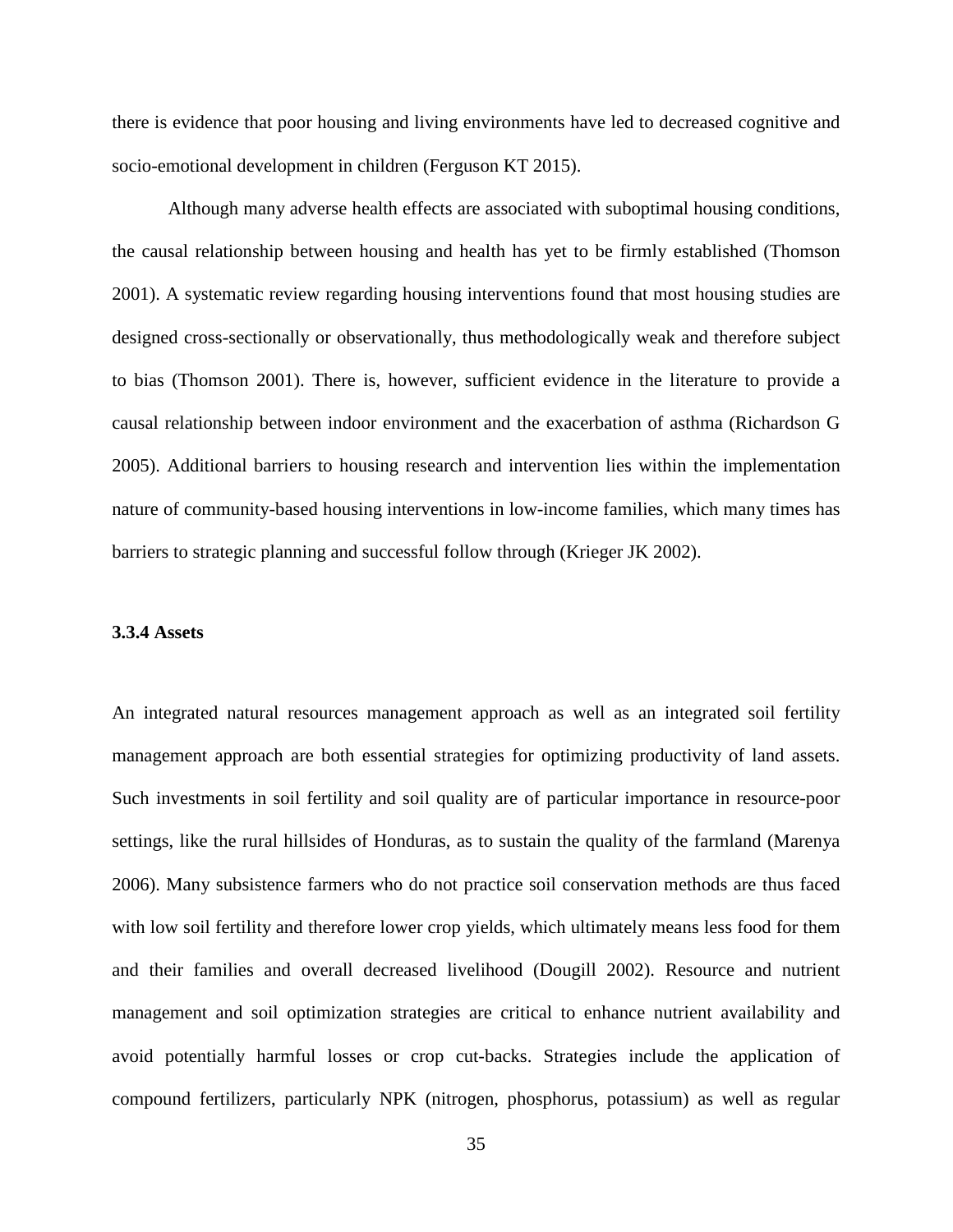there is evidence that poor housing and living environments have led to decreased cognitive and socio-emotional development in children (Ferguson KT 2015).

Although many adverse health effects are associated with suboptimal housing conditions, the causal relationship between housing and health has yet to be firmly established (Thomson 2001). A systematic review regarding housing interventions found that most housing studies are designed cross-sectionally or observationally, thus methodologically weak and therefore subject to bias (Thomson 2001). There is, however, sufficient evidence in the literature to provide a causal relationship between indoor environment and the exacerbation of asthma (Richardson G 2005). Additional barriers to housing research and intervention lies within the implementation nature of community-based housing interventions in low-income families, which many times has barriers to strategic planning and successful follow through (Krieger JK 2002).

### 3.3.4 Assets

An integrated natural resources management approach as well as an integrated soil fertility management approach are both essential strategies for optimizing productivity of land assets. Such investments in soil fertility and soil quality are of particular importance in resource-poor settings, like the rural hillsides of Honduras, as to sustain the quality of the farmland (Marenya 2006). Many subsistence farmers who do not practice soil conservation methods are thus faced with low soil fertility and therefore lower crop yields, which ultimately means less food for them and their families and overall decreased livelihood (Dougill 2002). Resource and nutrient management and soil optimization strategies are critical to enhance nutrient availability and avoid potentially harmful losses or crop cut-backs. Strategies include the application of compound fertilizers, particularly NPK (nitrogen, phosphorus, potassium) as well as regular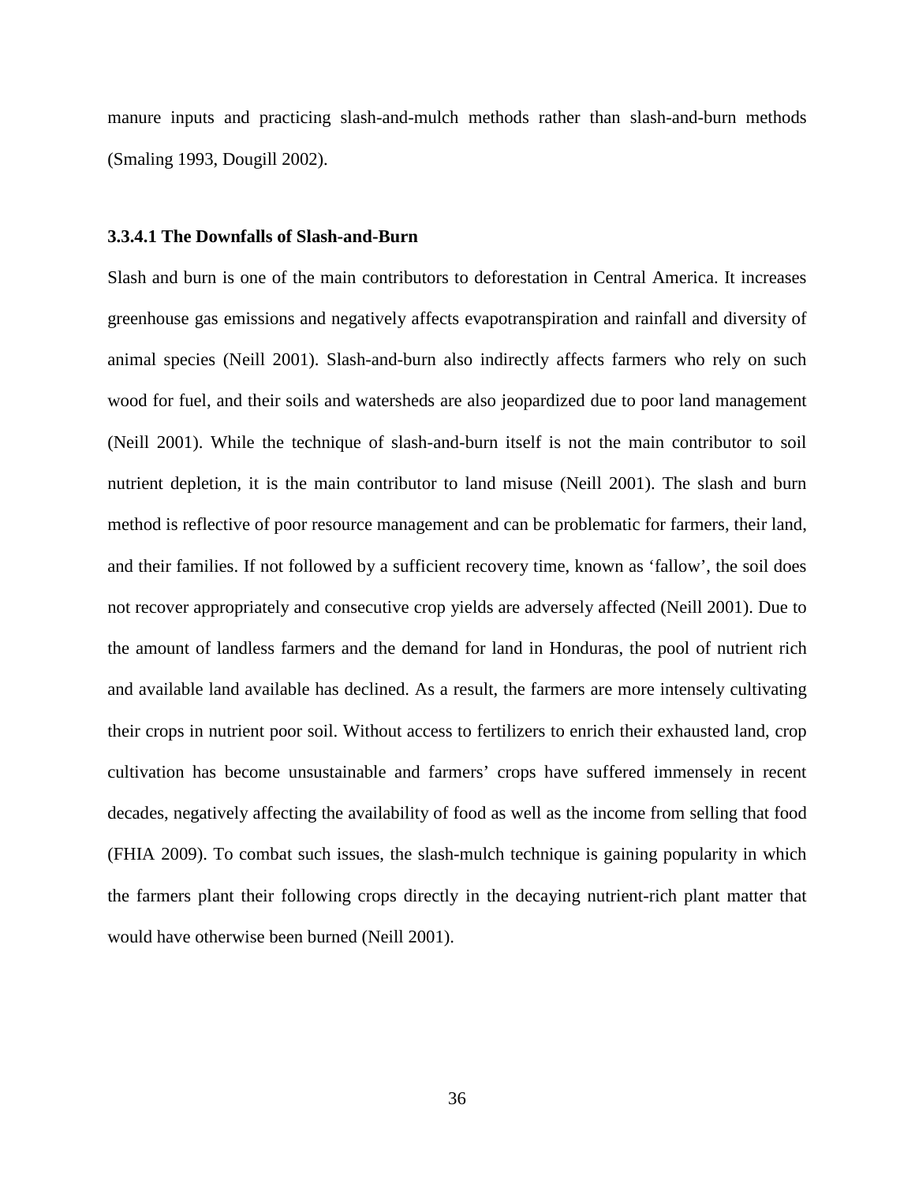manure inputs and practicing slash-and-mulch methods rather than slash-and-burn methods (Smaling 1993, Dougill 2002).

#### 3.3.4.1 The Downfalls of Slash-and-Burn

Slash and burn is one of the main contributors to deforestation in Central America. It increases greenhouse gas emissions and negatively affects evapotranspiration and rainfall and diversity of animal species (Neill 2001). Slash-and-burn also indirectly affects farmers who rely on such wood for fuel, and their soils and watersheds are also jeopardized due to poor land management (Neill 2001). While the technique of slash-and-burn itself is not the main contributor to soil nutrient depletion, it is the main contributor to land misuse (Neill 2001). The slash and burn method is reflective of poor resource management and can be problematic for farmers, their land, and their families. If not followed by a sufficient recovery time, known as 'fallow', the soil does not recover appropriately and consecutive crop yields are adversely affected (Neill 2001). Due to the amount of landless farmers and the demand for land in Honduras, the pool of nutrient rich and available land available has declined. As a result, the farmers are more intensely cultivating their crops in nutrient poor soil. Without access to fertilizers to enrich their exhausted land, crop cultivation has become unsustainable and farmers' crops have suffered immensely in recent decades, negatively affecting the availability of food as well as the income from selling that food (FHIA 2009). To combat such issues, the slash-mulch technique is gaining popularity in which the farmers plant their following crops directly in the decaying nutrient-rich plant matter that would have otherwise been burned (Neill 2001).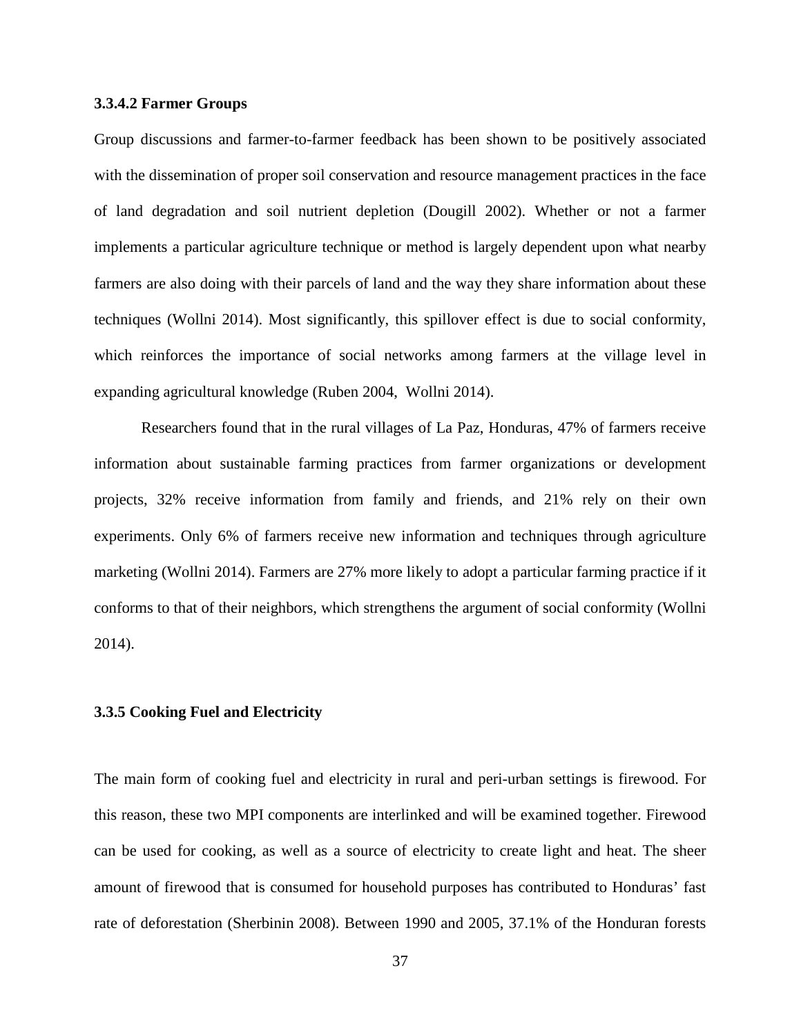#### 3.3.4.2 Farmer Groups

Group discussions and farmer-to-farmer feedback has been shown to be positively associated with the dissemination of proper soil conservation and resource management practices in the face of land degradation and soil nutrient depletion (Dougill 2002). Whether or not a farmer implements a particular agriculture technique or method is largely dependent upon what nearby farmers are also doing with their parcels of land and the way they share information about these techniques (Wollni 2014). Most significantly, this spillover effect is due to social conformity, which reinforces the importance of social networks among farmers at the village level in expanding agricultural knowledge (Ruben 2004, Wollni 2014).

Researchers found that in the rural villages of La Paz, Honduras, 47% of farmers receive information about sustainable farming practices from farmer organizations or development projects, 32% receive information from family and friends, and 21% rely on their own experiments. Only 6% of farmers receive new information and techniques through agriculture marketing (Wollni 2014). Farmers are 27% more likely to adopt a particular farming practice if it conforms to that of their neighbors, which strengthens the argument of social conformity (Wollni 2014).

### 3.3.5 Cooking Fuel and Electricity

The main form of cooking fuel and electricity in rural and peri-urban settings is firewood. For this reason, these two MPI components are interlinked and will be examined together. Firewood can be used for cooking, as well as a source of electricity to create light and heat. The sheer amount of firewood that is consumed for household purposes has contributed to Honduras' fast rate of deforestation (Sherbinin 2008). Between 1990 and 2005, 37.1% of the Honduran forests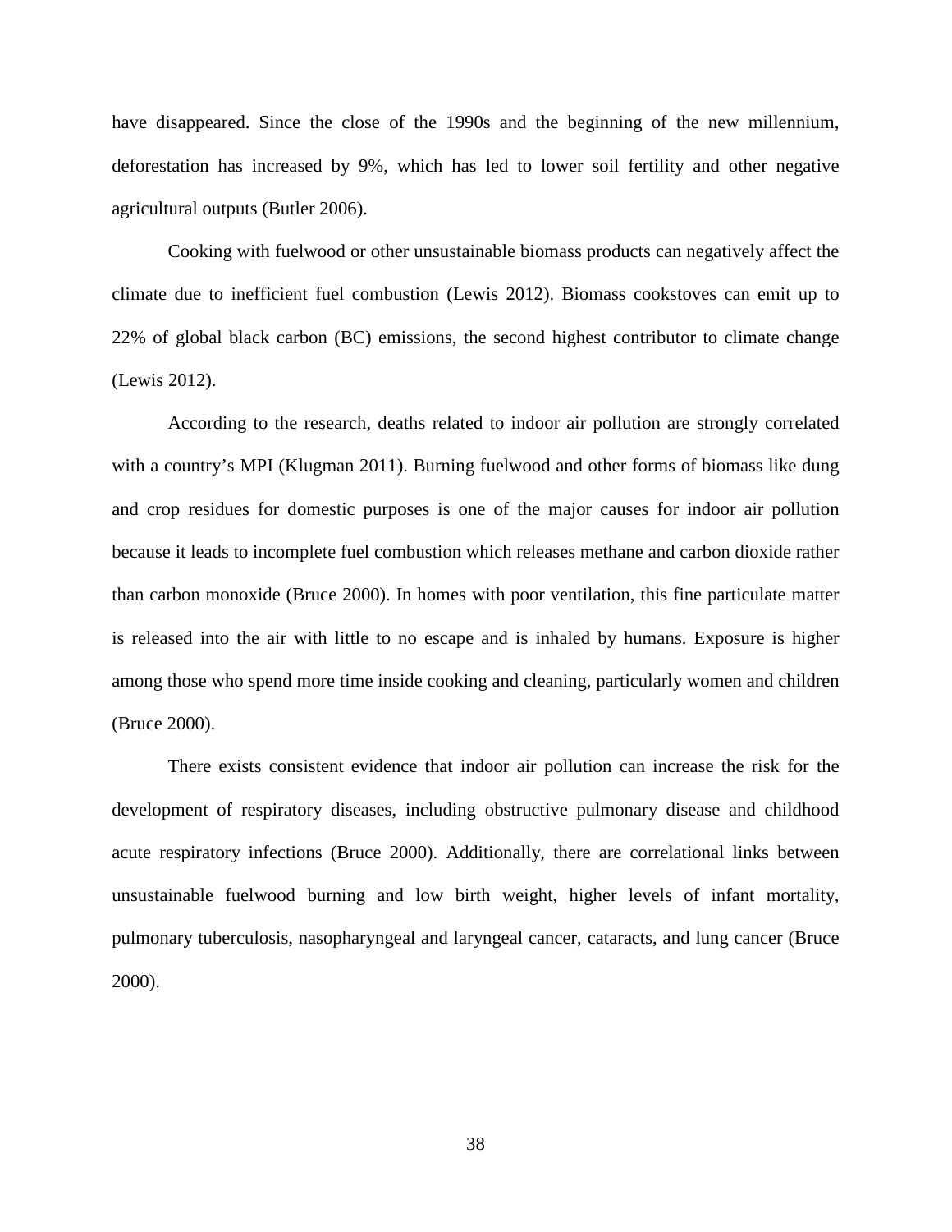have disappeared. Since the close of the 1990s and the beginning of the new millennium, deforestation has increased by 9%, which has led to lower soil fertility and other negative agricultural outputs (Butler 2006).

Cooking with fuelwood or other unsustainable biomass products can negatively affect the climate due to inefficient fuel combustion (Lewis 2012). Biomass cookstoves can emit up to 22% of global black carbon (BC) emissions, the second highest contributor to climate change (Lewis 2012).

According to the research, deaths related to indoor air pollution are strongly correlated with a country's MPI (Klugman 2011). Burning fuelwood and other forms of biomass like dung and crop residues for domestic purposes is one of the major causes for indoor air pollution because it leads to incomplete fuel combustion which releases methane and carbon dioxide rather than carbon monoxide (Bruce 2000). In homes with poor ventilation, this fine particulate matter is released into the air with little to no escape and is inhaled by humans. Exposure is higher among those who spend more time inside cooking and cleaning, particularly women and children (Bruce 2000).

There exists consistent evidence that indoor air pollution can increase the risk for the development of respiratory diseases, including obstructive pulmonary disease and childhood acute respiratory infections (Bruce 2000). Additionally, there are correlational links between unsustainable fuelwood burning and low birth weight, higher levels of infant mortality, pulmonary tuberculosis, nasopharyngeal and laryngeal cancer, cataracts, and lung cancer (Bruce 2000).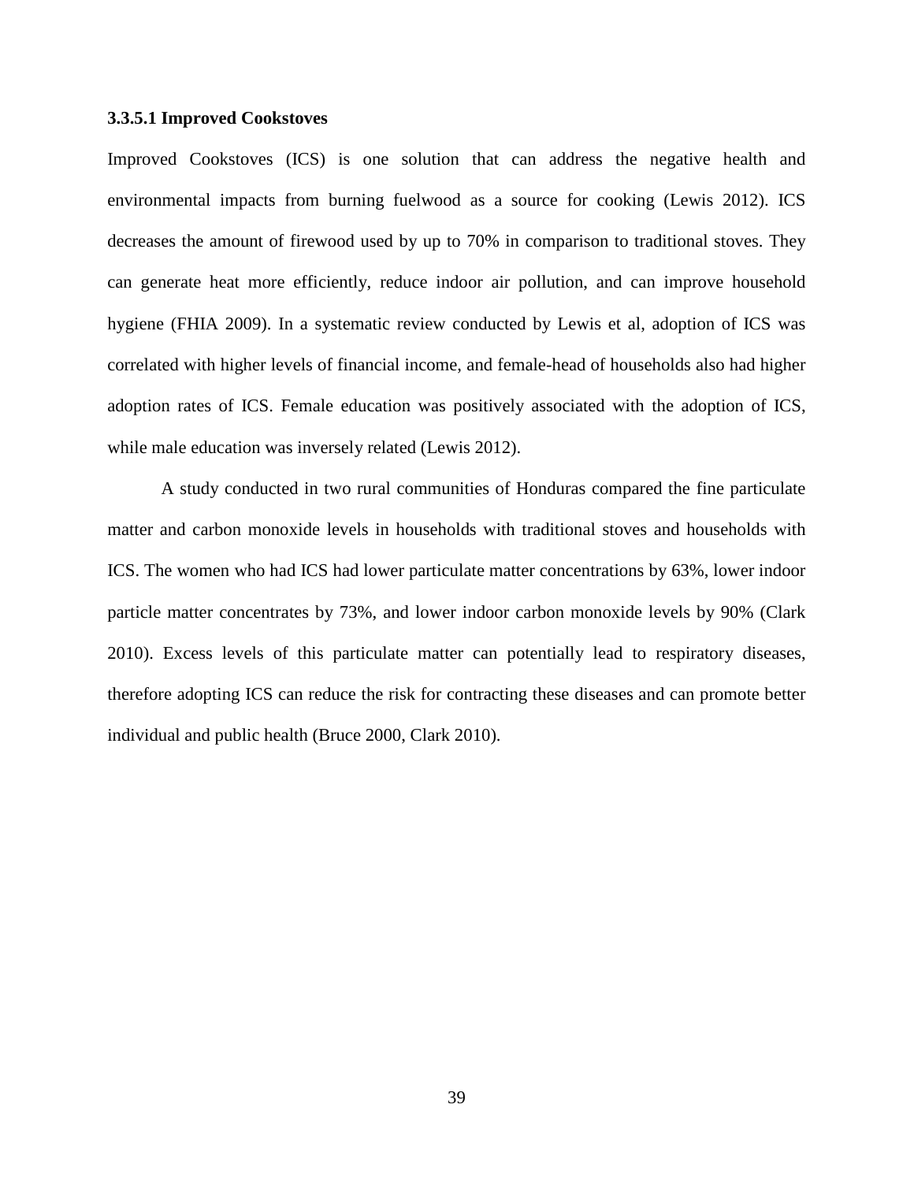#### 3.3.5.1 Improved Cookstoves

Improved Cookstoves (ICS) is one solution that can address the negative health and environmental impacts from burning fuelwood as a source for cooking (Lewis 2012). ICS decreases the amount of firewood used by up to 70% in comparison to traditional stoves. They can generate heat more efficiently, reduce indoor air pollution, and can improve household hygiene (FHIA 2009). In a systematic review conducted by Lewis et al, adoption of ICS was correlated with higher levels of financial income, and female-head of households also had higher adoption rates of ICS. Female education was positively associated with the adoption of ICS, while male education was inversely related (Lewis 2012).

A study conducted in two rural communities of Honduras compared the fine particulate matter and carbon monoxide levels in households with traditional stoves and households with ICS. The women who had ICS had lower particulate matter concentrations by 63%, lower indoor particle matter concentrates by 73%, and lower indoor carbon monoxide levels by 90% (Clark 2010). Excess levels of this particulate matter can potentially lead to respiratory diseases, therefore adopting ICS can reduce the risk for contracting these diseases and can promote better individual and public health (Bruce 2000, Clark 2010).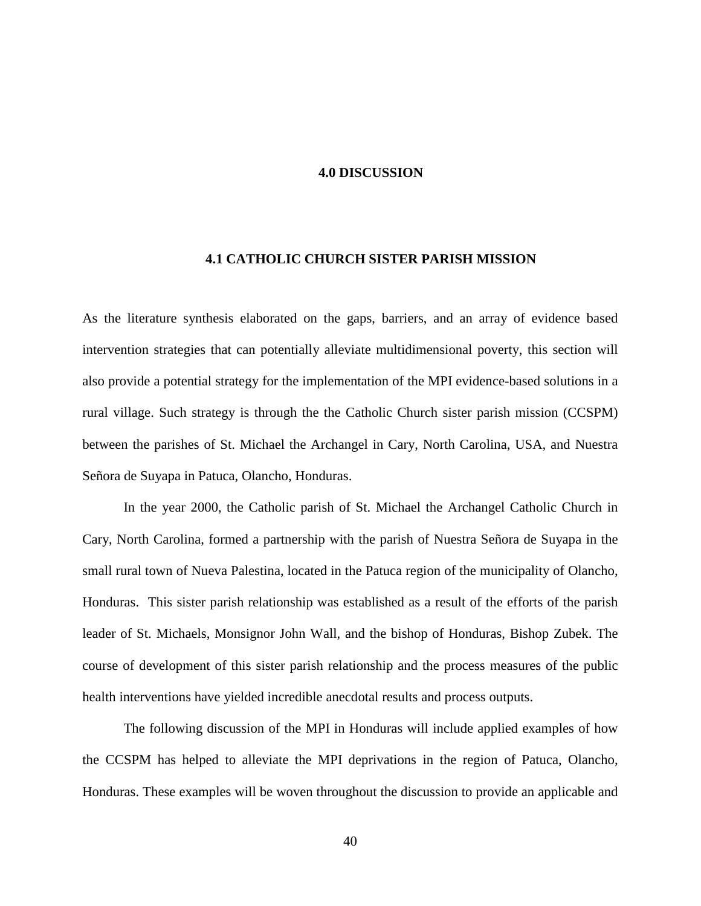# 4.0 DISCUSSION

## 4.1 CATHOLIC CHURCH SISTER PARISH MISSION

As the literature synthesis elaborated on the gaps, barriers, and an array of evidence based intervention strategies that can potentially alleviate multidimensional poverty, this section will also provide a potential strategy for the implementation of the MPI evidence-based solutions in a rural village. Such strategy is through the the Catholic Church sister parish mission (CCSPM) between the parishes of St. Michael the Archangel in Cary, North Carolina, USA, and Nuestra Señora de Suyapa in Patuca, Olancho, Honduras.

In the year 2000, the Catholic parish of St. Michael the Archangel Catholic Church in Cary, North Carolina, formed a partnership with the parish of Nuestra Señora de Suyapa in the small rural town of Nueva Palestina, located in the Patuca region of the municipality of Olancho, Honduras. This sister parish relationship was established as a result of the efforts of the parish leader of St. Michaels, Monsignor John Wall, and the bishop of Honduras, Bishop Zubek. The course of development of this sister parish relationship and the process measures of the public health interventions have yielded incredible anecdotal results and process outputs.

The following discussion of the MPI in Honduras will include applied examples of how the CCSPM has helped to alleviate the MPI deprivations in the region of Patuca, Olancho, Honduras. These examples will be woven throughout the discussion to provide an applicable and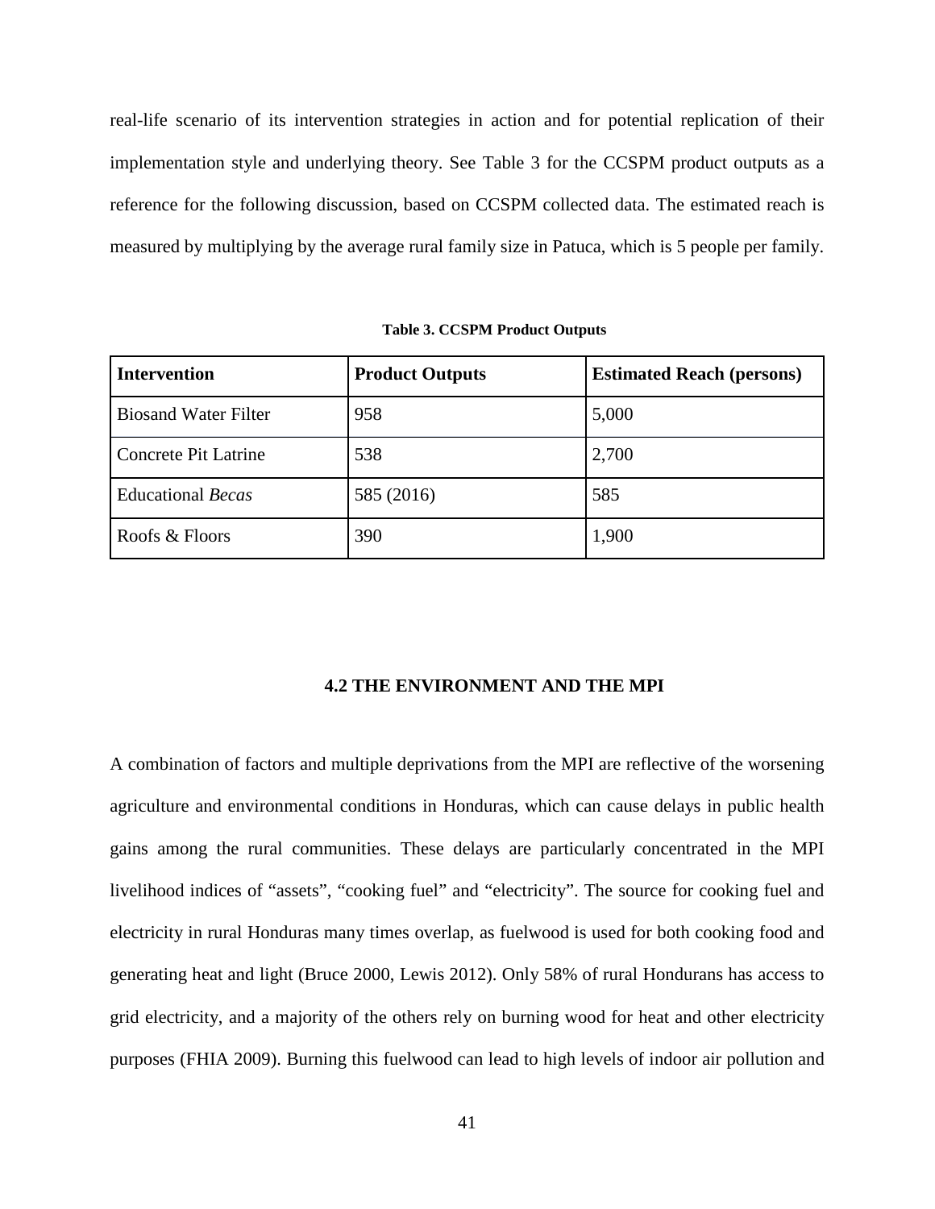real-life scenario of its intervention strategies in action and for potential replication of their implementation style and underlying theory. See Table 3 for the CCSPM product outputs as a reference for the following discussion, based on CCSPM collected data. The estimated reach is measured by multiplying by the average rural family size in Patuca, which is 5 people per family.

**Table 3. CCSPM Product Outputs**

| Intervention | Product Outputs | Estimated Reach (persons) |
| --- | --- | --- |
| Biosand Water Filter | 958 | 5,000 |
| Concrete Pit Latrine | 538 | 2,700 |
| Educational *Becas* | 585 (2016) | 585 |
| Roofs & Floors | 390 | 1,900 |

## 4.2 THE ENVIRONMENT AND THE MPI

A combination of factors and multiple deprivations from the MPI are reflective of the worsening agriculture and environmental conditions in Honduras, which can cause delays in public health gains among the rural communities. These delays are particularly concentrated in the MPI livelihood indices of "assets", "cooking fuel" and "electricity". The source for cooking fuel and electricity in rural Honduras many times overlap, as fuelwood is used for both cooking food and generating heat and light (Bruce 2000, Lewis 2012). Only 58% of rural Hondurans has access to grid electricity, and a majority of the others rely on burning wood for heat and other electricity purposes (FHIA 2009). Burning this fuelwood can lead to high levels of indoor air pollution and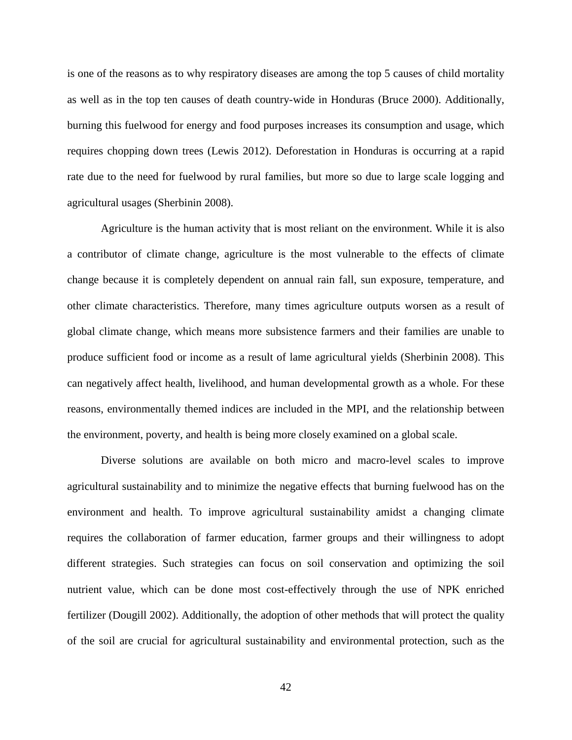is one of the reasons as to why respiratory diseases are among the top 5 causes of child mortality as well as in the top ten causes of death country-wide in Honduras (Bruce 2000). Additionally, burning this fuelwood for energy and food purposes increases its consumption and usage, which requires chopping down trees (Lewis 2012). Deforestation in Honduras is occurring at a rapid rate due to the need for fuelwood by rural families, but more so due to large scale logging and agricultural usages (Sherbinin 2008).

Agriculture is the human activity that is most reliant on the environment. While it is also a contributor of climate change, agriculture is the most vulnerable to the effects of climate change because it is completely dependent on annual rain fall, sun exposure, temperature, and other climate characteristics. Therefore, many times agriculture outputs worsen as a result of global climate change, which means more subsistence farmers and their families are unable to produce sufficient food or income as a result of lame agricultural yields (Sherbinin 2008). This can negatively affect health, livelihood, and human developmental growth as a whole. For these reasons, environmentally themed indices are included in the MPI, and the relationship between the environment, poverty, and health is being more closely examined on a global scale.

Diverse solutions are available on both micro and macro-level scales to improve agricultural sustainability and to minimize the negative effects that burning fuelwood has on the environment and health. To improve agricultural sustainability amidst a changing climate requires the collaboration of farmer education, farmer groups and their willingness to adopt different strategies. Such strategies can focus on soil conservation and optimizing the soil nutrient value, which can be done most cost-effectively through the use of NPK enriched fertilizer (Dougill 2002). Additionally, the adoption of other methods that will protect the quality of the soil are crucial for agricultural sustainability and environmental protection, such as the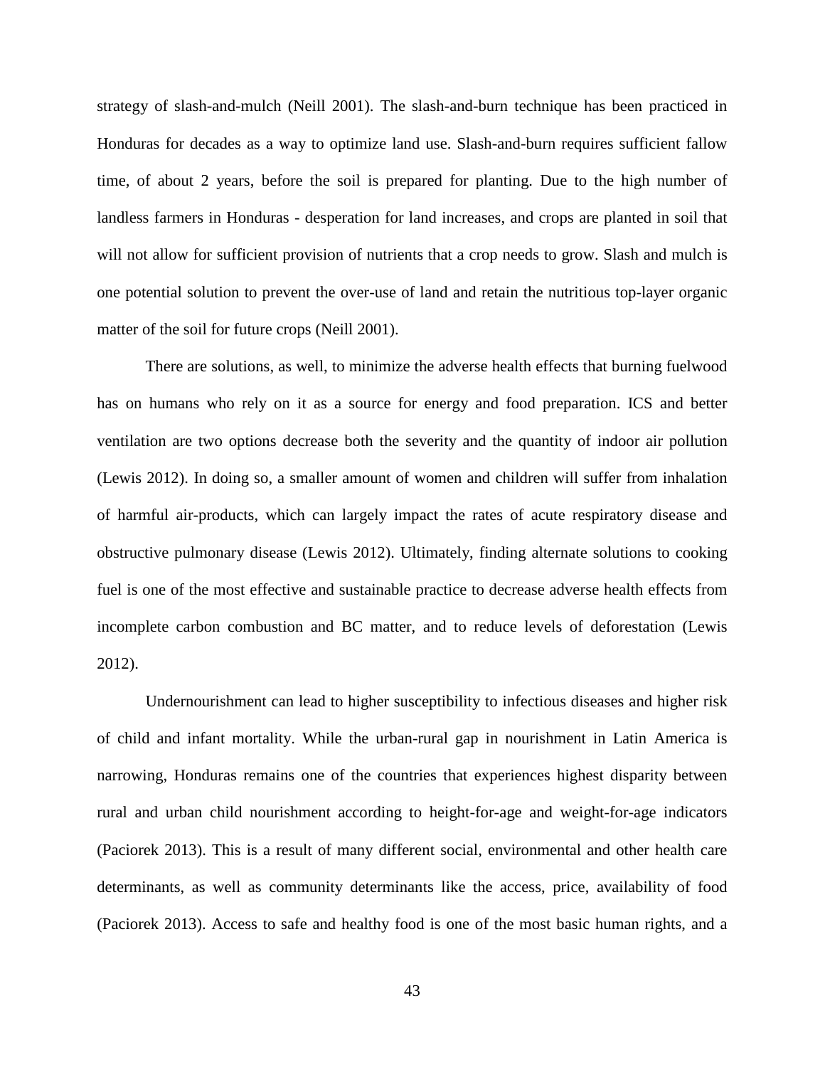strategy of slash-and-mulch (Neill 2001). The slash-and-burn technique has been practiced in Honduras for decades as a way to optimize land use. Slash-and-burn requires sufficient fallow time, of about 2 years, before the soil is prepared for planting. Due to the high number of landless farmers in Honduras - desperation for land increases, and crops are planted in soil that will not allow for sufficient provision of nutrients that a crop needs to grow. Slash and mulch is one potential solution to prevent the over-use of land and retain the nutritious top-layer organic matter of the soil for future crops (Neill 2001).

There are solutions, as well, to minimize the adverse health effects that burning fuelwood has on humans who rely on it as a source for energy and food preparation. ICS and better ventilation are two options decrease both the severity and the quantity of indoor air pollution (Lewis 2012). In doing so, a smaller amount of women and children will suffer from inhalation of harmful air-products, which can largely impact the rates of acute respiratory disease and obstructive pulmonary disease (Lewis 2012). Ultimately, finding alternate solutions to cooking fuel is one of the most effective and sustainable practice to decrease adverse health effects from incomplete carbon combustion and BC matter, and to reduce levels of deforestation (Lewis 2012).

Undernourishment can lead to higher susceptibility to infectious diseases and higher risk of child and infant mortality. While the urban-rural gap in nourishment in Latin America is narrowing, Honduras remains one of the countries that experiences highest disparity between rural and urban child nourishment according to height-for-age and weight-for-age indicators (Paciorek 2013). This is a result of many different social, environmental and other health care determinants, as well as community determinants like the access, price, availability of food (Paciorek 2013). Access to safe and healthy food is one of the most basic human rights, and a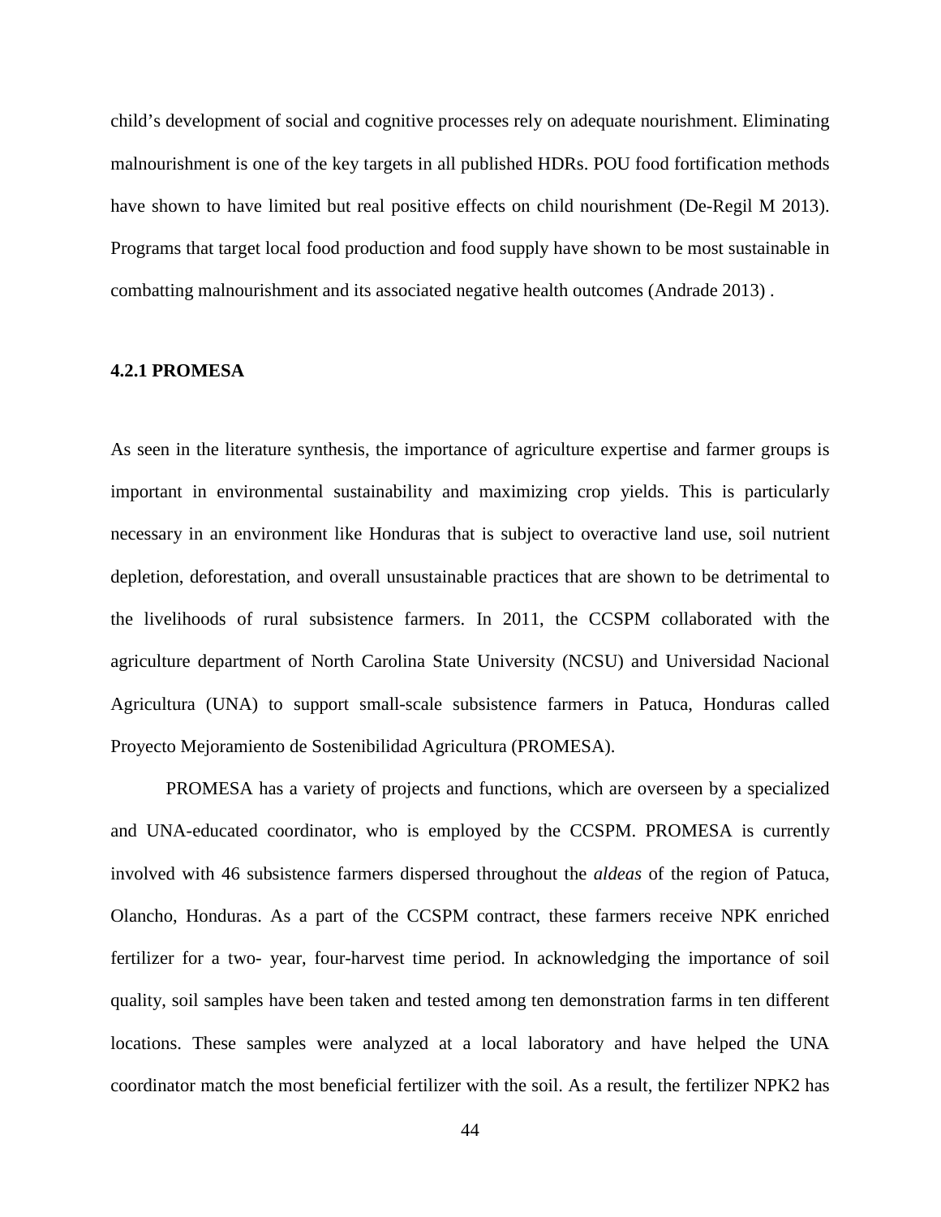child's development of social and cognitive processes rely on adequate nourishment. Eliminating malnourishment is one of the key targets in all published HDRs. POU food fortification methods have shown to have limited but real positive effects on child nourishment (De-Regil M 2013). Programs that target local food production and food supply have shown to be most sustainable in combatting malnourishment and its associated negative health outcomes (Andrade 2013) .

### 4.2.1 PROMESA

As seen in the literature synthesis, the importance of agriculture expertise and farmer groups is important in environmental sustainability and maximizing crop yields. This is particularly necessary in an environment like Honduras that is subject to overactive land use, soil nutrient depletion, deforestation, and overall unsustainable practices that are shown to be detrimental to the livelihoods of rural subsistence farmers. In 2011, the CCSPM collaborated with the agriculture department of North Carolina State University (NCSU) and Universidad Nacional Agricultura (UNA) to support small-scale subsistence farmers in Patuca, Honduras called Proyecto Mejoramiento de Sostenibilidad Agricultura (PROMESA).

PROMESA has a variety of projects and functions, which are overseen by a specialized and UNA-educated coordinator, who is employed by the CCSPM. PROMESA is currently involved with 46 subsistence farmers dispersed throughout the *aldeas* of the region of Patuca, Olancho, Honduras. As a part of the CCSPM contract, these farmers receive NPK enriched fertilizer for a two- year, four-harvest time period. In acknowledging the importance of soil quality, soil samples have been taken and tested among ten demonstration farms in ten different locations. These samples were analyzed at a local laboratory and have helped the UNA coordinator match the most beneficial fertilizer with the soil. As a result, the fertilizer NPK2 has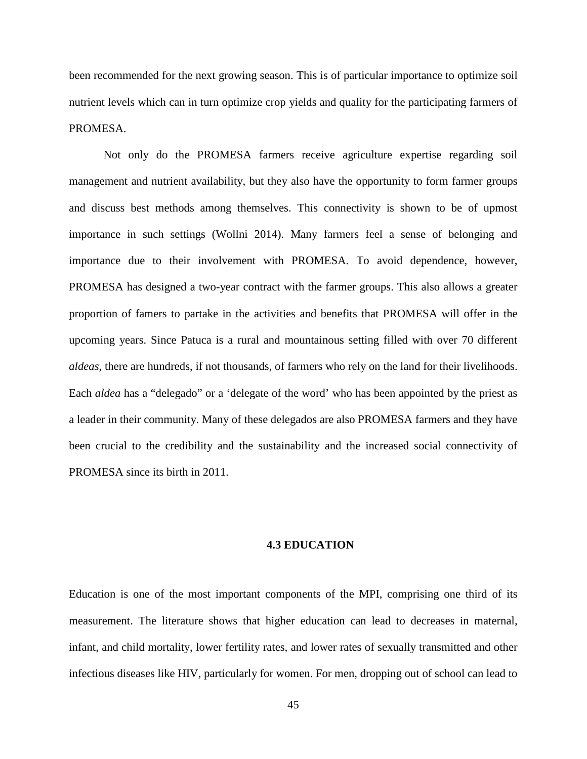been recommended for the next growing season. This is of particular importance to optimize soil nutrient levels which can in turn optimize crop yields and quality for the participating farmers of PROMESA.

Not only do the PROMESA farmers receive agriculture expertise regarding soil management and nutrient availability, but they also have the opportunity to form farmer groups and discuss best methods among themselves. This connectivity is shown to be of upmost importance in such settings (Wollni 2014). Many farmers feel a sense of belonging and importance due to their involvement with PROMESA. To avoid dependence, however, PROMESA has designed a two-year contract with the farmer groups. This also allows a greater proportion of famers to partake in the activities and benefits that PROMESA will offer in the upcoming years. Since Patuca is a rural and mountainous setting filled with over 70 different *aldeas*, there are hundreds, if not thousands, of farmers who rely on the land for their livelihoods. Each *aldea* has a "delegado" or a 'delegate of the word' who has been appointed by the priest as a leader in their community. Many of these delegados are also PROMESA farmers and they have been crucial to the credibility and the sustainability and the increased social connectivity of PROMESA since its birth in 2011.

## 4.3 EDUCATION

Education is one of the most important components of the MPI, comprising one third of its measurement. The literature shows that higher education can lead to decreases in maternal, infant, and child mortality, lower fertility rates, and lower rates of sexually transmitted and other infectious diseases like HIV, particularly for women. For men, dropping out of school can lead to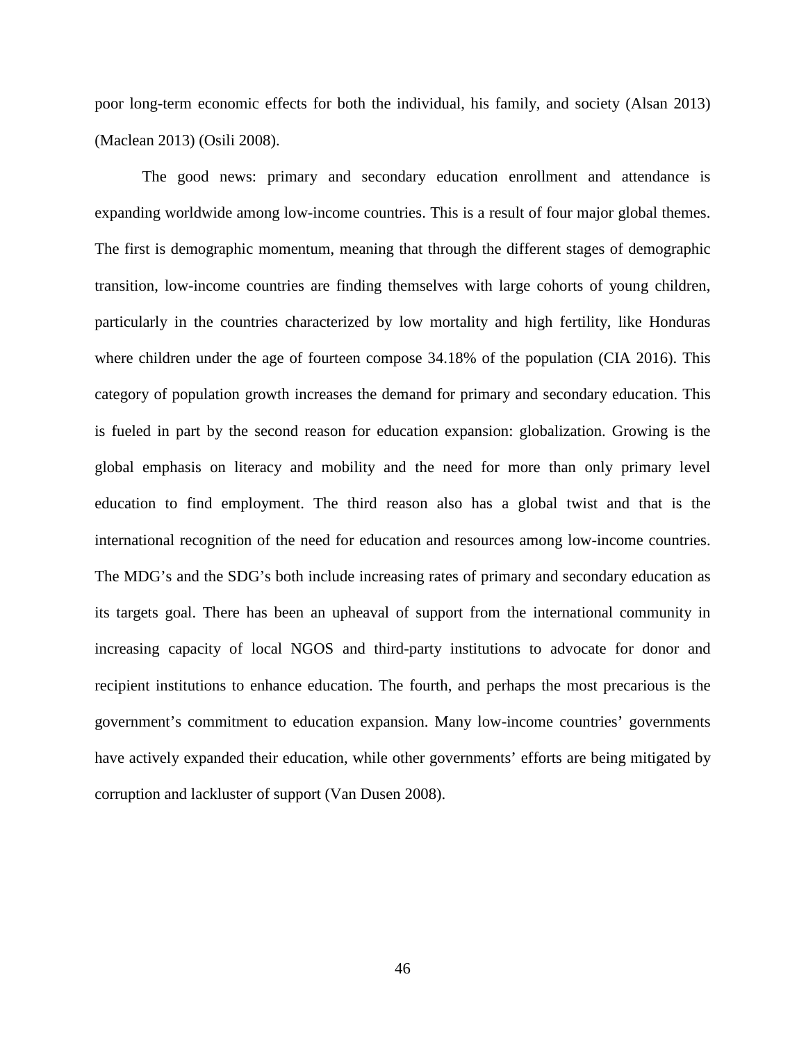poor long-term economic effects for both the individual, his family, and society (Alsan 2013) (Maclean 2013) (Osili 2008).

The good news: primary and secondary education enrollment and attendance is expanding worldwide among low-income countries. This is a result of four major global themes. The first is demographic momentum, meaning that through the different stages of demographic transition, low-income countries are finding themselves with large cohorts of young children, particularly in the countries characterized by low mortality and high fertility, like Honduras where children under the age of fourteen compose 34.18% of the population (CIA 2016). This category of population growth increases the demand for primary and secondary education. This is fueled in part by the second reason for education expansion: globalization. Growing is the global emphasis on literacy and mobility and the need for more than only primary level education to find employment. The third reason also has a global twist and that is the international recognition of the need for education and resources among low-income countries. The MDG's and the SDG's both include increasing rates of primary and secondary education as its targets goal. There has been an upheaval of support from the international community in increasing capacity of local NGOS and third-party institutions to advocate for donor and recipient institutions to enhance education. The fourth, and perhaps the most precarious is the government's commitment to education expansion. Many low-income countries' governments have actively expanded their education, while other governments' efforts are being mitigated by corruption and lackluster of support (Van Dusen 2008).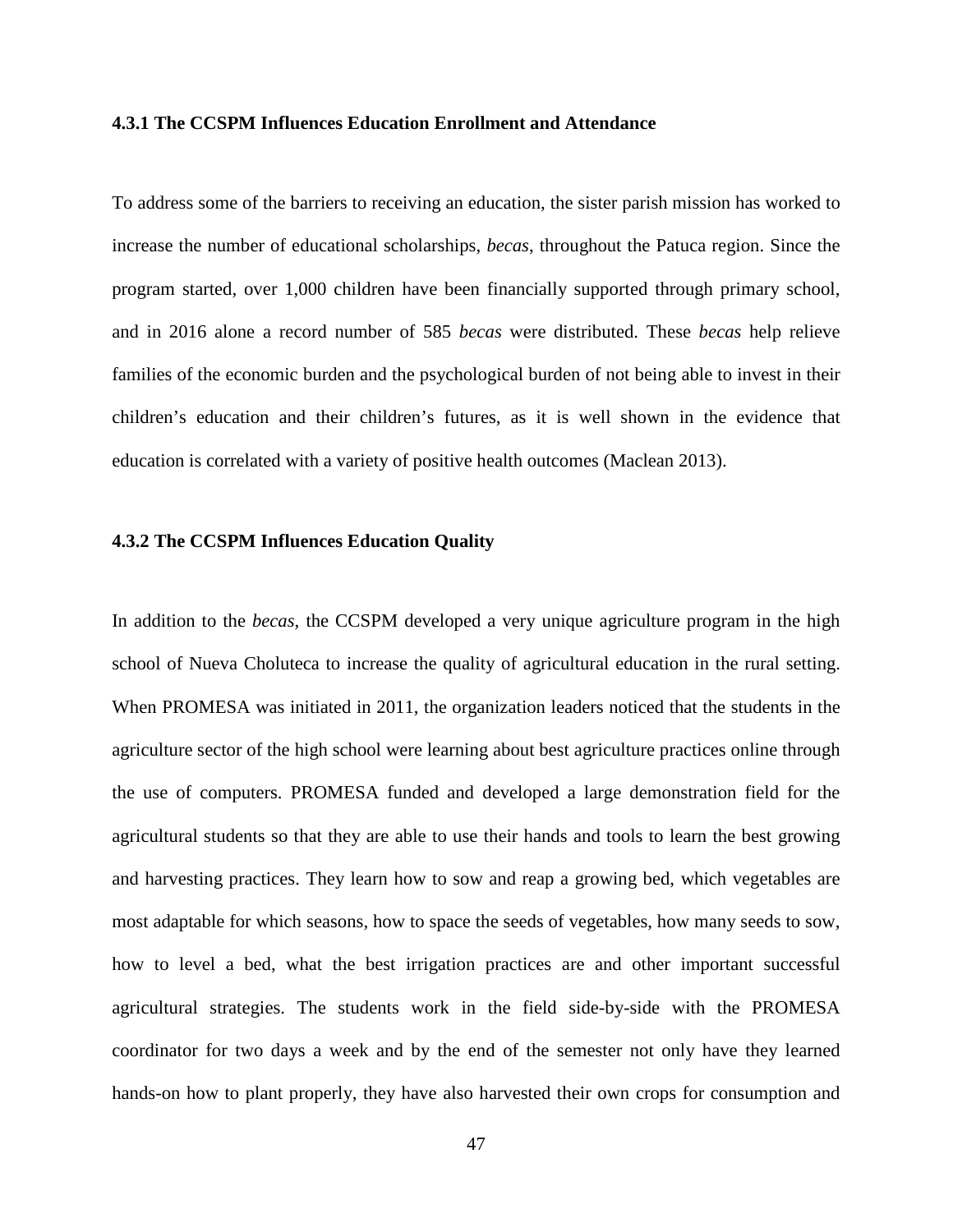### 4.3.1 The CCSPM Influences Education Enrollment and Attendance

To address some of the barriers to receiving an education, the sister parish mission has worked to increase the number of educational scholarships, *becas*, throughout the Patuca region. Since the program started, over 1,000 children have been financially supported through primary school, and in 2016 alone a record number of 585 *becas* were distributed. These *becas* help relieve families of the economic burden and the psychological burden of not being able to invest in their children's education and their children's futures, as it is well shown in the evidence that education is correlated with a variety of positive health outcomes (Maclean 2013).

### 4.3.2 The CCSPM Influences Education Quality

In addition to the *becas*, the CCSPM developed a very unique agriculture program in the high school of Nueva Choluteca to increase the quality of agricultural education in the rural setting. When PROMESA was initiated in 2011, the organization leaders noticed that the students in the agriculture sector of the high school were learning about best agriculture practices online through the use of computers. PROMESA funded and developed a large demonstration field for the agricultural students so that they are able to use their hands and tools to learn the best growing and harvesting practices. They learn how to sow and reap a growing bed, which vegetables are most adaptable for which seasons, how to space the seeds of vegetables, how many seeds to sow, how to level a bed, what the best irrigation practices are and other important successful agricultural strategies. The students work in the field side-by-side with the PROMESA coordinator for two days a week and by the end of the semester not only have they learned hands-on how to plant properly, they have also harvested their own crops for consumption and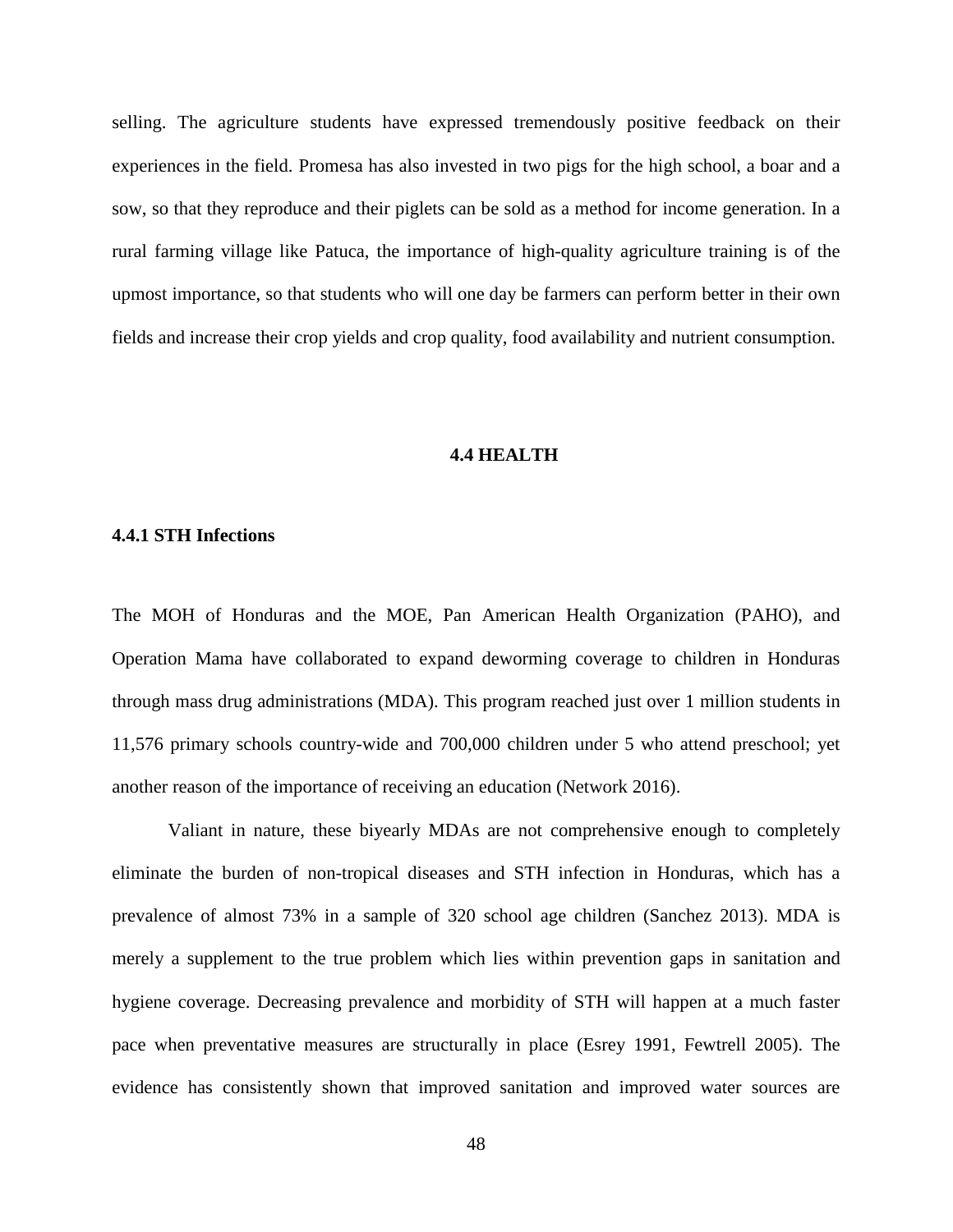selling. The agriculture students have expressed tremendously positive feedback on their experiences in the field. Promesa has also invested in two pigs for the high school, a boar and a sow, so that they reproduce and their piglets can be sold as a method for income generation. In a rural farming village like Patuca, the importance of high-quality agriculture training is of the upmost importance, so that students who will one day be farmers can perform better in their own fields and increase their crop yields and crop quality, food availability and nutrient consumption.

## 4.4 HEALTH

### 4.4.1 STH Infections

The MOH of Honduras and the MOE, Pan American Health Organization (PAHO), and Operation Mama have collaborated to expand deworming coverage to children in Honduras through mass drug administrations (MDA). This program reached just over 1 million students in 11,576 primary schools country-wide and 700,000 children under 5 who attend preschool; yet another reason of the importance of receiving an education (Network 2016).

Valiant in nature, these biyearly MDAs are not comprehensive enough to completely eliminate the burden of non-tropical diseases and STH infection in Honduras, which has a prevalence of almost 73% in a sample of 320 school age children (Sanchez 2013). MDA is merely a supplement to the true problem which lies within prevention gaps in sanitation and hygiene coverage. Decreasing prevalence and morbidity of STH will happen at a much faster pace when preventative measures are structurally in place (Esrey 1991, Fewtrell 2005). The evidence has consistently shown that improved sanitation and improved water sources are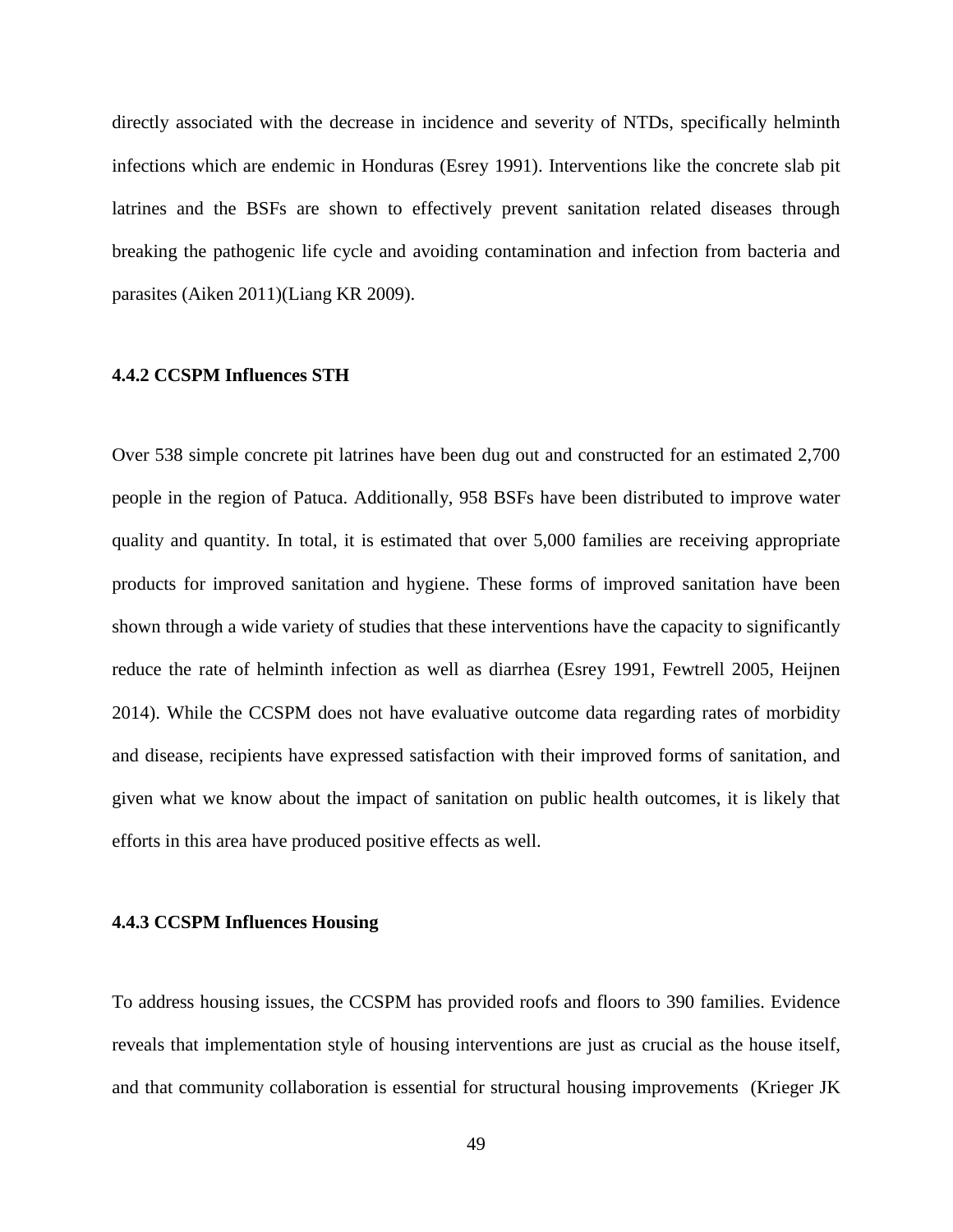directly associated with the decrease in incidence and severity of NTDs, specifically helminth infections which are endemic in Honduras (Esrey 1991). Interventions like the concrete slab pit latrines and the BSFs are shown to effectively prevent sanitation related diseases through breaking the pathogenic life cycle and avoiding contamination and infection from bacteria and parasites (Aiken 2011)(Liang KR 2009).

### 4.4.2 CCSPM Influences STH

Over 538 simple concrete pit latrines have been dug out and constructed for an estimated 2,700 people in the region of Patuca. Additionally, 958 BSFs have been distributed to improve water quality and quantity. In total, it is estimated that over 5,000 families are receiving appropriate products for improved sanitation and hygiene. These forms of improved sanitation have been shown through a wide variety of studies that these interventions have the capacity to significantly reduce the rate of helminth infection as well as diarrhea (Esrey 1991, Fewtrell 2005, Heijnen 2014). While the CCSPM does not have evaluative outcome data regarding rates of morbidity and disease, recipients have expressed satisfaction with their improved forms of sanitation, and given what we know about the impact of sanitation on public health outcomes, it is likely that efforts in this area have produced positive effects as well.

### 4.4.3 CCSPM Influences Housing

To address housing issues, the CCSPM has provided roofs and floors to 390 families. Evidence reveals that implementation style of housing interventions are just as crucial as the house itself, and that community collaboration is essential for structural housing improvements (Krieger JK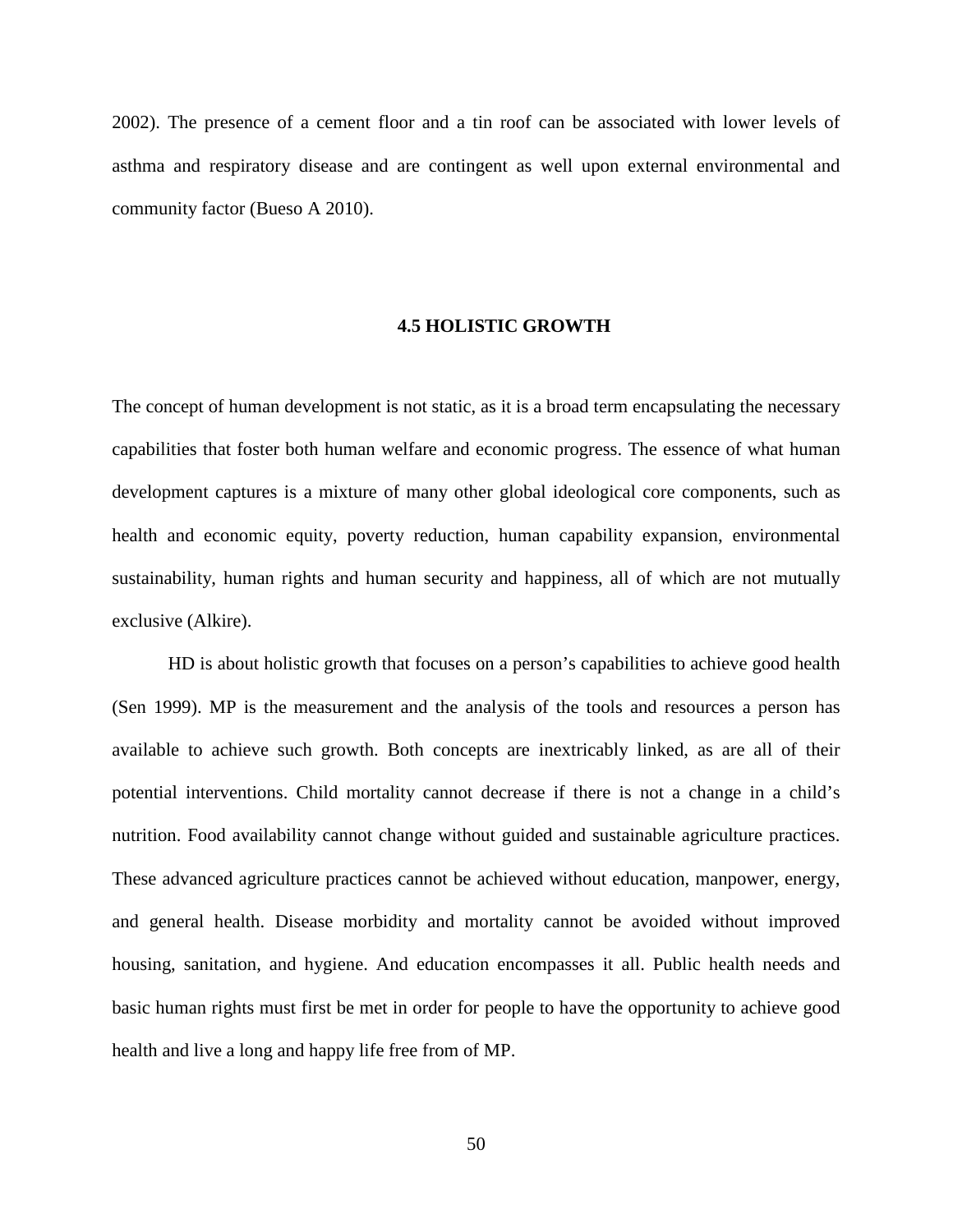2002). The presence of a cement floor and a tin roof can be associated with lower levels of asthma and respiratory disease and are contingent as well upon external environmental and community factor (Bueso A 2010).

## 4.5 HOLISTIC GROWTH

The concept of human development is not static, as it is a broad term encapsulating the necessary capabilities that foster both human welfare and economic progress. The essence of what human development captures is a mixture of many other global ideological core components, such as health and economic equity, poverty reduction, human capability expansion, environmental sustainability, human rights and human security and happiness, all of which are not mutually exclusive (Alkire).

HD is about holistic growth that focuses on a person's capabilities to achieve good health (Sen 1999). MP is the measurement and the analysis of the tools and resources a person has available to achieve such growth. Both concepts are inextricably linked, as are all of their potential interventions. Child mortality cannot decrease if there is not a change in a child's nutrition. Food availability cannot change without guided and sustainable agriculture practices. These advanced agriculture practices cannot be achieved without education, manpower, energy, and general health. Disease morbidity and mortality cannot be avoided without improved housing, sanitation, and hygiene. And education encompasses it all. Public health needs and basic human rights must first be met in order for people to have the opportunity to achieve good health and live a long and happy life free from of MP.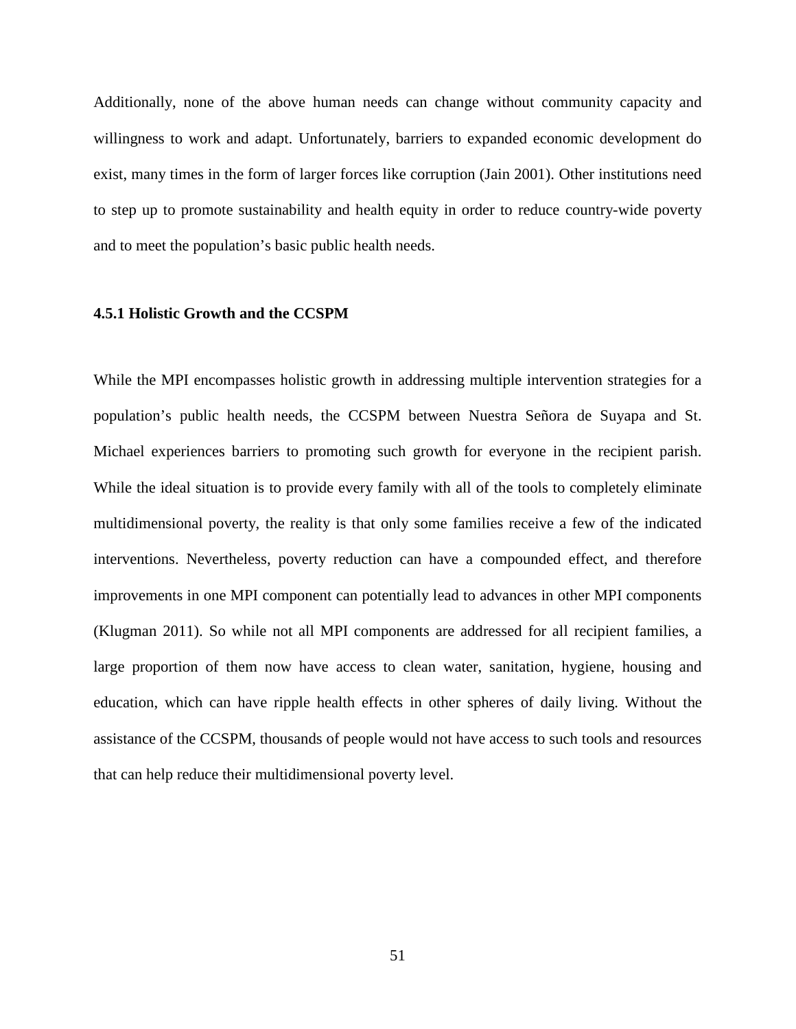Additionally, none of the above human needs can change without community capacity and willingness to work and adapt. Unfortunately, barriers to expanded economic development do exist, many times in the form of larger forces like corruption (Jain 2001). Other institutions need to step up to promote sustainability and health equity in order to reduce country-wide poverty and to meet the population's basic public health needs.

### 4.5.1 Holistic Growth and the CCSPM

While the MPI encompasses holistic growth in addressing multiple intervention strategies for a population's public health needs, the CCSPM between Nuestra Señora de Suyapa and St. Michael experiences barriers to promoting such growth for everyone in the recipient parish. While the ideal situation is to provide every family with all of the tools to completely eliminate multidimensional poverty, the reality is that only some families receive a few of the indicated interventions. Nevertheless, poverty reduction can have a compounded effect, and therefore improvements in one MPI component can potentially lead to advances in other MPI components (Klugman 2011). So while not all MPI components are addressed for all recipient families, a large proportion of them now have access to clean water, sanitation, hygiene, housing and education, which can have ripple health effects in other spheres of daily living. Without the assistance of the CCSPM, thousands of people would not have access to such tools and resources that can help reduce their multidimensional poverty level.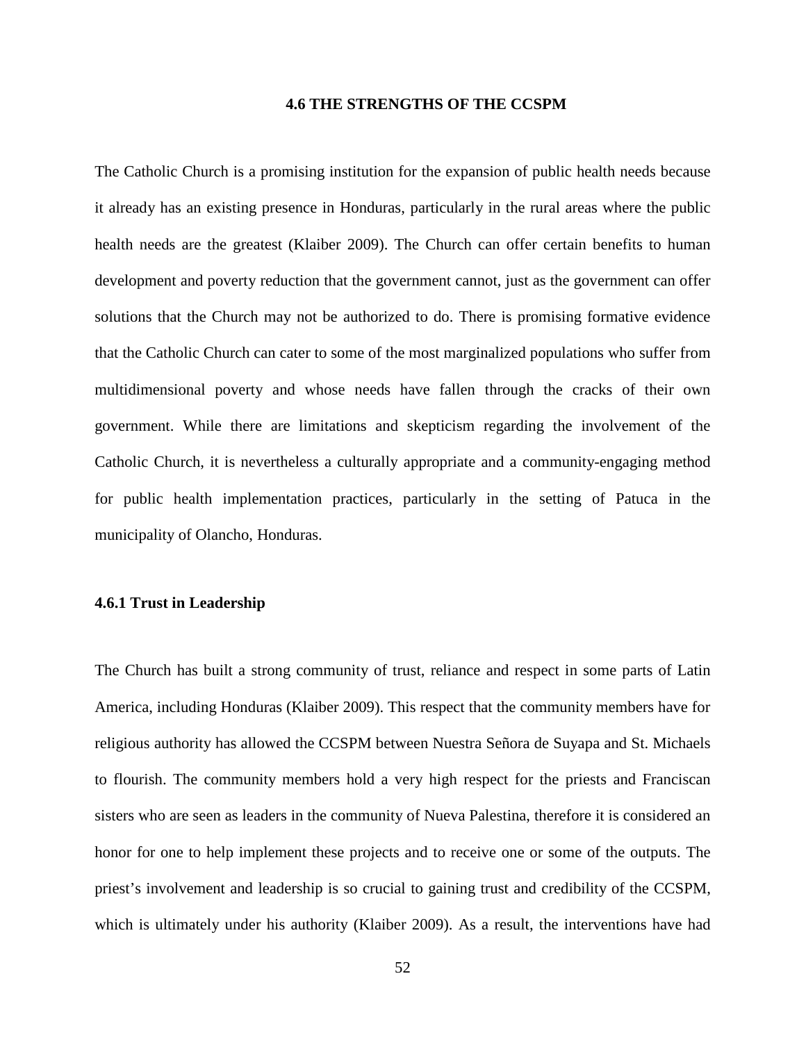## 4.6 THE STRENGTHS OF THE CCSPM

The Catholic Church is a promising institution for the expansion of public health needs because it already has an existing presence in Honduras, particularly in the rural areas where the public health needs are the greatest (Klaiber 2009). The Church can offer certain benefits to human development and poverty reduction that the government cannot, just as the government can offer solutions that the Church may not be authorized to do. There is promising formative evidence that the Catholic Church can cater to some of the most marginalized populations who suffer from multidimensional poverty and whose needs have fallen through the cracks of their own government. While there are limitations and skepticism regarding the involvement of the Catholic Church, it is nevertheless a culturally appropriate and a community-engaging method for public health implementation practices, particularly in the setting of Patuca in the municipality of Olancho, Honduras.

### 4.6.1 Trust in Leadership

The Church has built a strong community of trust, reliance and respect in some parts of Latin America, including Honduras (Klaiber 2009). This respect that the community members have for religious authority has allowed the CCSPM between Nuestra Señora de Suyapa and St. Michaels to flourish. The community members hold a very high respect for the priests and Franciscan sisters who are seen as leaders in the community of Nueva Palestina, therefore it is considered an honor for one to help implement these projects and to receive one or some of the outputs. The priest's involvement and leadership is so crucial to gaining trust and credibility of the CCSPM, which is ultimately under his authority (Klaiber 2009). As a result, the interventions have had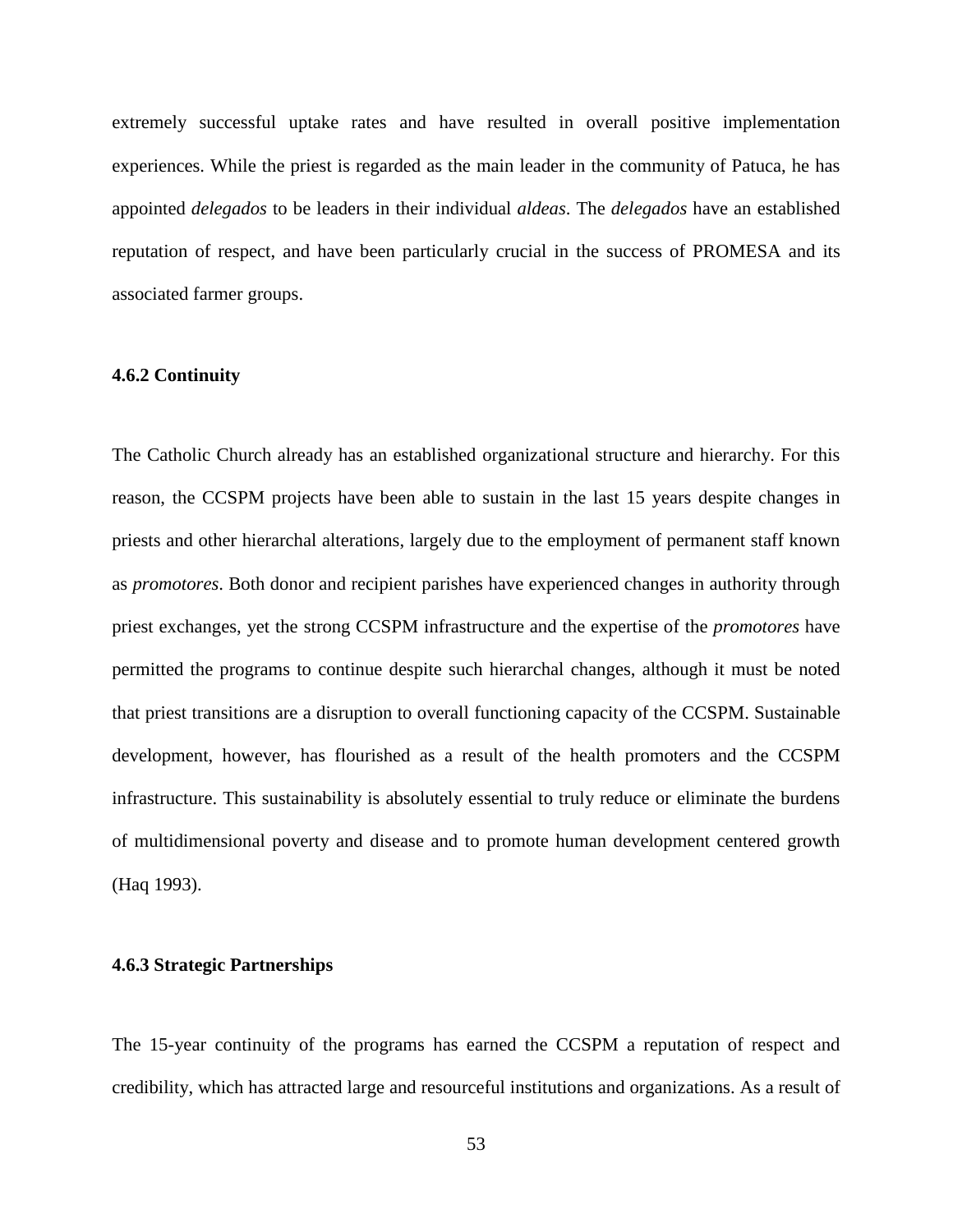extremely successful uptake rates and have resulted in overall positive implementation experiences. While the priest is regarded as the main leader in the community of Patuca, he has appointed *delegados* to be leaders in their individual *aldeas*. The *delegados* have an established reputation of respect, and have been particularly crucial in the success of PROMESA and its associated farmer groups.

### 4.6.2 Continuity

The Catholic Church already has an established organizational structure and hierarchy. For this reason, the CCSPM projects have been able to sustain in the last 15 years despite changes in priests and other hierarchal alterations, largely due to the employment of permanent staff known as *promotores*. Both donor and recipient parishes have experienced changes in authority through priest exchanges, yet the strong CCSPM infrastructure and the expertise of the *promotores* have permitted the programs to continue despite such hierarchal changes, although it must be noted that priest transitions are a disruption to overall functioning capacity of the CCSPM. Sustainable development, however, has flourished as a result of the health promoters and the CCSPM infrastructure. This sustainability is absolutely essential to truly reduce or eliminate the burdens of multidimensional poverty and disease and to promote human development centered growth (Haq 1993).

### 4.6.3 Strategic Partnerships

The 15-year continuity of the programs has earned the CCSPM a reputation of respect and credibility, which has attracted large and resourceful institutions and organizations. As a result of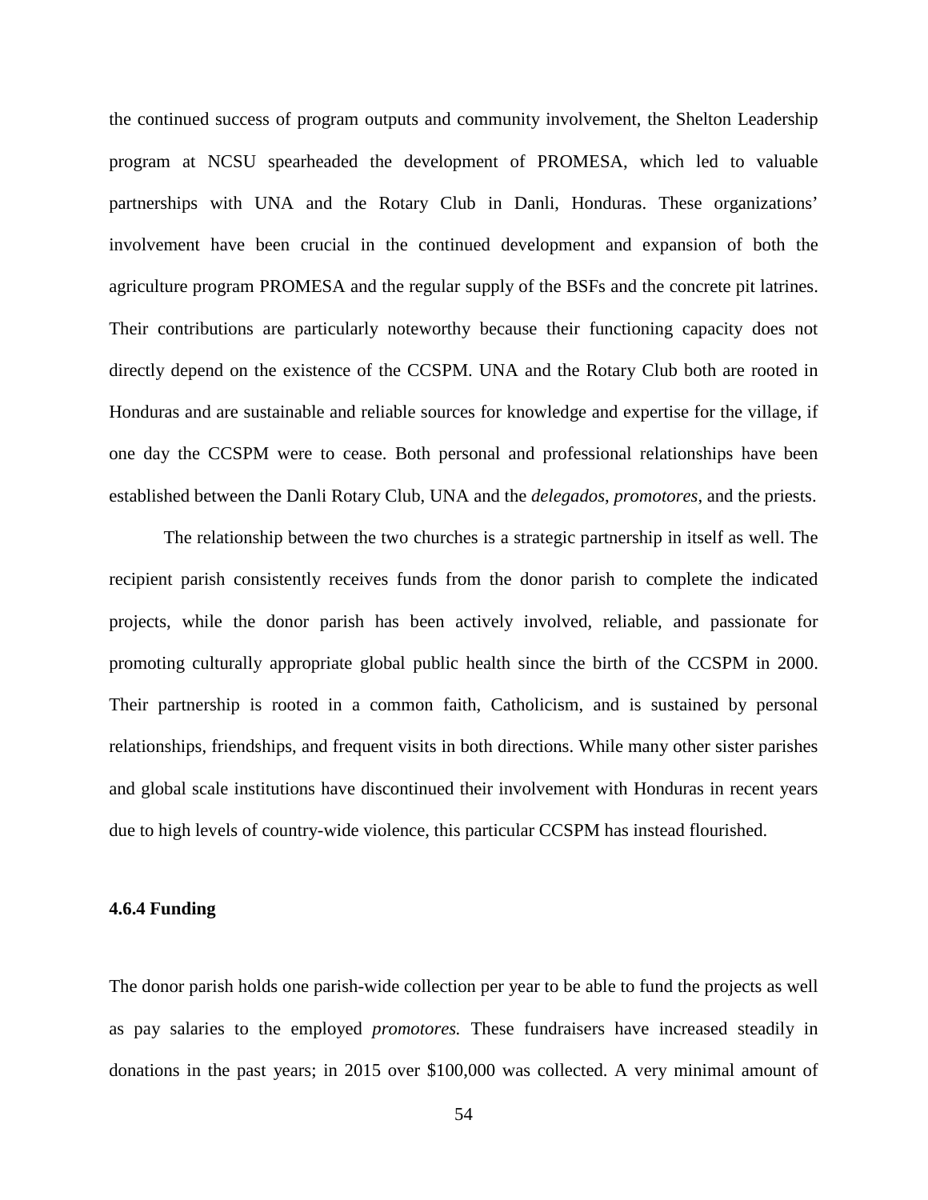the continued success of program outputs and community involvement, the Shelton Leadership program at NCSU spearheaded the development of PROMESA, which led to valuable partnerships with UNA and the Rotary Club in Danli, Honduras. These organizations' involvement have been crucial in the continued development and expansion of both the agriculture program PROMESA and the regular supply of the BSFs and the concrete pit latrines. Their contributions are particularly noteworthy because their functioning capacity does not directly depend on the existence of the CCSPM. UNA and the Rotary Club both are rooted in Honduras and are sustainable and reliable sources for knowledge and expertise for the village, if one day the CCSPM were to cease. Both personal and professional relationships have been established between the Danli Rotary Club, UNA and the *delegados*, *promotores*, and the priests.

The relationship between the two churches is a strategic partnership in itself as well. The recipient parish consistently receives funds from the donor parish to complete the indicated projects, while the donor parish has been actively involved, reliable, and passionate for promoting culturally appropriate global public health since the birth of the CCSPM in 2000. Their partnership is rooted in a common faith, Catholicism, and is sustained by personal relationships, friendships, and frequent visits in both directions. While many other sister parishes and global scale institutions have discontinued their involvement with Honduras in recent years due to high levels of country-wide violence, this particular CCSPM has instead flourished.

#### 4.6.4 Funding

The donor parish holds one parish-wide collection per year to be able to fund the projects as well as pay salaries to the employed *promotores.* These fundraisers have increased steadily in donations in the past years; in 2015 over $100,000 was collected. A very minimal amount of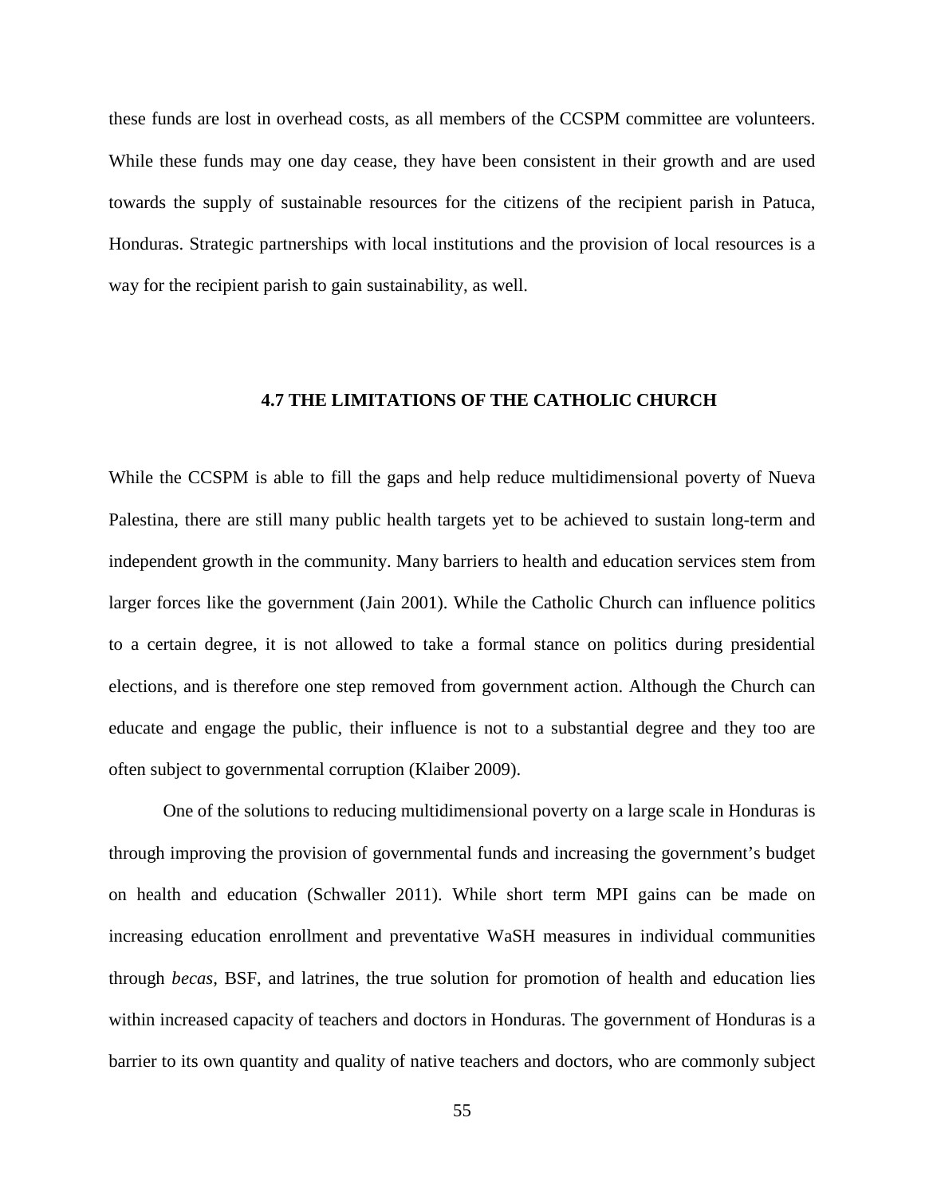these funds are lost in overhead costs, as all members of the CCSPM committee are volunteers. While these funds may one day cease, they have been consistent in their growth and are used towards the supply of sustainable resources for the citizens of the recipient parish in Patuca, Honduras. Strategic partnerships with local institutions and the provision of local resources is a way for the recipient parish to gain sustainability, as well.

## 4.7 THE LIMITATIONS OF THE CATHOLIC CHURCH

While the CCSPM is able to fill the gaps and help reduce multidimensional poverty of Nueva Palestina, there are still many public health targets yet to be achieved to sustain long-term and independent growth in the community. Many barriers to health and education services stem from larger forces like the government (Jain 2001). While the Catholic Church can influence politics to a certain degree, it is not allowed to take a formal stance on politics during presidential elections, and is therefore one step removed from government action. Although the Church can educate and engage the public, their influence is not to a substantial degree and they too are often subject to governmental corruption (Klaiber 2009).

One of the solutions to reducing multidimensional poverty on a large scale in Honduras is through improving the provision of governmental funds and increasing the government's budget on health and education (Schwaller 2011). While short term MPI gains can be made on increasing education enrollment and preventative WaSH measures in individual communities through *becas*, BSF, and latrines, the true solution for promotion of health and education lies within increased capacity of teachers and doctors in Honduras. The government of Honduras is a barrier to its own quantity and quality of native teachers and doctors, who are commonly subject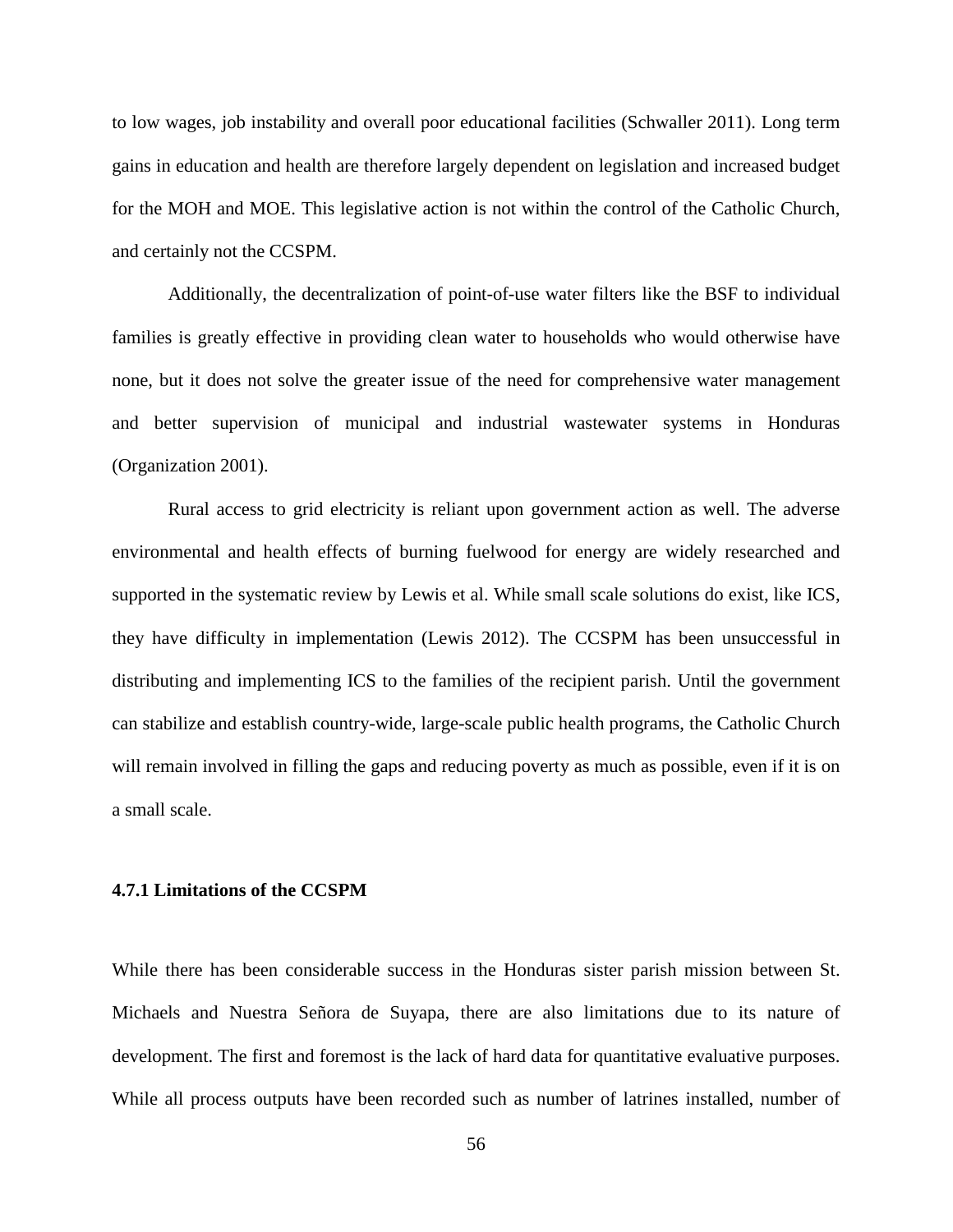to low wages, job instability and overall poor educational facilities (Schwaller 2011). Long term gains in education and health are therefore largely dependent on legislation and increased budget for the MOH and MOE. This legislative action is not within the control of the Catholic Church, and certainly not the CCSPM.

Additionally, the decentralization of point-of-use water filters like the BSF to individual families is greatly effective in providing clean water to households who would otherwise have none, but it does not solve the greater issue of the need for comprehensive water management and better supervision of municipal and industrial wastewater systems in Honduras (Organization 2001).

Rural access to grid electricity is reliant upon government action as well. The adverse environmental and health effects of burning fuelwood for energy are widely researched and supported in the systematic review by Lewis et al. While small scale solutions do exist, like ICS, they have difficulty in implementation (Lewis 2012). The CCSPM has been unsuccessful in distributing and implementing ICS to the families of the recipient parish. Until the government can stabilize and establish country-wide, large-scale public health programs, the Catholic Church will remain involved in filling the gaps and reducing poverty as much as possible, even if it is on a small scale.

### 4.7.1 Limitations of the CCSPM

While there has been considerable success in the Honduras sister parish mission between St. Michaels and Nuestra Señora de Suyapa, there are also limitations due to its nature of development. The first and foremost is the lack of hard data for quantitative evaluative purposes. While all process outputs have been recorded such as number of latrines installed, number of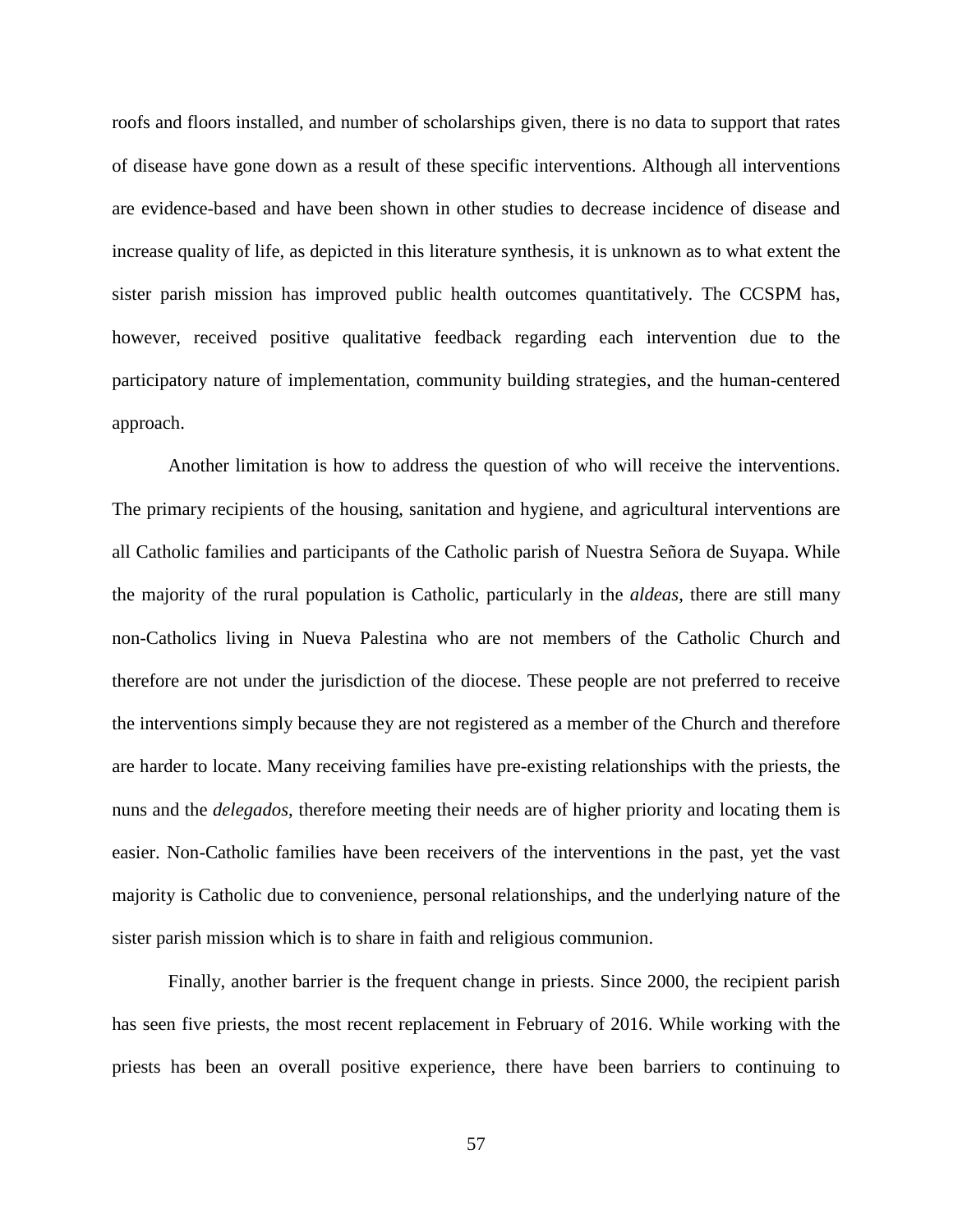roofs and floors installed, and number of scholarships given, there is no data to support that rates of disease have gone down as a result of these specific interventions. Although all interventions are evidence-based and have been shown in other studies to decrease incidence of disease and increase quality of life, as depicted in this literature synthesis, it is unknown as to what extent the sister parish mission has improved public health outcomes quantitatively. The CCSPM has, however, received positive qualitative feedback regarding each intervention due to the participatory nature of implementation, community building strategies, and the human-centered approach.

Another limitation is how to address the question of who will receive the interventions. The primary recipients of the housing, sanitation and hygiene, and agricultural interventions are all Catholic families and participants of the Catholic parish of Nuestra Señora de Suyapa. While the majority of the rural population is Catholic, particularly in the *aldeas*, there are still many non-Catholics living in Nueva Palestina who are not members of the Catholic Church and therefore are not under the jurisdiction of the diocese. These people are not preferred to receive the interventions simply because they are not registered as a member of the Church and therefore are harder to locate. Many receiving families have pre-existing relationships with the priests, the nuns and the *delegados*, therefore meeting their needs are of higher priority and locating them is easier. Non-Catholic families have been receivers of the interventions in the past, yet the vast majority is Catholic due to convenience, personal relationships, and the underlying nature of the sister parish mission which is to share in faith and religious communion.

Finally, another barrier is the frequent change in priests. Since 2000, the recipient parish has seen five priests, the most recent replacement in February of 2016. While working with the priests has been an overall positive experience, there have been barriers to continuing to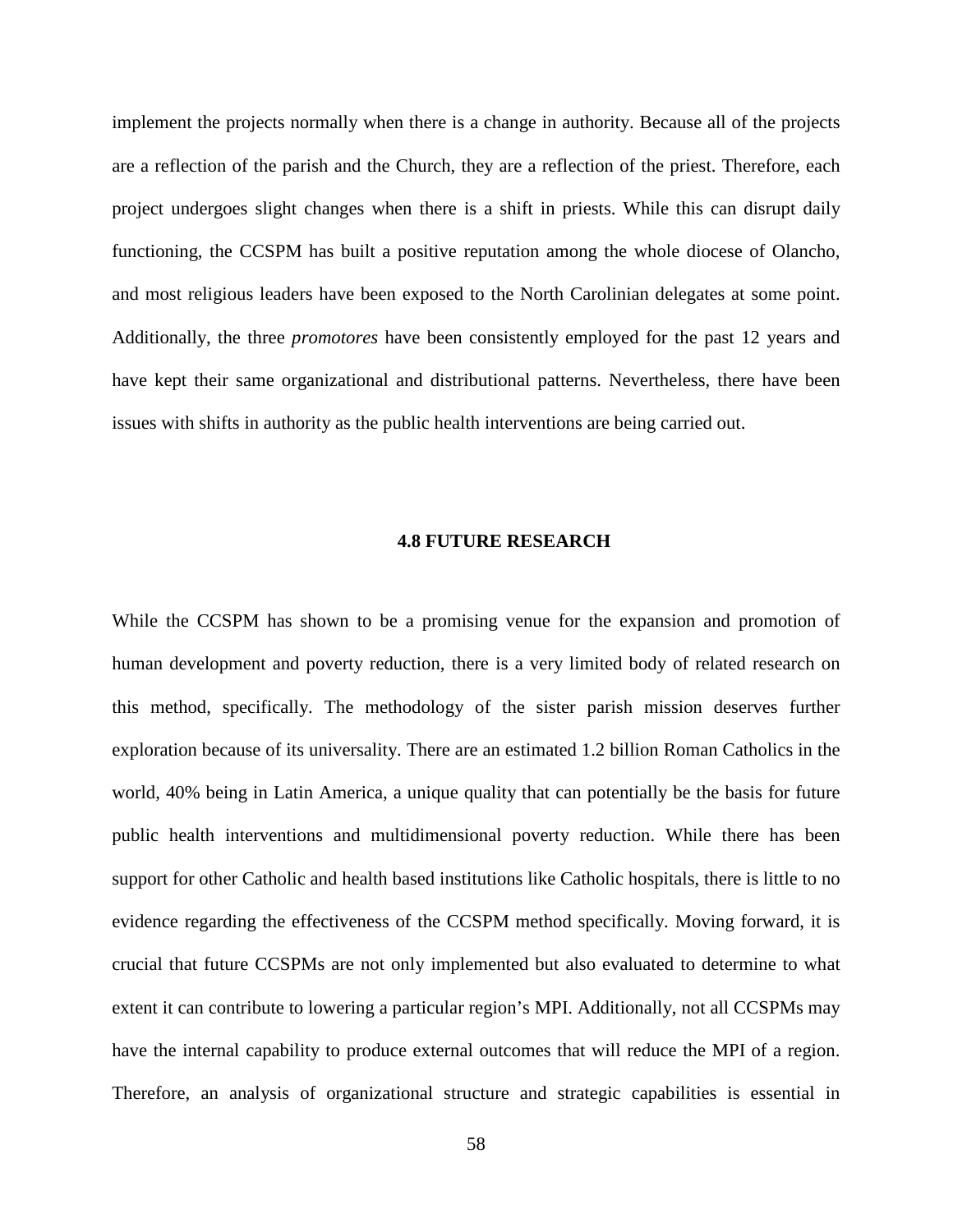implement the projects normally when there is a change in authority. Because all of the projects are a reflection of the parish and the Church, they are a reflection of the priest. Therefore, each project undergoes slight changes when there is a shift in priests. While this can disrupt daily functioning, the CCSPM has built a positive reputation among the whole diocese of Olancho, and most religious leaders have been exposed to the North Carolinian delegates at some point. Additionally, the three *promotores* have been consistently employed for the past 12 years and have kept their same organizational and distributional patterns. Nevertheless, there have been issues with shifts in authority as the public health interventions are being carried out.

### 4.8 FUTURE RESEARCH

While the CCSPM has shown to be a promising venue for the expansion and promotion of human development and poverty reduction, there is a very limited body of related research on this method, specifically. The methodology of the sister parish mission deserves further exploration because of its universality. There are an estimated 1.2 billion Roman Catholics in the world, 40% being in Latin America, a unique quality that can potentially be the basis for future public health interventions and multidimensional poverty reduction. While there has been support for other Catholic and health based institutions like Catholic hospitals, there is little to no evidence regarding the effectiveness of the CCSPM method specifically. Moving forward, it is crucial that future CCSPMs are not only implemented but also evaluated to determine to what extent it can contribute to lowering a particular region's MPI. Additionally, not all CCSPMs may have the internal capability to produce external outcomes that will reduce the MPI of a region. Therefore, an analysis of organizational structure and strategic capabilities is essential in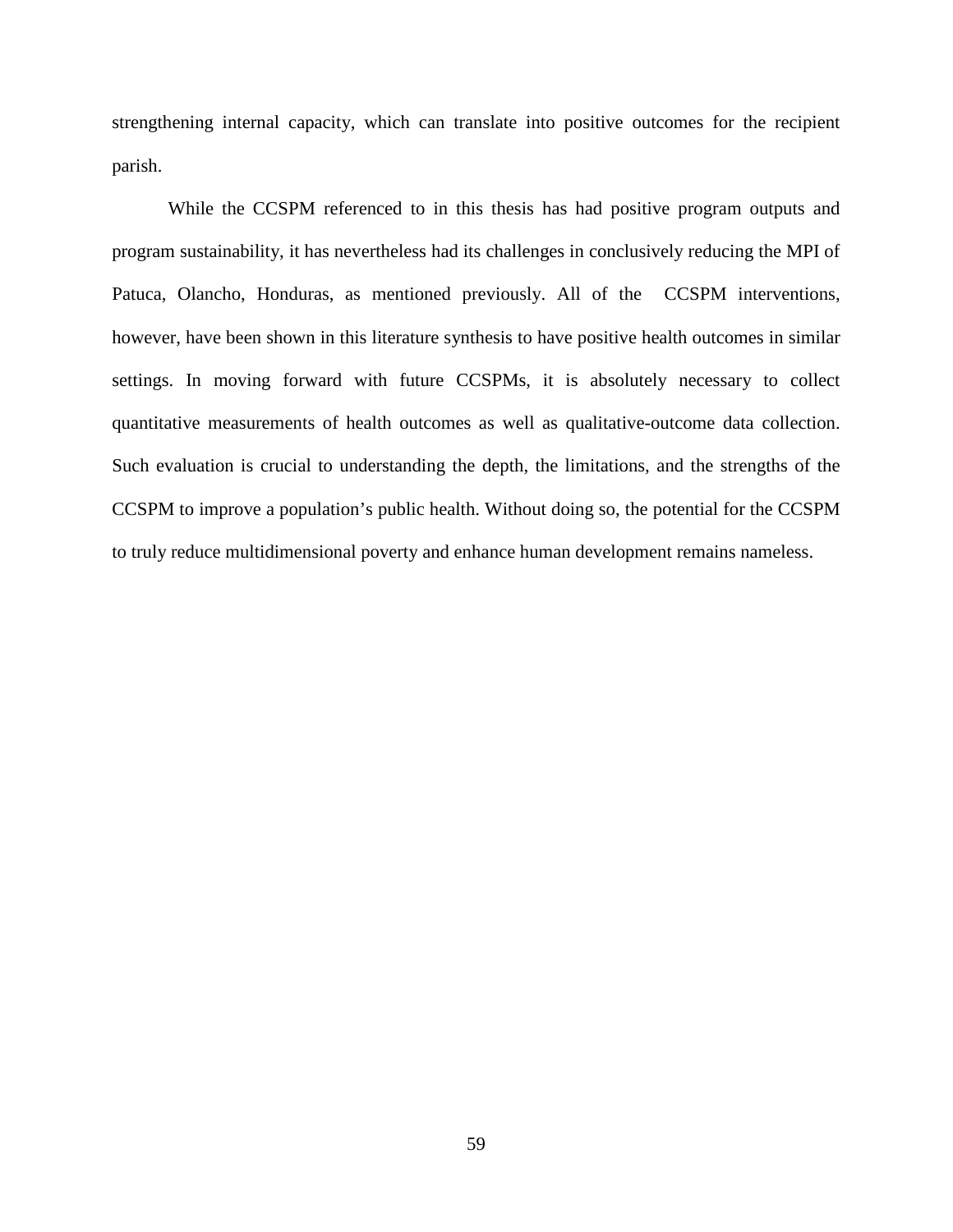strengthening internal capacity, which can translate into positive outcomes for the recipient parish.

While the CCSPM referenced to in this thesis has had positive program outputs and program sustainability, it has nevertheless had its challenges in conclusively reducing the MPI of Patuca, Olancho, Honduras, as mentioned previously. All of the CCSPM interventions, however, have been shown in this literature synthesis to have positive health outcomes in similar settings. In moving forward with future CCSPMs, it is absolutely necessary to collect quantitative measurements of health outcomes as well as qualitative-outcome data collection. Such evaluation is crucial to understanding the depth, the limitations, and the strengths of the CCSPM to improve a population's public health. Without doing so, the potential for the CCSPM to truly reduce multidimensional poverty and enhance human development remains nameless.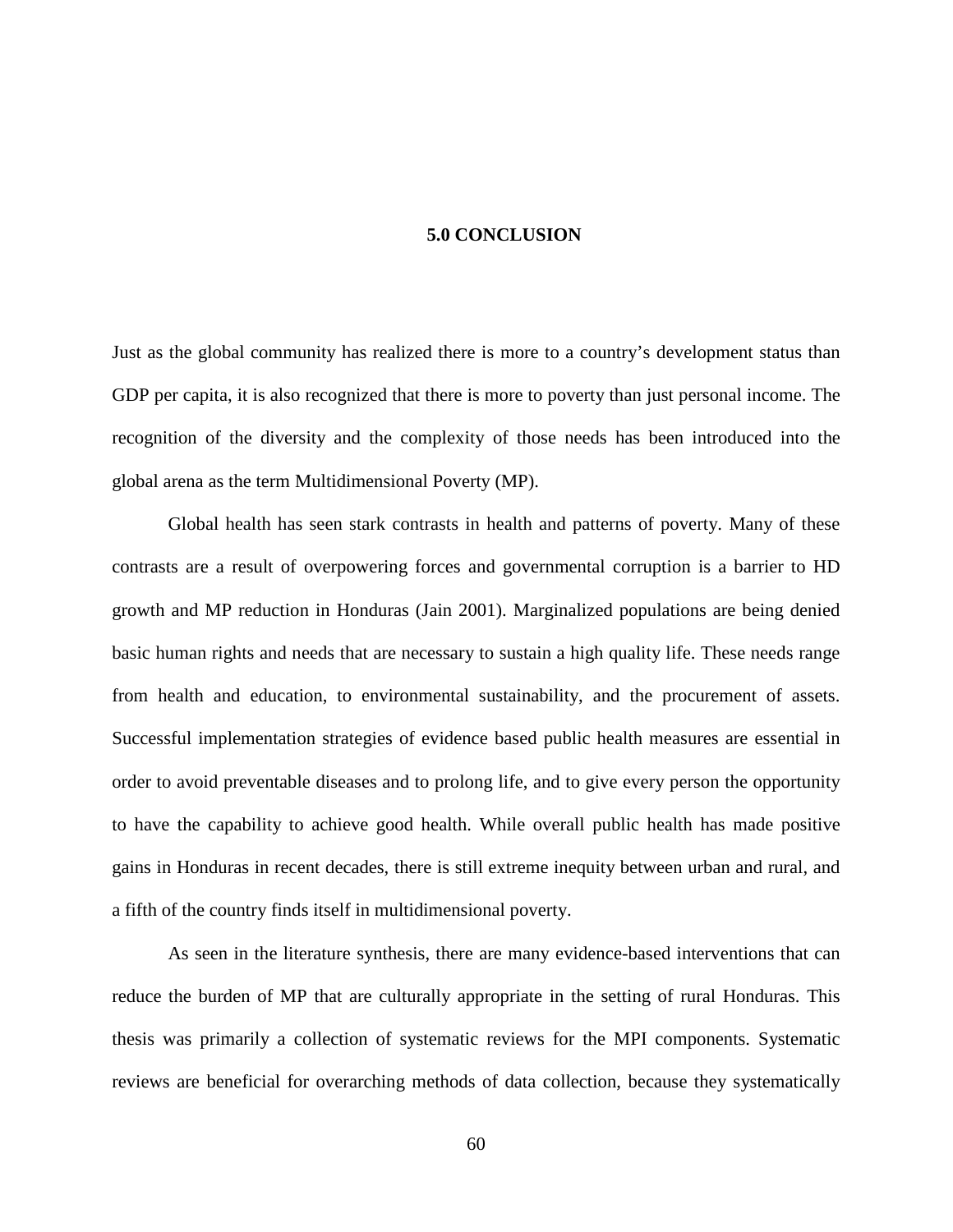# 5.0 CONCLUSION

Just as the global community has realized there is more to a country's development status than GDP per capita, it is also recognized that there is more to poverty than just personal income. The recognition of the diversity and the complexity of those needs has been introduced into the global arena as the term Multidimensional Poverty (MP).

Global health has seen stark contrasts in health and patterns of poverty. Many of these contrasts are a result of overpowering forces and governmental corruption is a barrier to HD growth and MP reduction in Honduras (Jain 2001). Marginalized populations are being denied basic human rights and needs that are necessary to sustain a high quality life. These needs range from health and education, to environmental sustainability, and the procurement of assets. Successful implementation strategies of evidence based public health measures are essential in order to avoid preventable diseases and to prolong life, and to give every person the opportunity to have the capability to achieve good health. While overall public health has made positive gains in Honduras in recent decades, there is still extreme inequity between urban and rural, and a fifth of the country finds itself in multidimensional poverty.

As seen in the literature synthesis, there are many evidence-based interventions that can reduce the burden of MP that are culturally appropriate in the setting of rural Honduras. This thesis was primarily a collection of systematic reviews for the MPI components. Systematic reviews are beneficial for overarching methods of data collection, because they systematically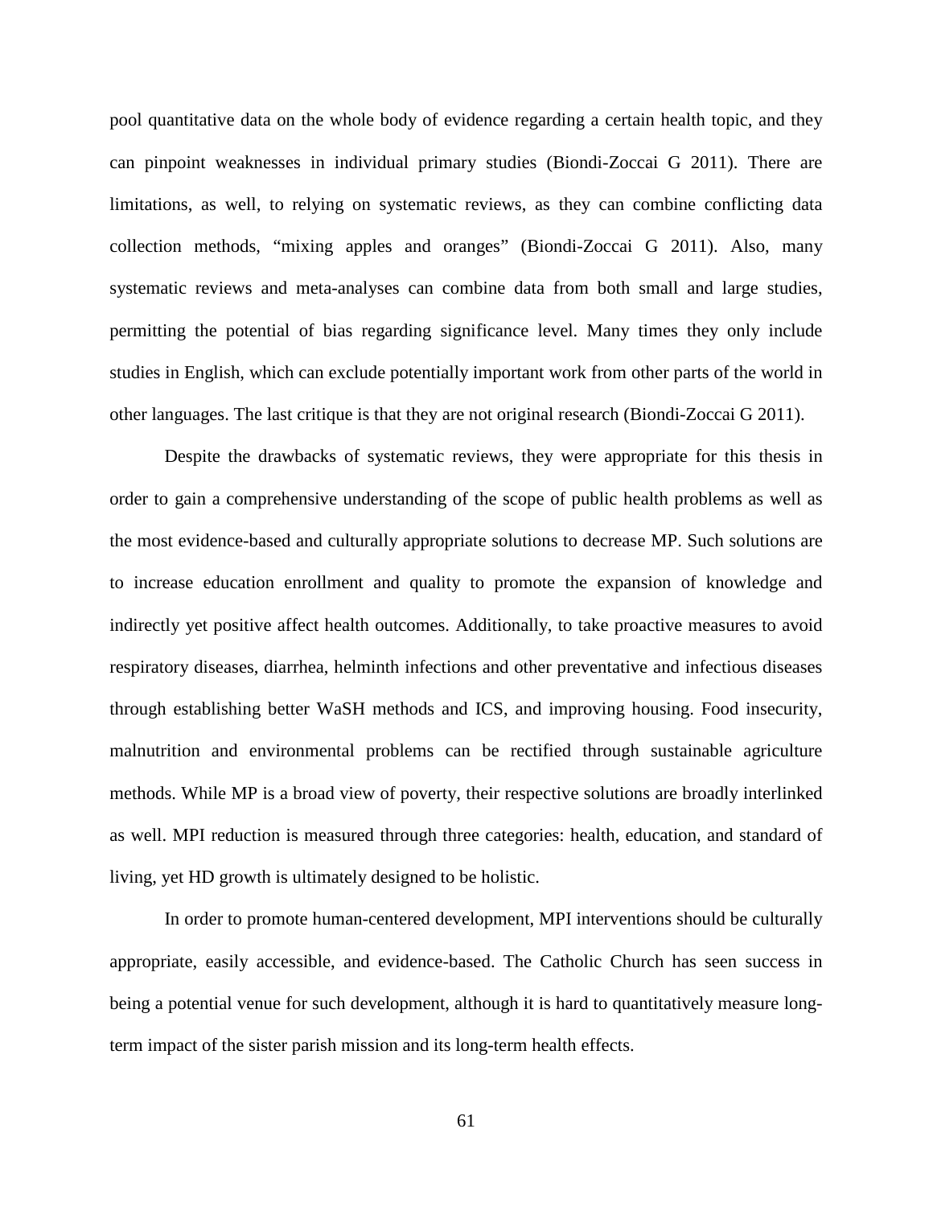pool quantitative data on the whole body of evidence regarding a certain health topic, and they can pinpoint weaknesses in individual primary studies (Biondi-Zoccai G 2011). There are limitations, as well, to relying on systematic reviews, as they can combine conflicting data collection methods, "mixing apples and oranges" (Biondi-Zoccai G 2011). Also, many systematic reviews and meta-analyses can combine data from both small and large studies, permitting the potential of bias regarding significance level. Many times they only include studies in English, which can exclude potentially important work from other parts of the world in other languages. The last critique is that they are not original research (Biondi-Zoccai G 2011).

Despite the drawbacks of systematic reviews, they were appropriate for this thesis in order to gain a comprehensive understanding of the scope of public health problems as well as the most evidence-based and culturally appropriate solutions to decrease MP. Such solutions are to increase education enrollment and quality to promote the expansion of knowledge and indirectly yet positive affect health outcomes. Additionally, to take proactive measures to avoid respiratory diseases, diarrhea, helminth infections and other preventative and infectious diseases through establishing better WaSH methods and ICS, and improving housing. Food insecurity, malnutrition and environmental problems can be rectified through sustainable agriculture methods. While MP is a broad view of poverty, their respective solutions are broadly interlinked as well. MPI reduction is measured through three categories: health, education, and standard of living, yet HD growth is ultimately designed to be holistic.

In order to promote human-centered development, MPI interventions should be culturally appropriate, easily accessible, and evidence-based. The Catholic Church has seen success in being a potential venue for such development, although it is hard to quantitatively measure long-term impact of the sister parish mission and its long-term health effects.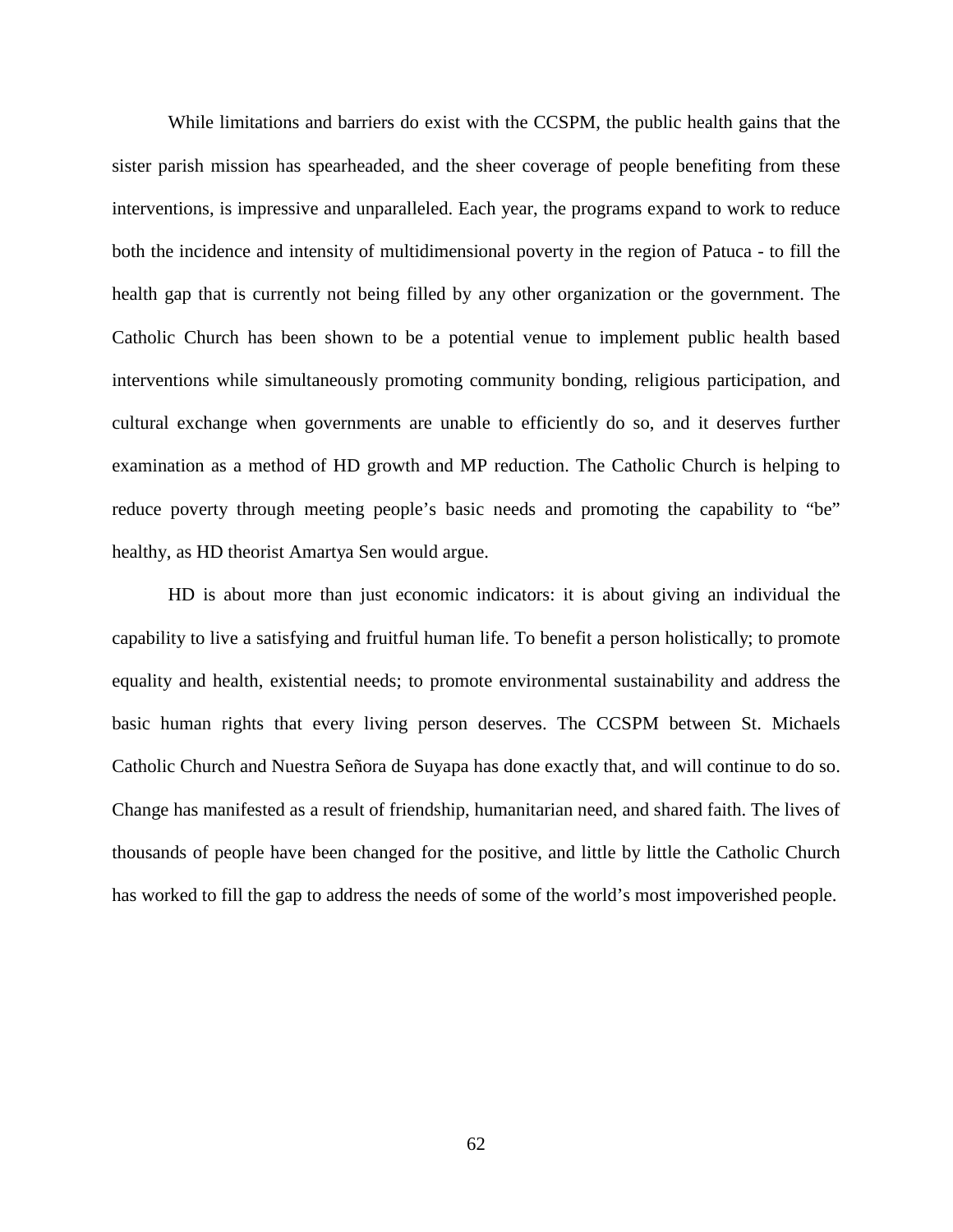While limitations and barriers do exist with the CCSPM, the public health gains that the sister parish mission has spearheaded, and the sheer coverage of people benefiting from these interventions, is impressive and unparalleled. Each year, the programs expand to work to reduce both the incidence and intensity of multidimensional poverty in the region of Patuca - to fill the health gap that is currently not being filled by any other organization or the government. The Catholic Church has been shown to be a potential venue to implement public health based interventions while simultaneously promoting community bonding, religious participation, and cultural exchange when governments are unable to efficiently do so, and it deserves further examination as a method of HD growth and MP reduction. The Catholic Church is helping to reduce poverty through meeting people's basic needs and promoting the capability to "be" healthy, as HD theorist Amartya Sen would argue.

HD is about more than just economic indicators: it is about giving an individual the capability to live a satisfying and fruitful human life. To benefit a person holistically; to promote equality and health, existential needs; to promote environmental sustainability and address the basic human rights that every living person deserves. The CCSPM between St. Michaels Catholic Church and Nuestra Señora de Suyapa has done exactly that, and will continue to do so. Change has manifested as a result of friendship, humanitarian need, and shared faith. The lives of thousands of people have been changed for the positive, and little by little the Catholic Church has worked to fill the gap to address the needs of some of the world's most impoverished people.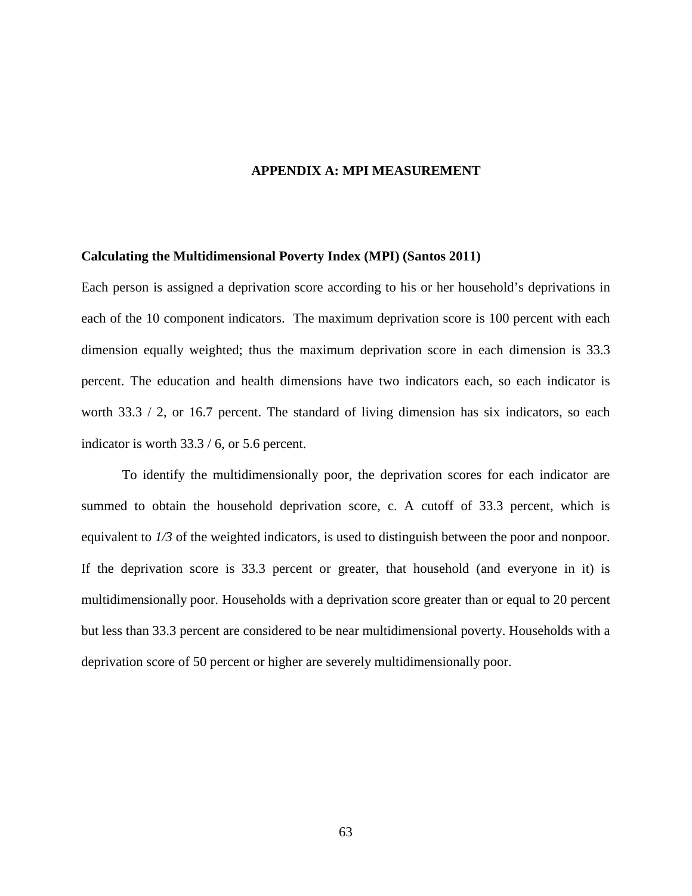# APPENDIX A: MPI MEASUREMENT

### Calculating the Multidimensional Poverty Index (MPI) (Santos 2011)

Each person is assigned a deprivation score according to his or her household's deprivations in each of the 10 component indicators. The maximum deprivation score is 100 percent with each dimension equally weighted; thus the maximum deprivation score in each dimension is 33.3 percent. The education and health dimensions have two indicators each, so each indicator is worth 33.3 / 2, or 16.7 percent. The standard of living dimension has six indicators, so each indicator is worth 33.3 / 6, or 5.6 percent.

To identify the multidimensionally poor, the deprivation scores for each indicator are summed to obtain the household deprivation score, c. A cutoff of 33.3 percent, which is equivalent to *1/3* of the weighted indicators, is used to distinguish between the poor and nonpoor. If the deprivation score is 33.3 percent or greater, that household (and everyone in it) is multidimensionally poor. Households with a deprivation score greater than or equal to 20 percent but less than 33.3 percent are considered to be near multidimensional poverty. Households with a deprivation score of 50 percent or higher are severely multidimensionally poor.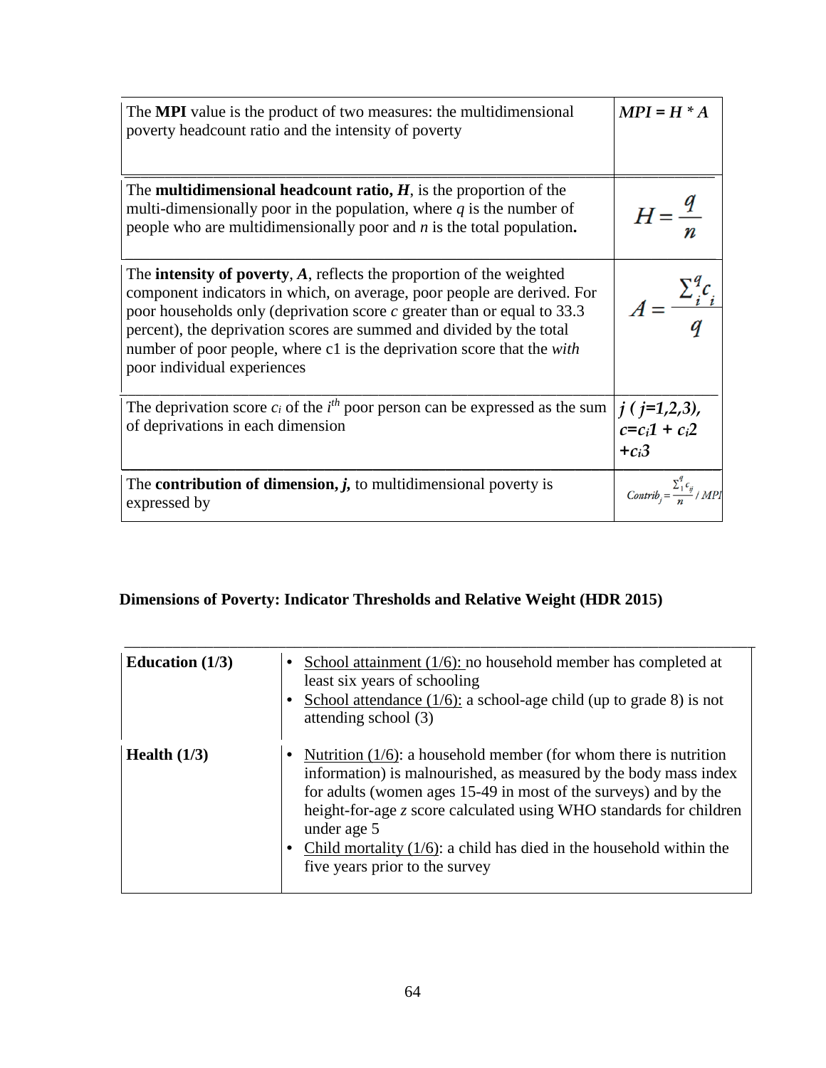| | |
|---|---|
| The **MPI** value is the product of two measures: the multidimensional poverty headcount ratio and the intensity of poverty | $MPI = H * A$ |
| The **multidimensional headcount ratio,** $\boldsymbol{H}$, is the proportion of the multi-dimensionally poor in the population, where $q$ is the number of people who are multidimensionally poor and $n$ is the total population**.** | $H = \frac{q}{n}$ |
| The **intensity of poverty**, $\boldsymbol{A}$, reflects the proportion of the weighted component indicators in which, on average, poor people are derived. For poor households only (deprivation score $c$ greater than or equal to 33.3 percent), the deprivation scores are summed and divided by the total number of poor people, where c1 is the deprivation score that the *with* poor individual experiences | $A = \frac{\sum_{i}^{q} c_i}{q}$ |
| The deprivation score $c_i$ of the $i^{th}$ poor person can be expressed as the sum of deprivations in each dimension | $j$ ( $j$=1,2,3), $c = c_i1 + c_i2 + c_i3$ |
| The **contribution of dimension,** $\boldsymbol{j}$**,** to multidimensional poverty is expressed by | $Contrib_j = \frac{\sum_{1}^{q} c_{ij}}{n} / MPI$ |

**Dimensions of Poverty: Indicator Thresholds and Relative Weight (HDR 2015)**

| | |
|---|---|
| **Education (1/3)** | • School attainment (1/6): no household member has completed at least six years of schooling<br>• School attendance (1/6): a school-age child (up to grade 8) is not attending school (3) |
| **Health (1/3)** | • Nutrition (1/6): a household member (for whom there is nutrition information) is malnourished, as measured by the body mass index for adults (women ages 15-49 in most of the surveys) and by the height-for-age *z* score calculated using WHO standards for children under age 5<br>• Child mortality (1/6): a child has died in the household within the five years prior to the survey |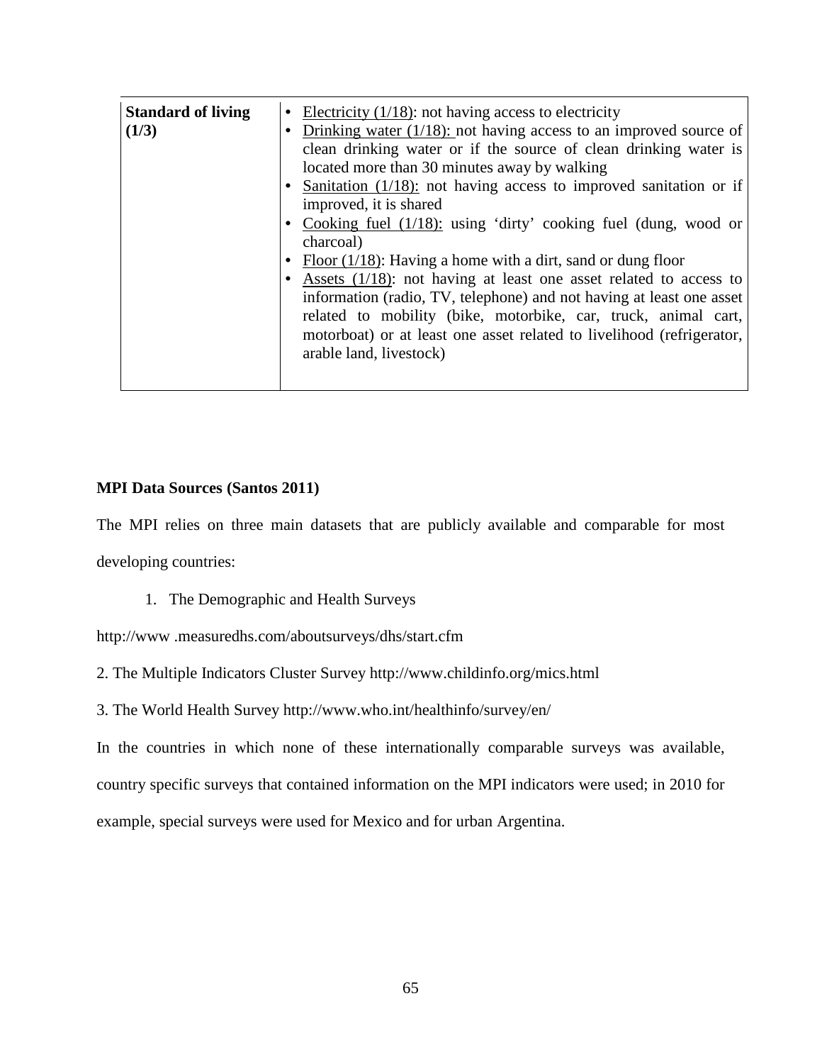| Standard of living (1/3) | • Electricity (1/18): not having access to electricity<br>• Drinking water (1/18): not having access to an improved source of clean drinking water or if the source of clean drinking water is located more than 30 minutes away by walking<br>• Sanitation (1/18): not having access to improved sanitation or if improved, it is shared<br>• Cooking fuel (1/18): using 'dirty' cooking fuel (dung, wood or charcoal)<br>• Floor (1/18): Having a home with a dirt, sand or dung floor<br>• Assets (1/18): not having at least one asset related to access to information (radio, TV, telephone) and not having at least one asset related to mobility (bike, motorbike, car, truck, animal cart, motorboat) or at least one asset related to livelihood (refrigerator, arable land, livestock) |
|---|---|

**MPI Data Sources (Santos 2011)**

The MPI relies on three main datasets that are publicly available and comparable for most developing countries:

1. The Demographic and Health Surveys

http://www .measuredhs.com/aboutsurveys/dhs/start.cfm

2. The Multiple Indicators Cluster Survey http://www.childinfo.org/mics.html

3. The World Health Survey http://www.who.int/healthinfo/survey/en/

In the countries in which none of these internationally comparable surveys was available, country specific surveys that contained information on the MPI indicators were used; in 2010 for example, special surveys were used for Mexico and for urban Argentina.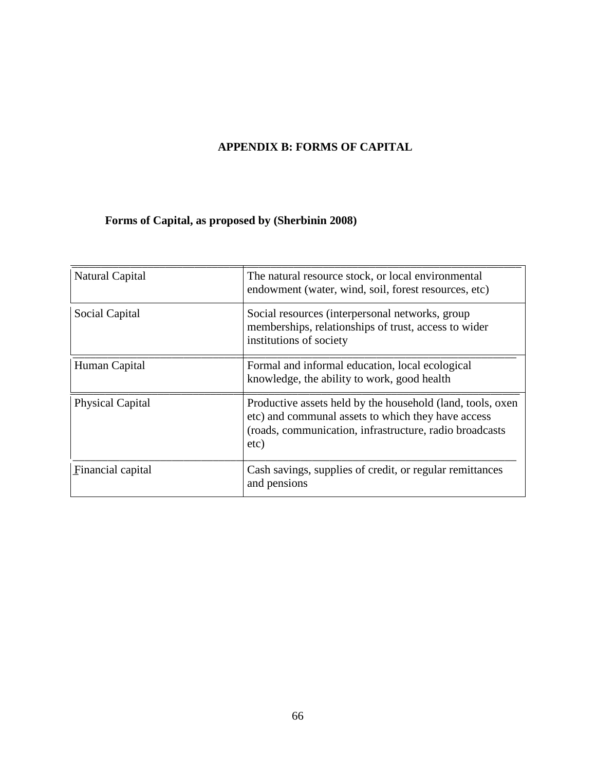# APPENDIX B: FORMS OF CAPITAL

**Forms of Capital, as proposed by (Sherbinin 2008)**

| | |
|---|---|
| Natural Capital | The natural resource stock, or local environmental endowment (water, wind, soil, forest resources, etc) |
| Social Capital | Social resources (interpersonal networks, group memberships, relationships of trust, access to wider institutions of society |
| Human Capital | Formal and informal education, local ecological knowledge, the ability to work, good health |
| Physical Capital | Productive assets held by the household (land, tools, oxen etc) and communal assets to which they have access (roads, communication, infrastructure, radio broadcasts etc) |
| Financial capital | Cash savings, supplies of credit, or regular remittances and pensions |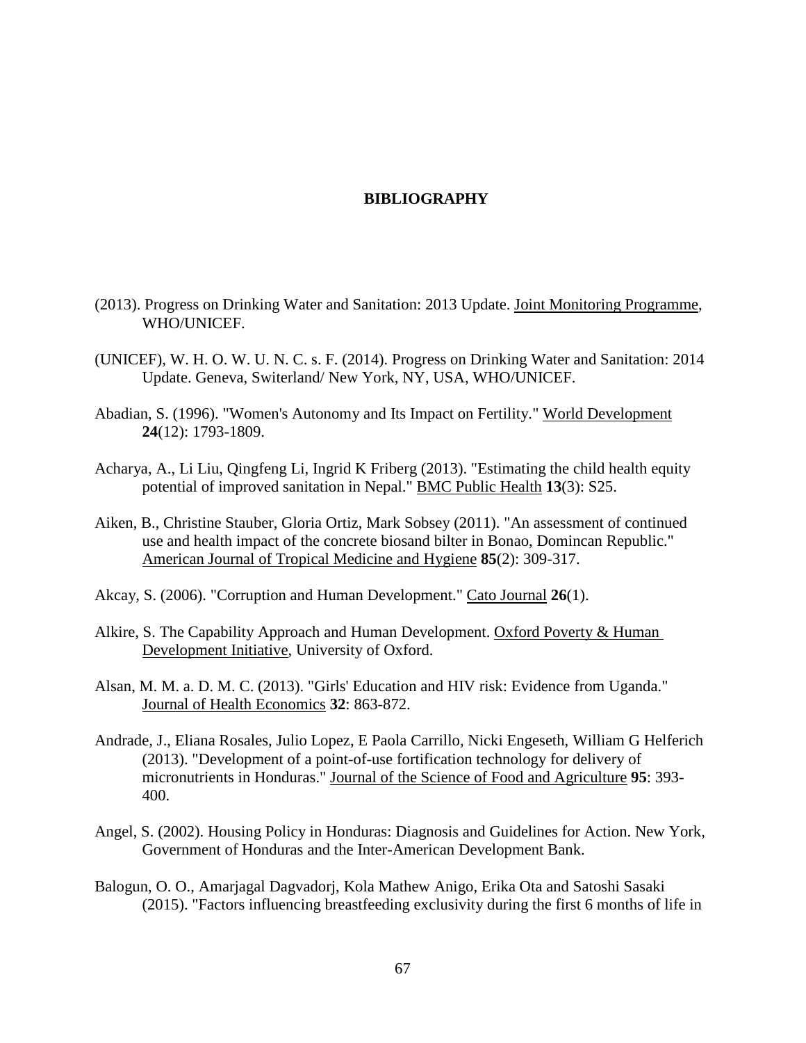# BIBLIOGRAPHY

(2013). Progress on Drinking Water and Sanitation: 2013 Update. Joint Monitoring Programme, WHO/UNICEF.

(UNICEF), W. H. O. W. U. N. C. s. F. (2014). Progress on Drinking Water and Sanitation: 2014 Update. Geneva, Switerland/ New York, NY, USA, WHO/UNICEF.

Abadian, S. (1996). "Women's Autonomy and Its Impact on Fertility." World Development **24**(12): 1793-1809.

Acharya, A., Li Liu, Qingfeng Li, Ingrid K Friberg (2013). "Estimating the child health equity potential of improved sanitation in Nepal." BMC Public Health **13**(3): S25.

Aiken, B., Christine Stauber, Gloria Ortiz, Mark Sobsey (2011). "An assessment of continued use and health impact of the concrete biosand bilter in Bonao, Domincan Republic." American Journal of Tropical Medicine and Hygiene **85**(2): 309-317.

Akcay, S. (2006). "Corruption and Human Development." Cato Journal **26**(1).

Alkire, S. The Capability Approach and Human Development. Oxford Poverty & Human Development Initiative, University of Oxford.

Alsan, M. M. a. D. M. C. (2013). "Girls' Education and HIV risk: Evidence from Uganda." Journal of Health Economics **32**: 863-872.

Andrade, J., Eliana Rosales, Julio Lopez, E Paola Carrillo, Nicki Engeseth, William G Helferich (2013). "Development of a point-of-use fortification technology for delivery of micronutrients in Honduras." Journal of the Science of Food and Agriculture **95**: 393-400.

Angel, S. (2002). Housing Policy in Honduras: Diagnosis and Guidelines for Action. New York, Government of Honduras and the Inter-American Development Bank.

Balogun, O. O., Amarjagal Dagvadorj, Kola Mathew Anigo, Erika Ota and Satoshi Sasaki (2015). "Factors influencing breastfeeding exclusivity during the first 6 months of life in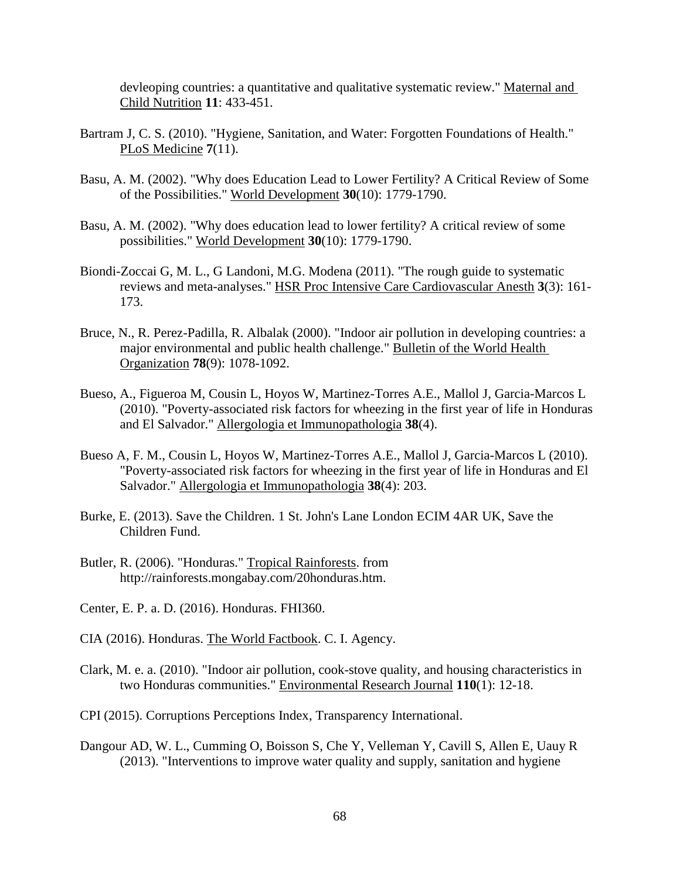devleoping countries: a quantitative and qualitative systematic review." Maternal and Child Nutrition **11**: 433-451.

Bartram J, C. S. (2010). "Hygiene, Sanitation, and Water: Forgotten Foundations of Health." PLoS Medicine **7**(11).

Basu, A. M. (2002). "Why does Education Lead to Lower Fertility? A Critical Review of Some of the Possibilities." World Development **30**(10): 1779-1790.

Basu, A. M. (2002). "Why does education lead to lower fertility? A critical review of some possibilities." World Development **30**(10): 1779-1790.

Biondi-Zoccai G, M. L., G Landoni, M.G. Modena (2011). "The rough guide to systematic reviews and meta-analyses." HSR Proc Intensive Care Cardiovascular Anesth **3**(3): 161-173.

Bruce, N., R. Perez-Padilla, R. Albalak (2000). "Indoor air pollution in developing countries: a major environmental and public health challenge." Bulletin of the World Health Organization **78**(9): 1078-1092.

Bueso, A., Figueroa M, Cousin L, Hoyos W, Martinez-Torres A.E., Mallol J, Garcia-Marcos L (2010). "Poverty-associated risk factors for wheezing in the first year of life in Honduras and El Salvador." Allergologia et Immunopathologia **38**(4).

Bueso A, F. M., Cousin L, Hoyos W, Martinez-Torres A.E., Mallol J, Garcia-Marcos L (2010). "Poverty-associated risk factors for wheezing in the first year of life in Honduras and El Salvador." Allergologia et Immunopathologia **38**(4): 203.

Burke, E. (2013). Save the Children. 1 St. John's Lane London ECIM 4AR UK, Save the Children Fund.

Butler, R. (2006). "Honduras." Tropical Rainforests. from http://rainforests.mongabay.com/20honduras.htm.

Center, E. P. a. D. (2016). Honduras. FHI360.

CIA (2016). Honduras. The World Factbook. C. I. Agency.

Clark, M. e. a. (2010). "Indoor air pollution, cook-stove quality, and housing characteristics in two Honduras communities." Environmental Research Journal **110**(1): 12-18.

CPI (2015). Corruptions Perceptions Index, Transparency International.

Dangour AD, W. L., Cumming O, Boisson S, Che Y, Velleman Y, Cavill S, Allen E, Uauy R (2013). "Interventions to improve water quality and supply, sanitation and hygiene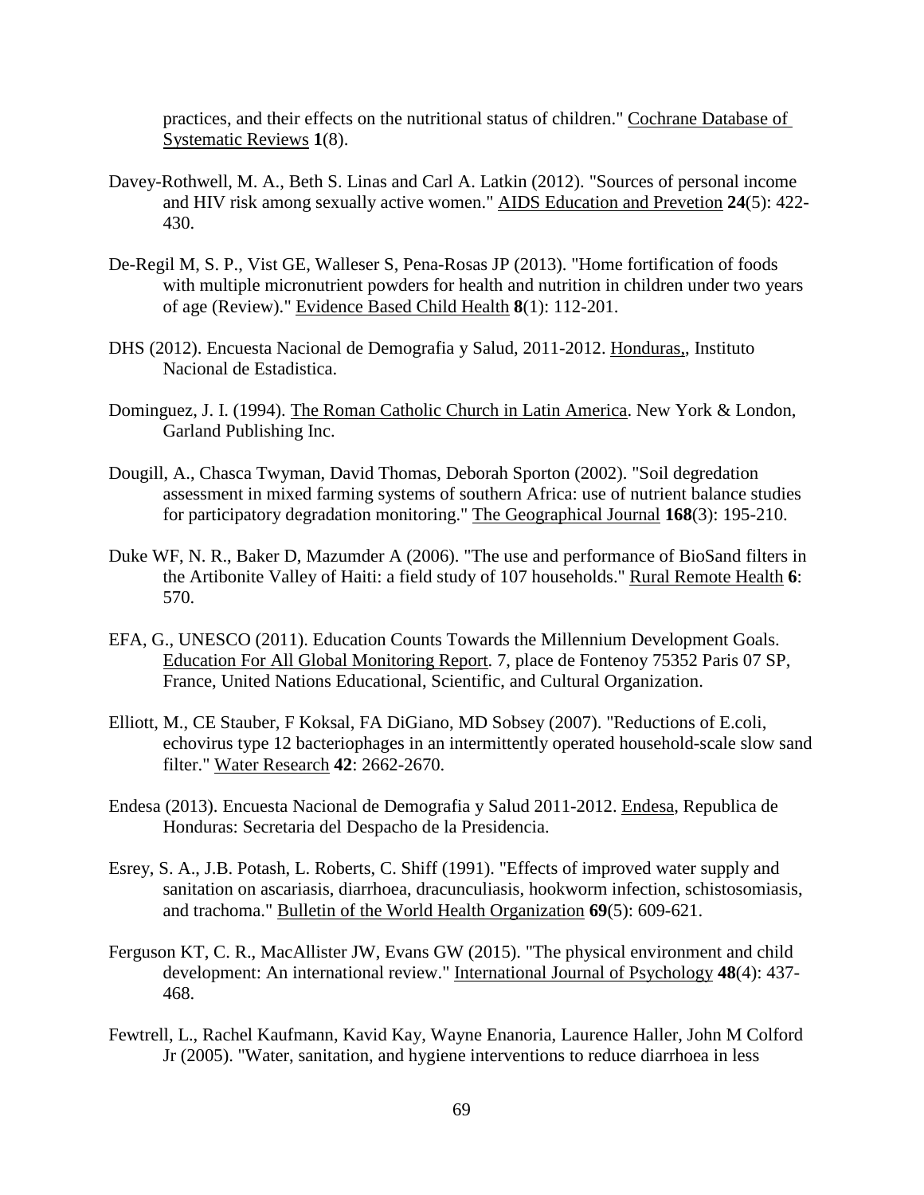practices, and their effects on the nutritional status of children." Cochrane Database of Systematic Reviews **1**(8).

Davey-Rothwell, M. A., Beth S. Linas and Carl A. Latkin (2012). "Sources of personal income and HIV risk among sexually active women." AIDS Education and Prevetion **24**(5): 422-430.

De-Regil M, S. P., Vist GE, Walleser S, Pena-Rosas JP (2013). "Home fortification of foods with multiple micronutrient powders for health and nutrition in children under two years of age (Review)." Evidence Based Child Health **8**(1): 112-201.

DHS (2012). Encuesta Nacional de Demografia y Salud, 2011-2012. Honduras,, Instituto Nacional de Estadistica.

Dominguez, J. I. (1994). The Roman Catholic Church in Latin America. New York & London, Garland Publishing Inc.

Dougill, A., Chasca Twyman, David Thomas, Deborah Sporton (2002). "Soil degredation assessment in mixed farming systems of southern Africa: use of nutrient balance studies for participatory degradation monitoring." The Geographical Journal **168**(3): 195-210.

Duke WF, N. R., Baker D, Mazumder A (2006). "The use and performance of BioSand filters in the Artibonite Valley of Haiti: a field study of 107 households." Rural Remote Health **6**: 570.

EFA, G., UNESCO (2011). Education Counts Towards the Millennium Development Goals. Education For All Global Monitoring Report. 7, place de Fontenoy 75352 Paris 07 SP, France, United Nations Educational, Scientific, and Cultural Organization.

Elliott, M., CE Stauber, F Koksal, FA DiGiano, MD Sobsey (2007). "Reductions of E.coli, echovirus type 12 bacteriophages in an intermittently operated household-scale slow sand filter." Water Research **42**: 2662-2670.

Endesa (2013). Encuesta Nacional de Demografia y Salud 2011-2012. Endesa, Republica de Honduras: Secretaria del Despacho de la Presidencia.

Esrey, S. A., J.B. Potash, L. Roberts, C. Shiff (1991). "Effects of improved water supply and sanitation on ascariasis, diarrhoea, dracunculiasis, hookworm infection, schistosomiasis, and trachoma." Bulletin of the World Health Organization **69**(5): 609-621.

Ferguson KT, C. R., MacAllister JW, Evans GW (2015). "The physical environment and child development: An international review." International Journal of Psychology **48**(4): 437-468.

Fewtrell, L., Rachel Kaufmann, Kavid Kay, Wayne Enanoria, Laurence Haller, John M Colford Jr (2005). "Water, sanitation, and hygiene interventions to reduce diarrhoea in less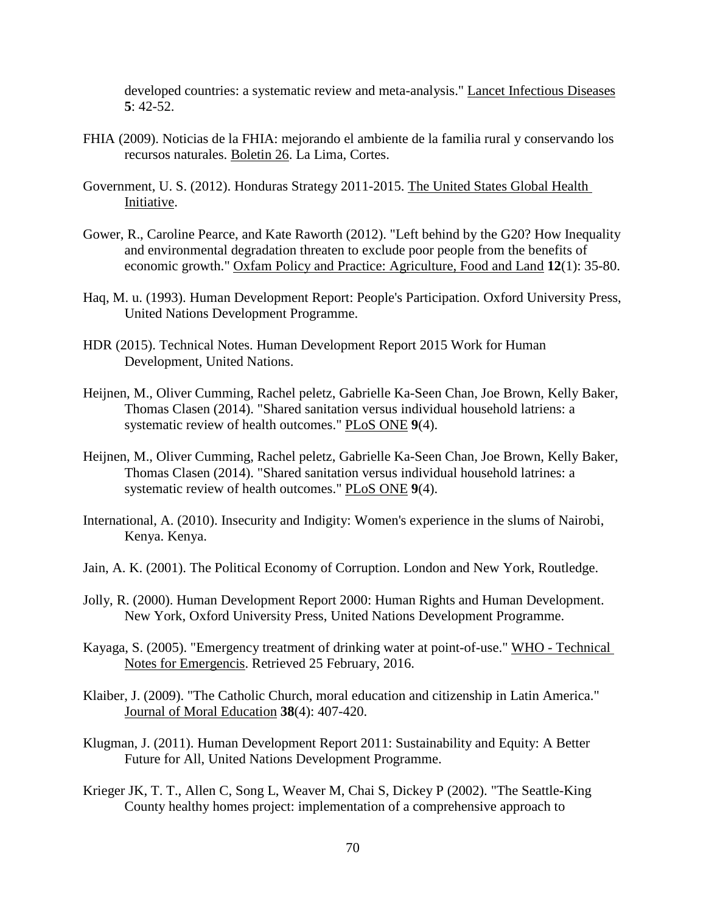developed countries: a systematic review and meta-analysis." Lancet Infectious Diseases **5**: 42-52.

FHIA (2009). Noticias de la FHIA: mejorando el ambiente de la familia rural y conservando los recursos naturales. Boletin 26. La Lima, Cortes.

Government, U. S. (2012). Honduras Strategy 2011-2015. The United States Global Health Initiative.

Gower, R., Caroline Pearce, and Kate Raworth (2012). "Left behind by the G20? How Inequality and environmental degradation threaten to exclude poor people from the benefits of economic growth." Oxfam Policy and Practice: Agriculture, Food and Land **12**(1): 35-80.

Haq, M. u. (1993). Human Development Report: People's Participation. Oxford University Press, United Nations Development Programme.

HDR (2015). Technical Notes. Human Development Report 2015 Work for Human Development, United Nations.

Heijnen, M., Oliver Cumming, Rachel peletz, Gabrielle Ka-Seen Chan, Joe Brown, Kelly Baker, Thomas Clasen (2014). "Shared sanitation versus individual household latriens: a systematic review of health outcomes." PLoS ONE **9**(4).

Heijnen, M., Oliver Cumming, Rachel peletz, Gabrielle Ka-Seen Chan, Joe Brown, Kelly Baker, Thomas Clasen (2014). "Shared sanitation versus individual household latrines: a systematic review of health outcomes." PLoS ONE **9**(4).

International, A. (2010). Insecurity and Indigity: Women's experience in the slums of Nairobi, Kenya. Kenya.

Jain, A. K. (2001). The Political Economy of Corruption. London and New York, Routledge.

Jolly, R. (2000). Human Development Report 2000: Human Rights and Human Development. New York, Oxford University Press, United Nations Development Programme.

Kayaga, S. (2005). "Emergency treatment of drinking water at point-of-use." WHO - Technical Notes for Emergencis. Retrieved 25 February, 2016.

Klaiber, J. (2009). "The Catholic Church, moral education and citizenship in Latin America." Journal of Moral Education **38**(4): 407-420.

Klugman, J. (2011). Human Development Report 2011: Sustainability and Equity: A Better Future for All, United Nations Development Programme.

Krieger JK, T. T., Allen C, Song L, Weaver M, Chai S, Dickey P (2002). "The Seattle-King County healthy homes project: implementation of a comprehensive approach to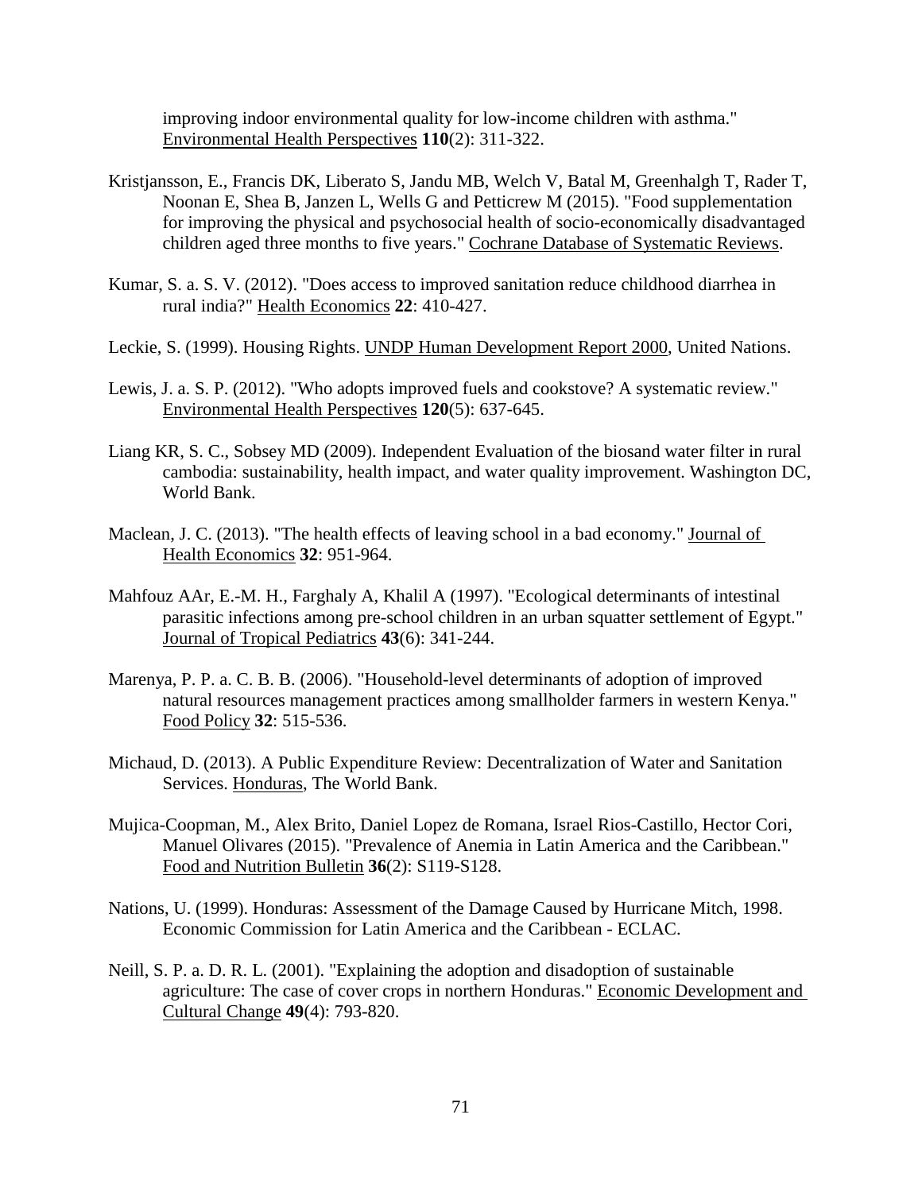improving indoor environmental quality for low-income children with asthma." Environmental Health Perspectives **110**(2): 311-322.

Kristjansson, E., Francis DK, Liberato S, Jandu MB, Welch V, Batal M, Greenhalgh T, Rader T, Noonan E, Shea B, Janzen L, Wells G and Petticrew M (2015). "Food supplementation for improving the physical and psychosocial health of socio-economically disadvantaged children aged three months to five years." Cochrane Database of Systematic Reviews.

Kumar, S. a. S. V. (2012). "Does access to improved sanitation reduce childhood diarrhea in rural india?" Health Economics **22**: 410-427.

Leckie, S. (1999). Housing Rights. UNDP Human Development Report 2000, United Nations.

Lewis, J. a. S. P. (2012). "Who adopts improved fuels and cookstove? A systematic review." Environmental Health Perspectives **120**(5): 637-645.

Liang KR, S. C., Sobsey MD (2009). Independent Evaluation of the biosand water filter in rural cambodia: sustainability, health impact, and water quality improvement. Washington DC, World Bank.

Maclean, J. C. (2013). "The health effects of leaving school in a bad economy." Journal of Health Economics **32**: 951-964.

Mahfouz AAr, E.-M. H., Farghaly A, Khalil A (1997). "Ecological determinants of intestinal parasitic infections among pre-school children in an urban squatter settlement of Egypt." Journal of Tropical Pediatrics **43**(6): 341-244.

Marenya, P. P. a. C. B. B. (2006). "Household-level determinants of adoption of improved natural resources management practices among smallholder farmers in western Kenya." Food Policy **32**: 515-536.

Michaud, D. (2013). A Public Expenditure Review: Decentralization of Water and Sanitation Services. Honduras, The World Bank.

Mujica-Coopman, M., Alex Brito, Daniel Lopez de Romana, Israel Rios-Castillo, Hector Cori, Manuel Olivares (2015). "Prevalence of Anemia in Latin America and the Caribbean." Food and Nutrition Bulletin **36**(2): S119-S128.

Nations, U. (1999). Honduras: Assessment of the Damage Caused by Hurricane Mitch, 1998. Economic Commission for Latin America and the Caribbean - ECLAC.

Neill, S. P. a. D. R. L. (2001). "Explaining the adoption and disadoption of sustainable agriculture: The case of cover crops in northern Honduras." Economic Development and Cultural Change **49**(4): 793-820.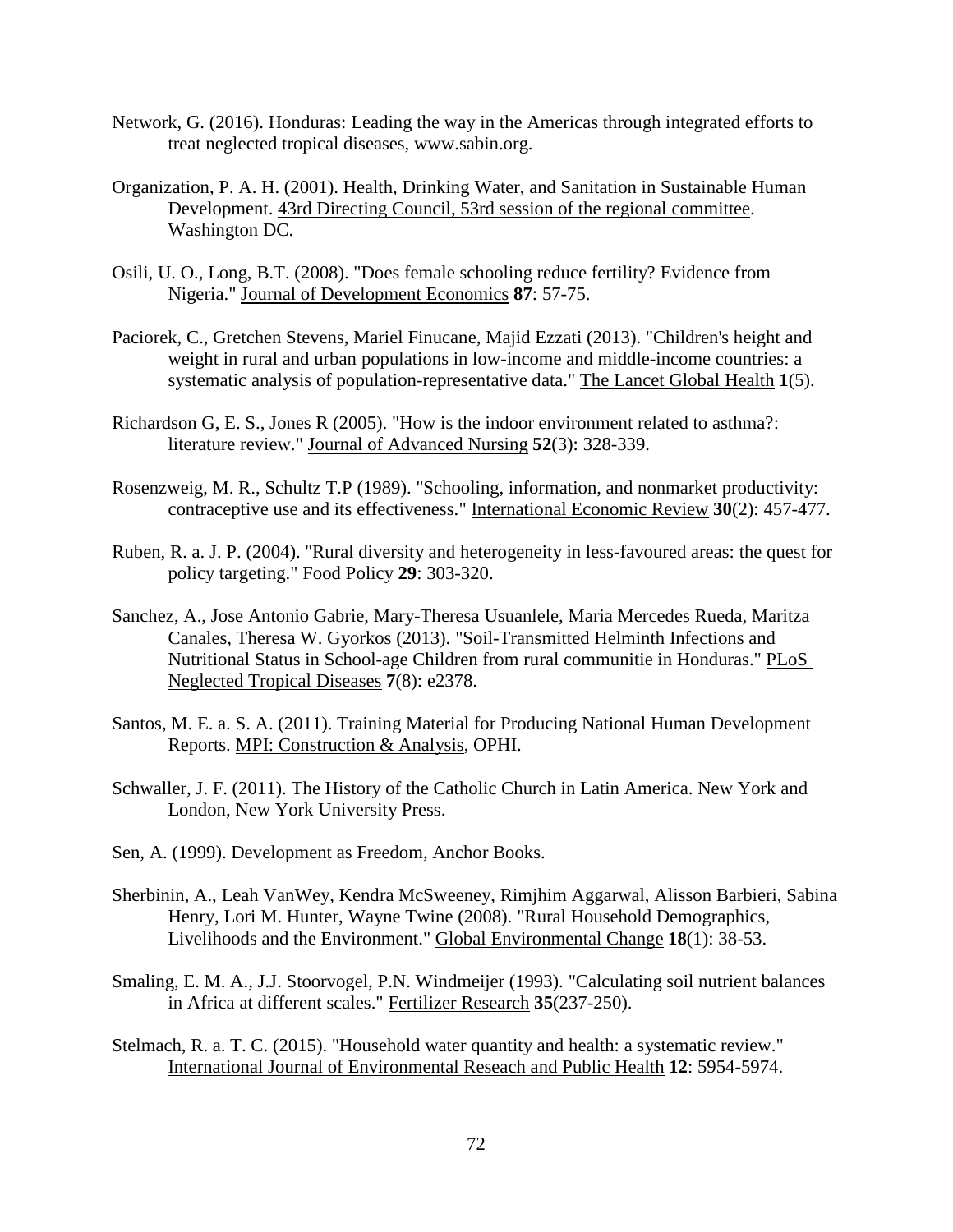Network, G. (2016). Honduras: Leading the way in the Americas through integrated efforts to treat neglected tropical diseases, www.sabin.org.

Organization, P. A. H. (2001). Health, Drinking Water, and Sanitation in Sustainable Human Development. 43rd Directing Council, 53rd session of the regional committee. Washington DC.

Osili, U. O., Long, B.T. (2008). "Does female schooling reduce fertility? Evidence from Nigeria." Journal of Development Economics **87**: 57-75.

Paciorek, C., Gretchen Stevens, Mariel Finucane, Majid Ezzati (2013). "Children's height and weight in rural and urban populations in low-income and middle-income countries: a systematic analysis of population-representative data." The Lancet Global Health **1**(5).

Richardson G, E. S., Jones R (2005). "How is the indoor environment related to asthma?: literature review." Journal of Advanced Nursing **52**(3): 328-339.

Rosenzweig, M. R., Schultz T.P (1989). "Schooling, information, and nonmarket productivity: contraceptive use and its effectiveness." International Economic Review **30**(2): 457-477.

Ruben, R. a. J. P. (2004). "Rural diversity and heterogeneity in less-favoured areas: the quest for policy targeting." Food Policy **29**: 303-320.

Sanchez, A., Jose Antonio Gabrie, Mary-Theresa Usuanlele, Maria Mercedes Rueda, Maritza Canales, Theresa W. Gyorkos (2013). "Soil-Transmitted Helminth Infections and Nutritional Status in School-age Children from rural communitie in Honduras." PLoS Neglected Tropical Diseases **7**(8): e2378.

Santos, M. E. a. S. A. (2011). Training Material for Producing National Human Development Reports. MPI: Construction & Analysis, OPHI.

Schwaller, J. F. (2011). The History of the Catholic Church in Latin America. New York and London, New York University Press.

Sen, A. (1999). Development as Freedom, Anchor Books.

Sherbinin, A., Leah VanWey, Kendra McSweeney, Rimjhim Aggarwal, Alisson Barbieri, Sabina Henry, Lori M. Hunter, Wayne Twine (2008). "Rural Household Demographics, Livelihoods and the Environment." Global Environmental Change **18**(1): 38-53.

Smaling, E. M. A., J.J. Stoorvogel, P.N. Windmeijer (1993). "Calculating soil nutrient balances in Africa at different scales." Fertilizer Research **35**(237-250).

Stelmach, R. a. T. C. (2015). "Household water quantity and health: a systematic review." International Journal of Environmental Reseach and Public Health **12**: 5954-5974.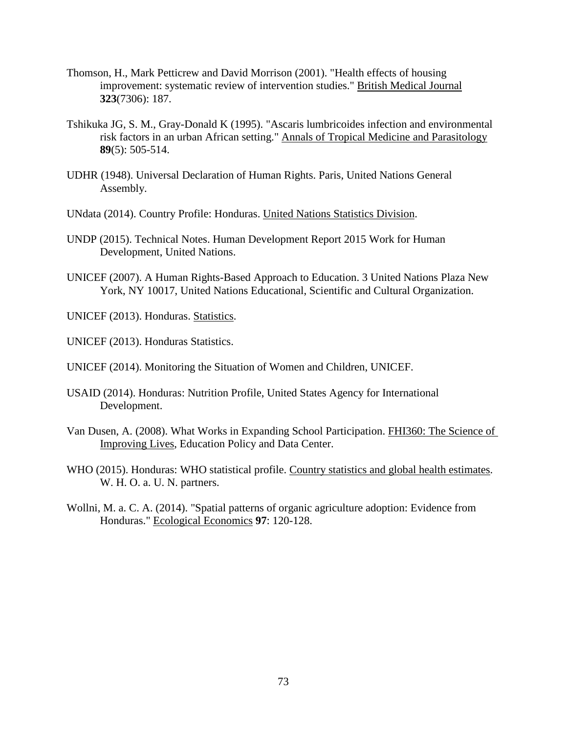Thomson, H., Mark Petticrew and David Morrison (2001). "Health effects of housing improvement: systematic review of intervention studies." British Medical Journal **323**(7306): 187.

Tshikuka JG, S. M., Gray-Donald K (1995). "Ascaris lumbricoides infection and environmental risk factors in an urban African setting." Annals of Tropical Medicine and Parasitology **89**(5): 505-514.

UDHR (1948). Universal Declaration of Human Rights. Paris, United Nations General Assembly.

UNdata (2014). Country Profile: Honduras. United Nations Statistics Division.

UNDP (2015). Technical Notes. Human Development Report 2015 Work for Human Development, United Nations.

UNICEF (2007). A Human Rights-Based Approach to Education. 3 United Nations Plaza New York, NY 10017, United Nations Educational, Scientific and Cultural Organization.

UNICEF (2013). Honduras. Statistics.

UNICEF (2013). Honduras Statistics.

UNICEF (2014). Monitoring the Situation of Women and Children, UNICEF.

USAID (2014). Honduras: Nutrition Profile, United States Agency for International Development.

Van Dusen, A. (2008). What Works in Expanding School Participation. FHI360: The Science of Improving Lives, Education Policy and Data Center.

WHO (2015). Honduras: WHO statistical profile. Country statistics and global health estimates. W. H. O. a. U. N. partners.

Wollni, M. a. C. A. (2014). "Spatial patterns of organic agriculture adoption: Evidence from Honduras." Ecological Economics **97**: 120-128.